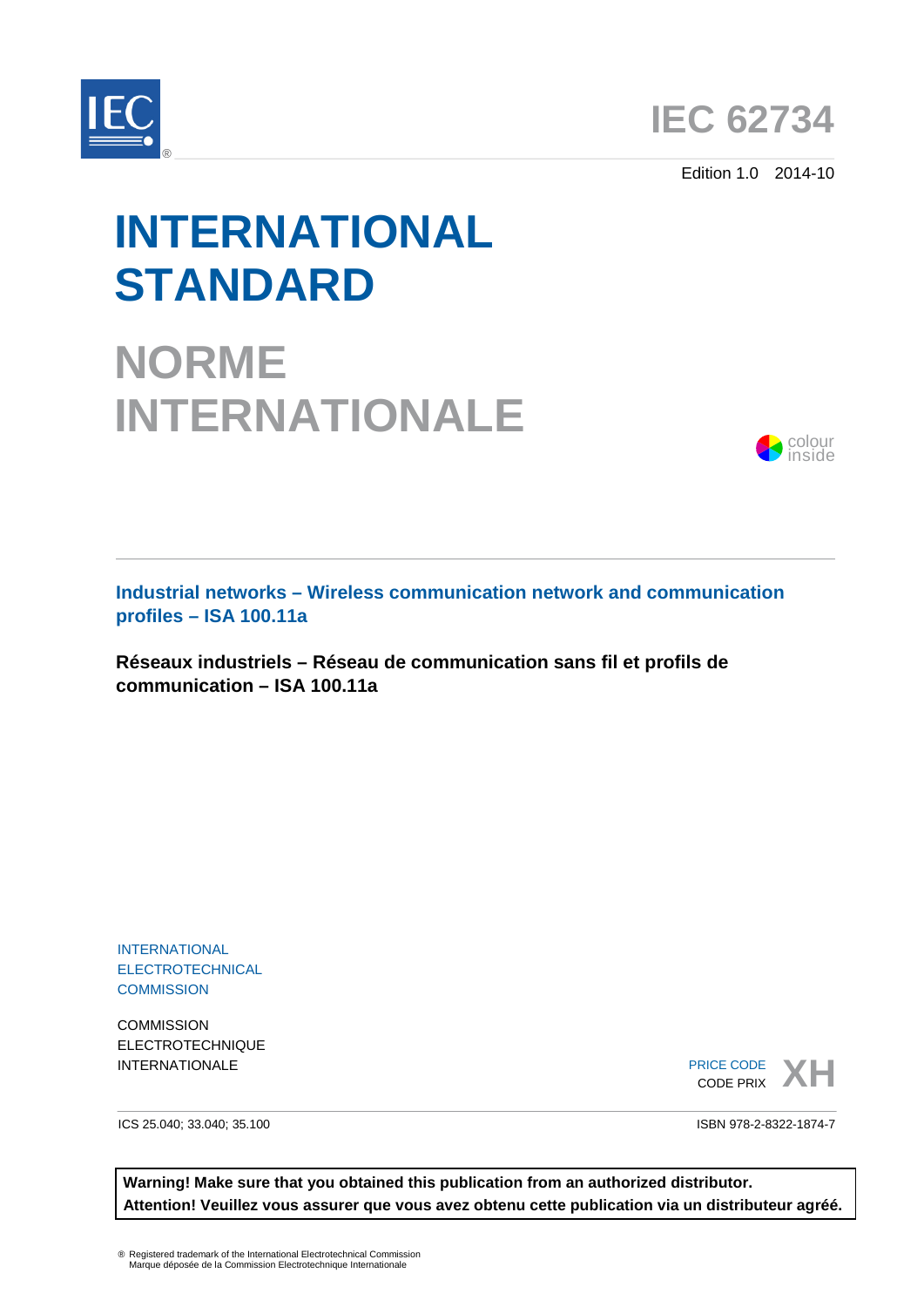IEC 62734

Edition 1.0 2014-10

# INTERNATIONAL STANDARD

# NORME INTERNATIONALE

colour inside

**Industrial networks – Wireless communication network and communication profiles – ISA 100.11a**

**Réseaux industriels – Réseau de communication sans fil et profils de communication – ISA 100.11a**

INTERNATIONAL ELECTROTECHNICAL COMMISSION

COMMISSION ELECTROTECHNIQUE INTERNATIONALE

PRICE CODE
CODE PRIX **XH**

ICS 25.040; 33.040; 35.100

ISBN 978-2-8322-1874-7

**Warning! Make sure that you obtained this publication from an authorized distributor.**
**Attention! Veuillez vous assurer que vous avez obtenu cette publication via un distributeur agréé.**

® Registered trademark of the International Electrotechnical Commission
Marque déposée de la Commission Electrotechnique Internationale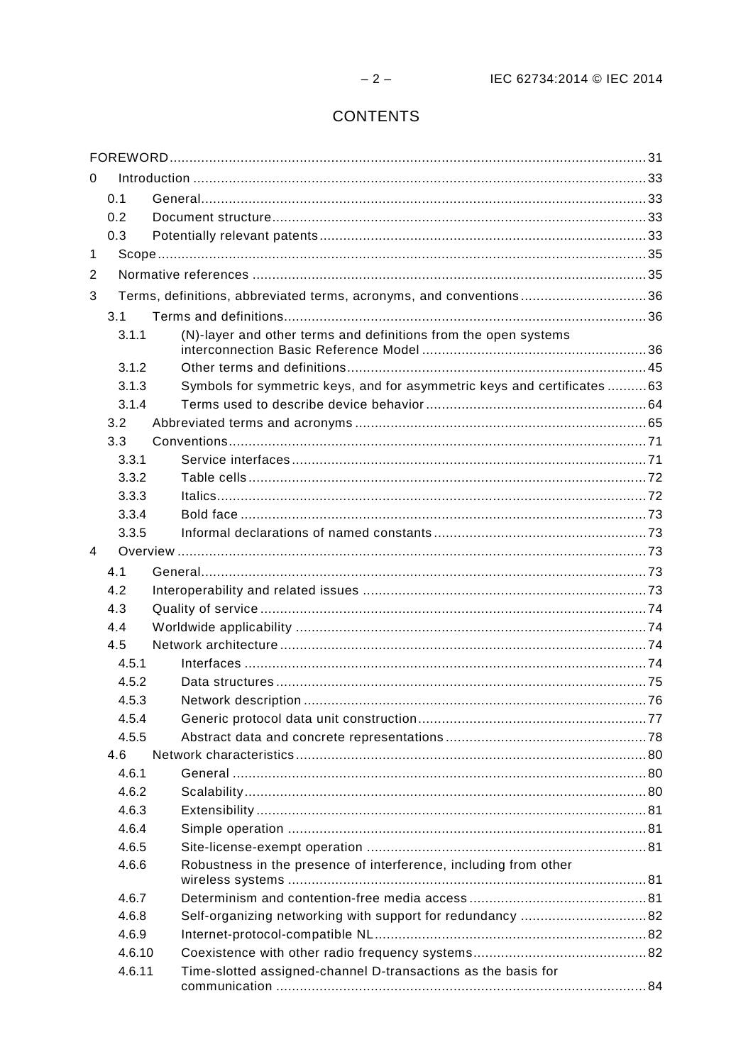# CONTENTS

FOREWORD ... 31
0 Introduction ... 33
- 0.1 General ... 33
- 0.2 Document structure ... 33
- 0.3 Potentially relevant patents ... 33

1 Scope ... 35
2 Normative references ... 35
3 Terms, definitions, abbreviated terms, acronyms, and conventions ... 36
- 3.1 Terms and definitions ... 36
  - 3.1.1 (N)-layer and other terms and definitions from the open systems interconnection Basic Reference Model ... 36
  - 3.1.2 Other terms and definitions ... 45
  - 3.1.3 Symbols for symmetric keys, and for asymmetric keys and certificates ... 63
  - 3.1.4 Terms used to describe device behavior ... 64
- 3.2 Abbreviated terms and acronyms ... 65
- 3.3 Conventions ... 71
  - 3.3.1 Service interfaces ... 71
  - 3.3.2 Table cells ... 72
  - 3.3.3 Italics ... 72
  - 3.3.4 Bold face ... 73
  - 3.3.5 Informal declarations of named constants ... 73

4 Overview ... 73
- 4.1 General ... 73
- 4.2 Interoperability and related issues ... 73
- 4.3 Quality of service ... 74
- 4.4 Worldwide applicability ... 74
- 4.5 Network architecture ... 74
  - 4.5.1 Interfaces ... 74
  - 4.5.2 Data structures ... 75
  - 4.5.3 Network description ... 76
  - 4.5.4 Generic protocol data unit construction ... 77
  - 4.5.5 Abstract data and concrete representations ... 78
- 4.6 Network characteristics ... 80
  - 4.6.1 General ... 80
  - 4.6.2 Scalability ... 80
  - 4.6.3 Extensibility ... 81
  - 4.6.4 Simple operation ... 81
  - 4.6.5 Site-license-exempt operation ... 81
  - 4.6.6 Robustness in the presence of interference, including from other wireless systems ... 81
  - 4.6.7 Determinism and contention-free media access ... 81
  - 4.6.8 Self-organizing networking with support for redundancy ... 82
  - 4.6.9 Internet-protocol-compatible NL ... 82
  - 4.6.10 Coexistence with other radio frequency systems ... 82
  - 4.6.11 Time-slotted assigned-channel D-transactions as the basis for communication ... 84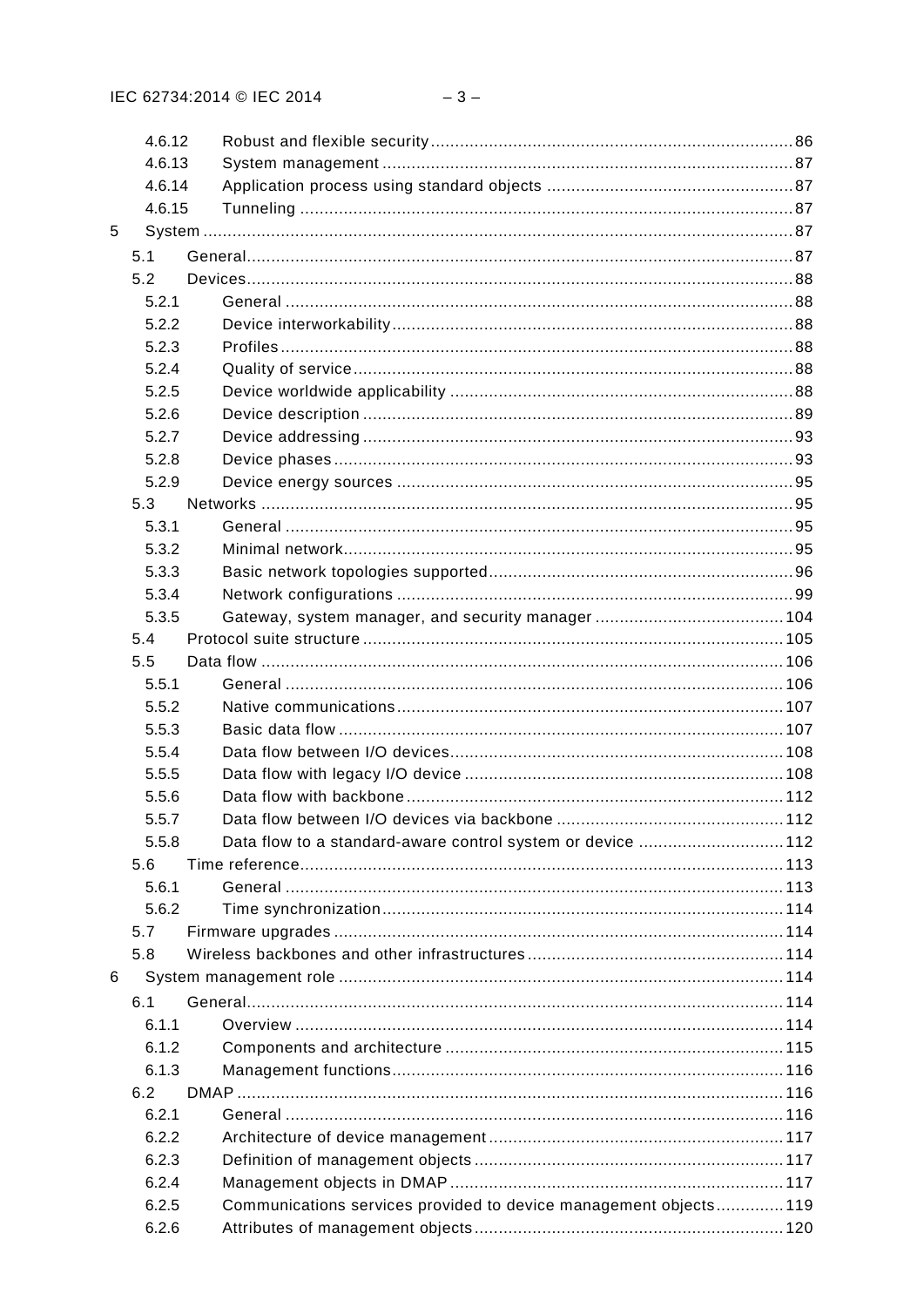4.6.12 Robust and flexible security ........ 86
4.6.13 System management ........ 87
4.6.14 Application process using standard objects ........ 87
4.6.15 Tunneling ........ 87

5 System ........ 87

5.1 General ........ 87
5.2 Devices ........ 88
5.2.1 General ........ 88
5.2.2 Device interworkability ........ 88
5.2.3 Profiles ........ 88
5.2.4 Quality of service ........ 88
5.2.5 Device worldwide applicability ........ 88
5.2.6 Device description ........ 89
5.2.7 Device addressing ........ 93
5.2.8 Device phases ........ 93
5.2.9 Device energy sources ........ 95
5.3 Networks ........ 95
5.3.1 General ........ 95
5.3.2 Minimal network ........ 95
5.3.3 Basic network topologies supported ........ 96
5.3.4 Network configurations ........ 99
5.3.5 Gateway, system manager, and security manager ........ 104
5.4 Protocol suite structure ........ 105
5.5 Data flow ........ 106
5.5.1 General ........ 106
5.5.2 Native communications ........ 107
5.5.3 Basic data flow ........ 107
5.5.4 Data flow between I/O devices ........ 108
5.5.5 Data flow with legacy I/O device ........ 108
5.5.6 Data flow with backbone ........ 112
5.5.7 Data flow between I/O devices via backbone ........ 112
5.5.8 Data flow to a standard-aware control system or device ........ 112
5.6 Time reference ........ 113
5.6.1 General ........ 113
5.6.2 Time synchronization ........ 114
5.7 Firmware upgrades ........ 114
5.8 Wireless backbones and other infrastructures ........ 114

6 System management role ........ 114

6.1 General ........ 114
6.1.1 Overview ........ 114
6.1.2 Components and architecture ........ 115
6.1.3 Management functions ........ 116
6.2 DMAP ........ 116
6.2.1 General ........ 116
6.2.2 Architecture of device management ........ 117
6.2.3 Definition of management objects ........ 117
6.2.4 Management objects in DMAP ........ 117
6.2.5 Communications services provided to device management objects ........ 119
6.2.6 Attributes of management objects ........ 120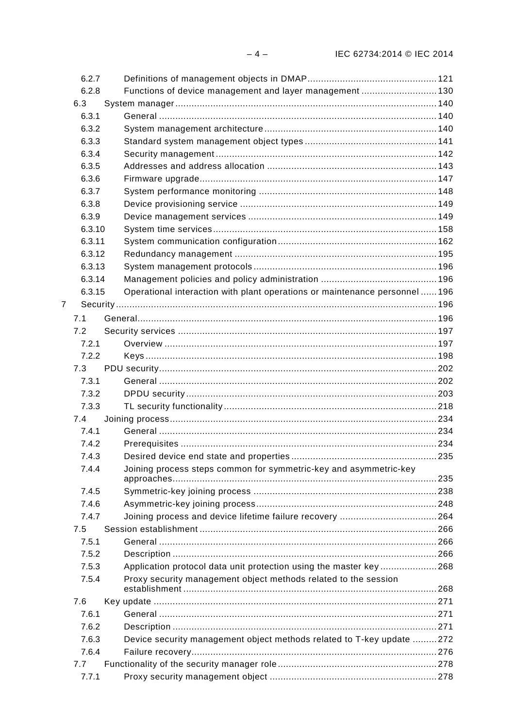6.2.7 Definitions of management objects in DMAP ... 121
6.2.8 Functions of device management and layer management ... 130
6.3 System manager ... 140
6.3.1 General ... 140
6.3.2 System management architecture ... 140
6.3.3 Standard system management object types ... 141
6.3.4 Security management ... 142
6.3.5 Addresses and address allocation ... 143
6.3.6 Firmware upgrade ... 147
6.3.7 System performance monitoring ... 148
6.3.8 Device provisioning service ... 149
6.3.9 Device management services ... 149
6.3.10 System time services ... 158
6.3.11 System communication configuration ... 162
6.3.12 Redundancy management ... 195
6.3.13 System management protocols ... 196
6.3.14 Management policies and policy administration ... 196
6.3.15 Operational interaction with plant operations or maintenance personnel ... 196
7 Security ... 196
7.1 General ... 196
7.2 Security services ... 197
7.2.1 Overview ... 197
7.2.2 Keys ... 198
7.3 PDU security ... 202
7.3.1 General ... 202
7.3.2 DPDU security ... 203
7.3.3 TL security functionality ... 218
7.4 Joining process ... 234
7.4.1 General ... 234
7.4.2 Prerequisites ... 234
7.4.3 Desired device end state and properties ... 235
7.4.4 Joining process steps common for symmetric-key and asymmetric-key approaches ... 235
7.4.5 Symmetric-key joining process ... 238
7.4.6 Asymmetric-key joining process ... 248
7.4.7 Joining process and device lifetime failure recovery ... 264
7.5 Session establishment ... 266
7.5.1 General ... 266
7.5.2 Description ... 266
7.5.3 Application protocol data unit protection using the master key ... 268
7.5.4 Proxy security management object methods related to the session establishment ... 268
7.6 Key update ... 271
7.6.1 General ... 271
7.6.2 Description ... 271
7.6.3 Device security management object methods related to T-key update ... 272
7.6.4 Failure recovery ... 276
7.7 Functionality of the security manager role ... 278
7.7.1 Proxy security management object ... 278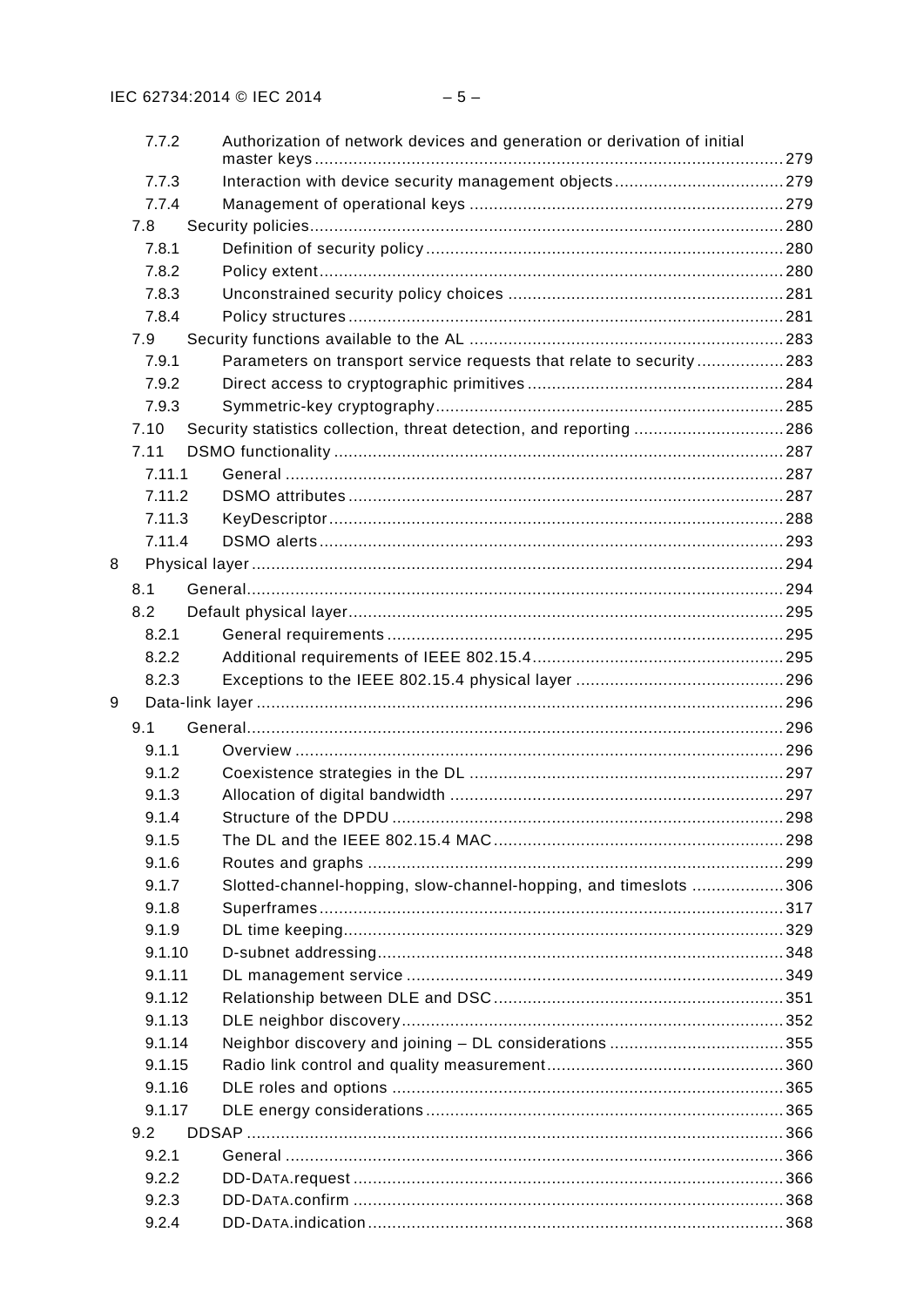7.7.2 Authorization of network devices and generation or derivation of initial master keys ... 279
7.7.3 Interaction with device security management objects ... 279
7.7.4 Management of operational keys ... 279
7.8 Security policies ... 280
7.8.1 Definition of security policy ... 280
7.8.2 Policy extent ... 280
7.8.3 Unconstrained security policy choices ... 281
7.8.4 Policy structures ... 281
7.9 Security functions available to the AL ... 283
7.9.1 Parameters on transport service requests that relate to security ... 283
7.9.2 Direct access to cryptographic primitives ... 284
7.9.3 Symmetric-key cryptography ... 285
7.10 Security statistics collection, threat detection, and reporting ... 286
7.11 DSMO functionality ... 287
7.11.1 General ... 287
7.11.2 DSMO attributes ... 287
7.11.3 KeyDescriptor ... 288
7.11.4 DSMO alerts ... 293
8 Physical layer ... 294
8.1 General ... 294
8.2 Default physical layer ... 295
8.2.1 General requirements ... 295
8.2.2 Additional requirements of IEEE 802.15.4 ... 295
8.2.3 Exceptions to the IEEE 802.15.4 physical layer ... 296
9 Data-link layer ... 296
9.1 General ... 296
9.1.1 Overview ... 296
9.1.2 Coexistence strategies in the DL ... 297
9.1.3 Allocation of digital bandwidth ... 297
9.1.4 Structure of the DPDU ... 298
9.1.5 The DL and the IEEE 802.15.4 MAC ... 298
9.1.6 Routes and graphs ... 299
9.1.7 Slotted-channel-hopping, slow-channel-hopping, and timeslots ... 306
9.1.8 Superframes ... 317
9.1.9 DL time keeping ... 329
9.1.10 D-subnet addressing ... 348
9.1.11 DL management service ... 349
9.1.12 Relationship between DLE and DSC ... 351
9.1.13 DLE neighbor discovery ... 352
9.1.14 Neighbor discovery and joining – DL considerations ... 355
9.1.15 Radio link control and quality measurement ... 360
9.1.16 DLE roles and options ... 365
9.1.17 DLE energy considerations ... 365
9.2 DDSAP ... 366
9.2.1 General ... 366
9.2.2 DD-DATA.request ... 366
9.2.3 DD-DATA.confirm ... 368
9.2.4 DD-DATA.indication ... 368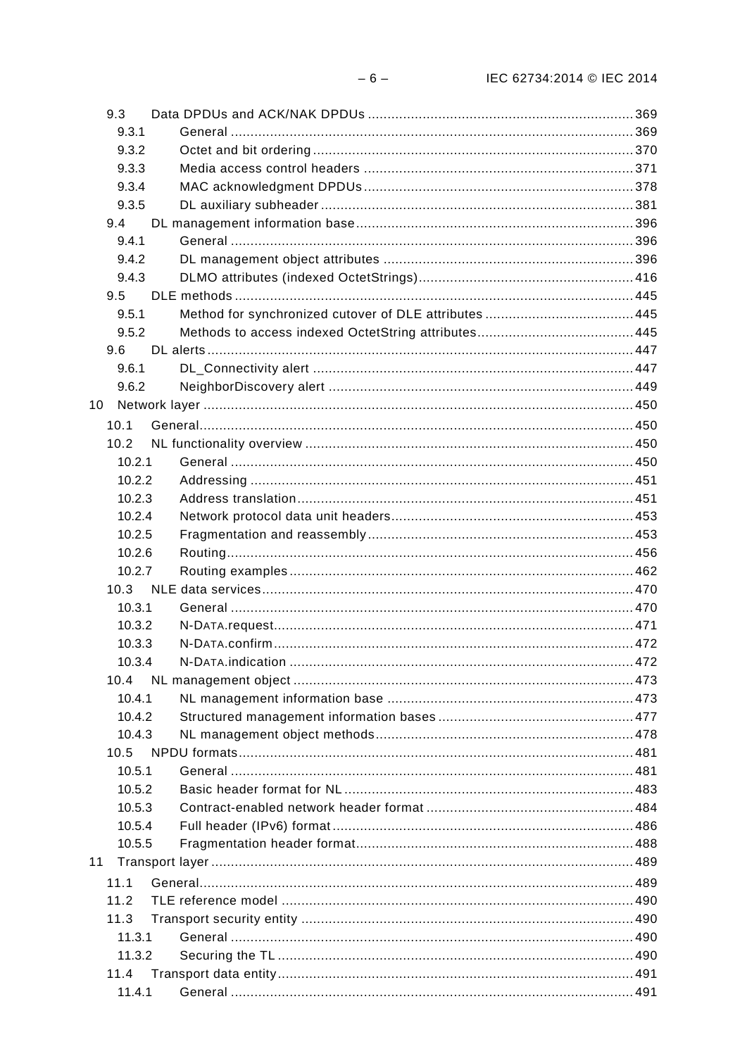9.3 Data DPDUs and ACK/NAK DPDUs ........................................................................ 369
9.3.1 General ........................................................................................................ 369
9.3.2 Octet and bit ordering .................................................................................. 370
9.3.3 Media access control headers ..................................................................... 371
9.3.4 MAC acknowledgment DPDUs ..................................................................... 378
9.3.5 DL auxiliary subheader ................................................................................ 381
9.4 DL management information base ......................................................................... 396
9.4.1 General ........................................................................................................ 396
9.4.2 DL management object attributes ................................................................ 396
9.4.3 DLMO attributes (indexed OctetStrings) ....................................................... 416
9.5 DLE methods ........................................................................................................ 445
9.5.1 Method for synchronized cutover of DLE attributes ...................................... 445
9.5.2 Methods to access indexed OctetString attributes ........................................ 445
9.6 DL alerts .............................................................................................................. 447
9.6.1 DL_Connectivity alert .................................................................................. 447
9.6.2 NeighborDiscovery alert .............................................................................. 449
10 Network layer .............................................................................................................. 450
10.1 General ................................................................................................................ 450
10.2 NL functionality overview ..................................................................................... 450
10.2.1 General ........................................................................................................ 450
10.2.2 Addressing .................................................................................................. 451
10.2.3 Address translation ...................................................................................... 451
10.2.4 Network protocol data unit headers .............................................................. 453
10.2.5 Fragmentation and reassembly .................................................................... 453
10.2.6 Routing ........................................................................................................ 456
10.2.7 Routing examples ........................................................................................ 462
10.3 NLE data services ................................................................................................ 470
10.3.1 General ........................................................................................................ 470
10.3.2 N-DATA.request ............................................................................................ 471
10.3.3 N-DATA.confirm ............................................................................................ 472
10.3.4 N-DATA.indication ........................................................................................ 472
10.4 NL management object ........................................................................................ 473
10.4.1 NL management information base ............................................................... 473
10.4.2 Structured management information bases .................................................. 477
10.4.3 NL management object methods .................................................................. 478
10.5 NPDU formats ...................................................................................................... 481
10.5.1 General ........................................................................................................ 481
10.5.2 Basic header format for NL .......................................................................... 483
10.5.3 Contract-enabled network header format ..................................................... 484
10.5.4 Full header (IPv6) format ............................................................................. 486
10.5.5 Fragmentation header format ....................................................................... 488
11 Transport layer ............................................................................................................ 489
11.1 General ................................................................................................................ 489
11.2 TLE reference model ............................................................................................ 490
11.3 Transport security entity ...................................................................................... 490
11.3.1 General ........................................................................................................ 490
11.3.2 Securing the TL ........................................................................................... 490
11.4 Transport data entity ............................................................................................ 491
11.4.1 General ........................................................................................................ 491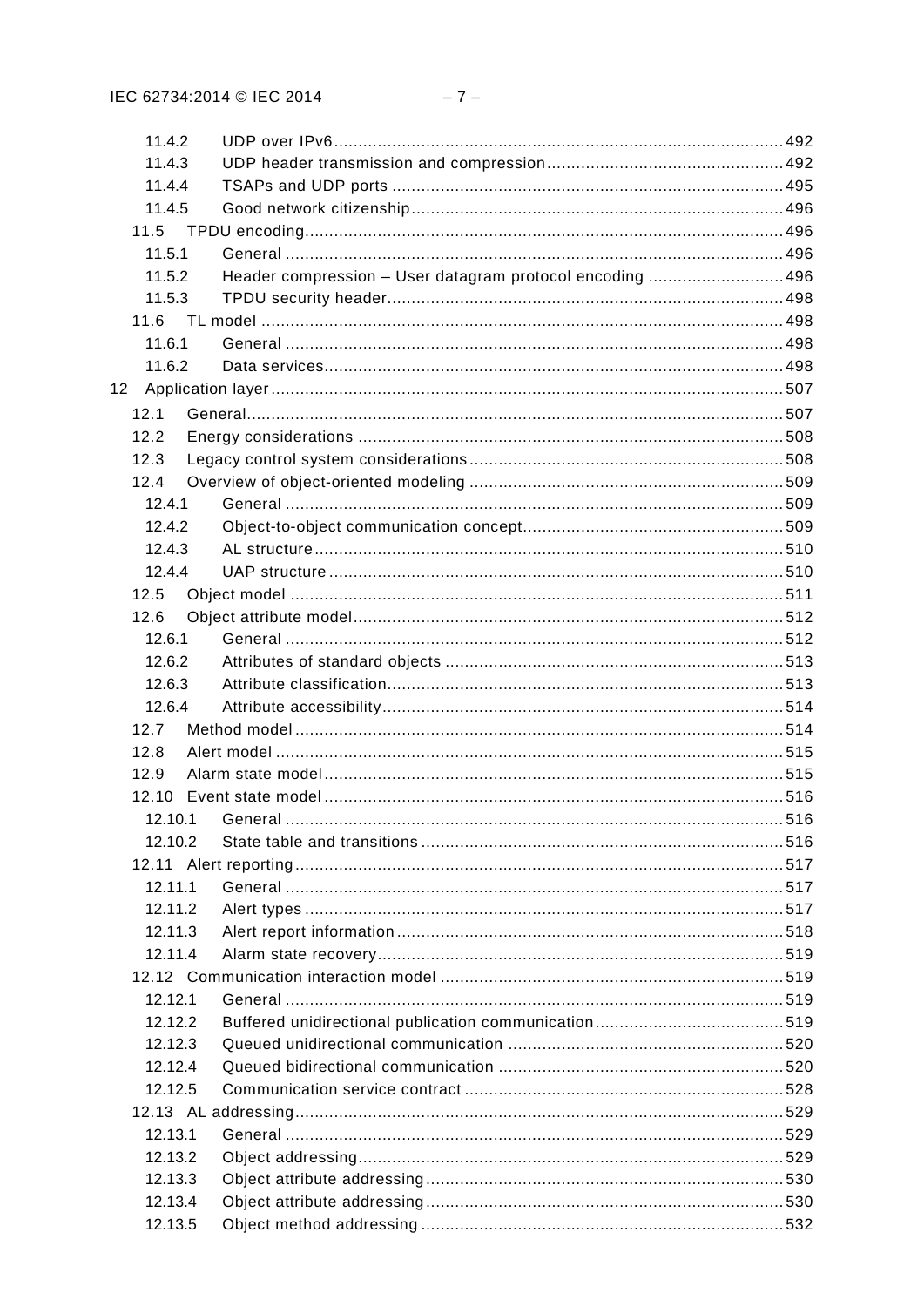11.4.2 UDP over IPv6 ........................................................................................... 492
11.4.3 UDP header transmission and compression ................................................ 492
11.4.4 TSAPs and UDP ports ................................................................................ 495
11.4.5 Good network citizenship ........................................................................... 496
11.5 TPDU encoding ................................................................................................. 496
11.5.1 General ...................................................................................................... 496
11.5.2 Header compression – User datagram protocol encoding ........................... 496
11.5.3 TPDU security header ................................................................................ 498
11.6 TL model .......................................................................................................... 498
11.6.1 General ...................................................................................................... 498
11.6.2 Data services ............................................................................................. 498
12 Application layer ........................................................................................................ 507
12.1 General ............................................................................................................. 507
12.2 Energy considerations ...................................................................................... 508
12.3 Legacy control system considerations ................................................................ 508
12.4 Overview of object-oriented modeling ................................................................ 509
12.4.1 General ...................................................................................................... 509
12.4.2 Object-to-object communication concept ..................................................... 509
12.4.3 AL structure ............................................................................................... 510
12.4.4 UAP structure ............................................................................................ 510
12.5 Object model ..................................................................................................... 511
12.6 Object attribute model ........................................................................................ 512
12.6.1 General ...................................................................................................... 512
12.6.2 Attributes of standard objects ..................................................................... 513
12.6.3 Attribute classification ................................................................................ 513
12.6.4 Attribute accessibility ................................................................................. 514
12.7 Method model .................................................................................................... 514
12.8 Alert model ........................................................................................................ 515
12.9 Alarm state model .............................................................................................. 515
12.10 Event state model .............................................................................................. 516
12.10.1 General ...................................................................................................... 516
12.10.2 State table and transitions .......................................................................... 516
12.11 Alert reporting .................................................................................................... 517
12.11.1 General ...................................................................................................... 517
12.11.2 Alert types .................................................................................................. 517
12.11.3 Alert report information ............................................................................... 518
12.11.4 Alarm state recovery .................................................................................. 519
12.12 Communication interaction model ...................................................................... 519
12.12.1 General ...................................................................................................... 519
12.12.2 Buffered unidirectional publication communication ...................................... 519
12.12.3 Queued unidirectional communication ......................................................... 520
12.12.4 Queued bidirectional communication ........................................................... 520
12.12.5 Communication service contract ................................................................. 528
12.13 AL addressing .................................................................................................... 529
12.13.1 General ...................................................................................................... 529
12.13.2 Object addressing ....................................................................................... 529
12.13.3 Object attribute addressing ......................................................................... 530
12.13.4 Object attribute addressing ......................................................................... 530
12.13.5 Object method addressing .......................................................................... 532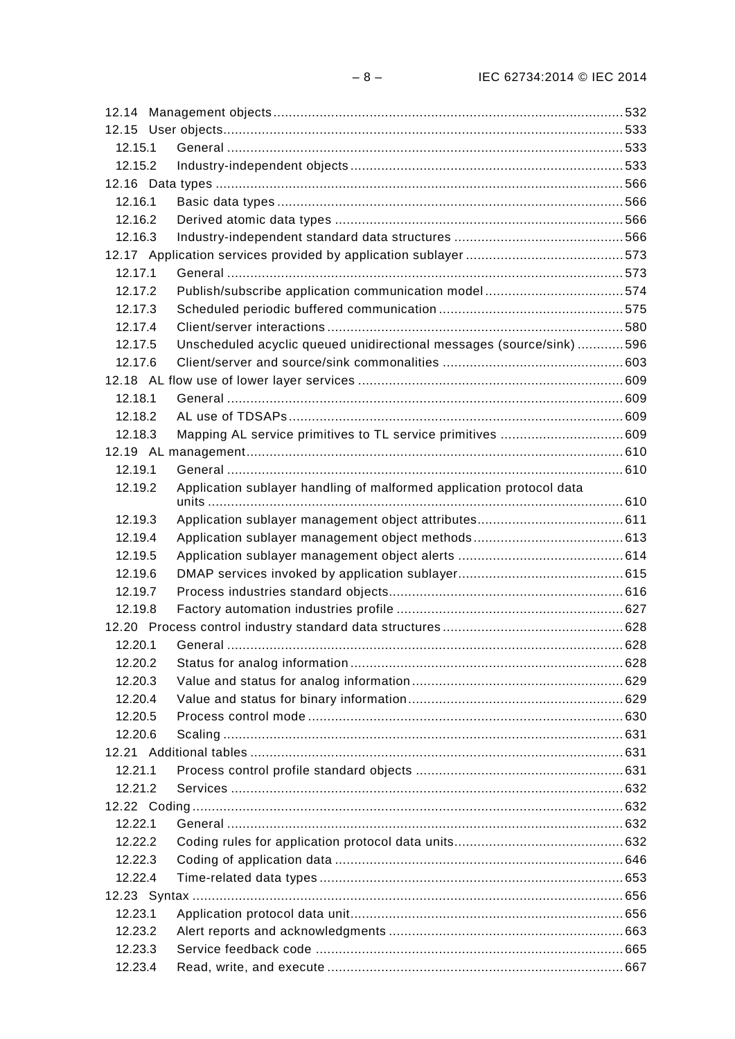12.14 Management objects .......................................................................................... 532
12.15 User objects....................................................................................................... 533
12.15.1 General ...................................................................................................... 533
12.15.2 Industry-independent objects ...................................................................... 533
12.16 Data types ......................................................................................................... 566
12.16.1 Basic data types ......................................................................................... 566
12.16.2 Derived atomic data types .......................................................................... 566
12.16.3 Industry-independent standard data structures ............................................ 566
12.17 Application services provided by application sublayer ......................................... 573
12.17.1 General ...................................................................................................... 573
12.17.2 Publish/subscribe application communication model .................................... 574
12.17.3 Scheduled periodic buffered communication ................................................ 575
12.17.4 Client/server interactions ............................................................................ 580
12.17.5 Unscheduled acyclic queued unidirectional messages (source/sink) ............ 596
12.17.6 Client/server and source/sink commonalities ............................................... 603
12.18 AL flow use of lower layer services .................................................................... 609
12.18.1 General ...................................................................................................... 609
12.18.2 AL use of TDSAPs ...................................................................................... 609
12.18.3 Mapping AL service primitives to TL service primitives ................................ 609
12.19 AL management................................................................................................. 610
12.19.1 General ...................................................................................................... 610
12.19.2 Application sublayer handling of malformed application protocol data units ........................................................................................................... 610
12.19.3 Application sublayer management object attributes...................................... 611
12.19.4 Application sublayer management object methods ....................................... 613
12.19.5 Application sublayer management object alerts ........................................... 614
12.19.6 DMAP services invoked by application sublayer........................................... 615
12.19.7 Process industries standard objects............................................................. 616
12.19.8 Factory automation industries profile ........................................................... 627
12.20 Process control industry standard data structures ............................................... 628
12.20.1 General ...................................................................................................... 628
12.20.2 Status for analog information ....................................................................... 628
12.20.3 Value and status for analog information ....................................................... 629
12.20.4 Value and status for binary information ........................................................ 629
12.20.5 Process control mode ................................................................................. 630
12.20.6 Scaling ....................................................................................................... 631
12.21 Additional tables ................................................................................................ 631
12.21.1 Process control profile standard objects ...................................................... 631
12.21.2 Services ..................................................................................................... 632
12.22 Coding ............................................................................................................... 632
12.22.1 General ...................................................................................................... 632
12.22.2 Coding rules for application protocol data units............................................ 632
12.22.3 Coding of application data ........................................................................... 646
12.22.4 Time-related data types ............................................................................... 653
12.23 Syntax ............................................................................................................... 656
12.23.1 Application protocol data unit....................................................................... 656
12.23.2 Alert reports and acknowledgments ............................................................. 663
12.23.3 Service feedback code ................................................................................ 665
12.23.4 Read, write, and execute ............................................................................. 667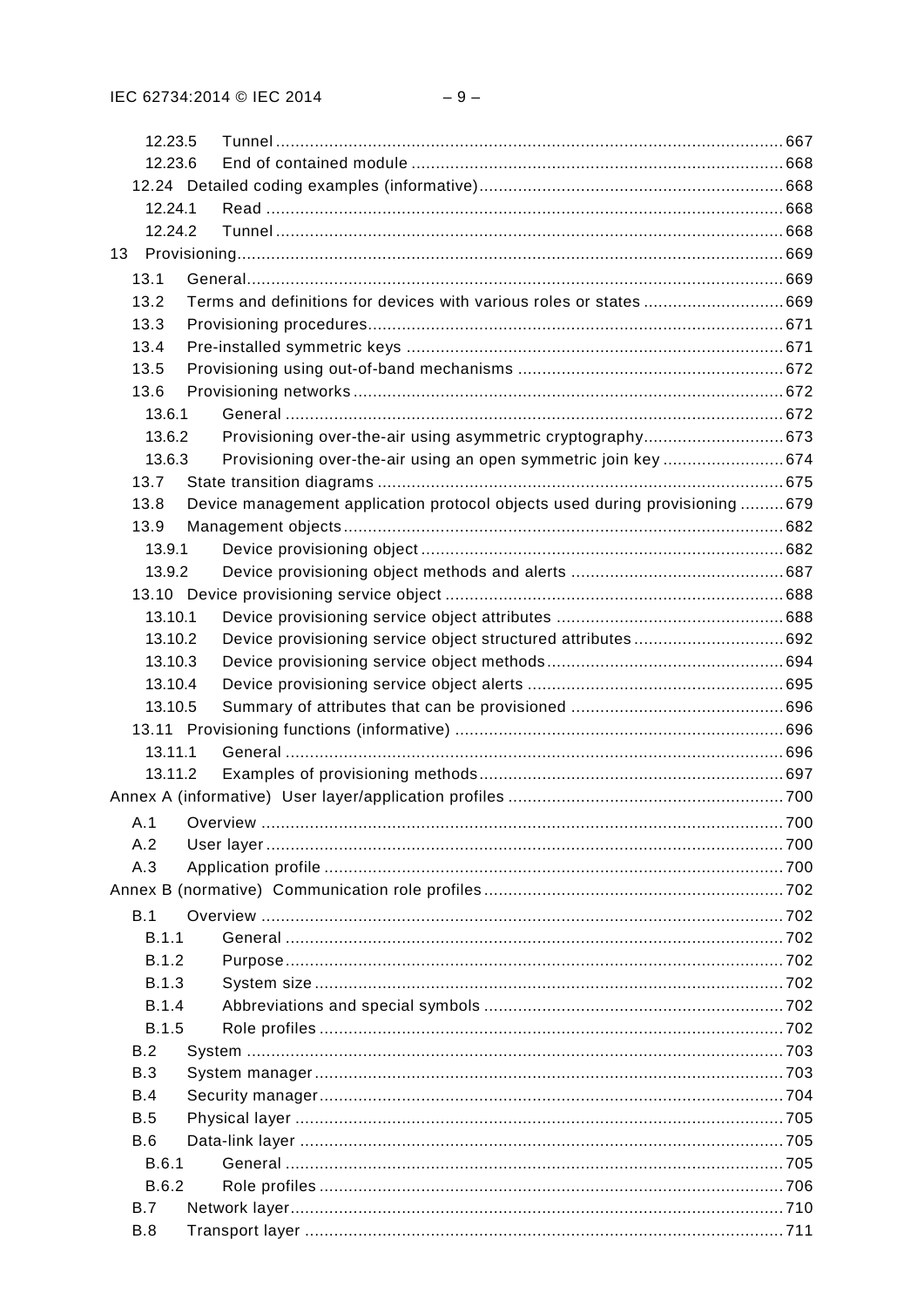12.23.5 Tunnel ........................................................................................................ 667
12.23.6 End of contained module ............................................................................ 668
12.24 Detailed coding examples (informative).............................................................. 668
12.24.1 Read .......................................................................................................... 668
12.24.2 Tunnel ........................................................................................................ 668
13 Provisioning................................................................................................................ 669
13.1 General.............................................................................................................. 669
13.2 Terms and definitions for devices with various roles or states ............................ 669
13.3 Provisioning procedures..................................................................................... 671
13.4 Pre-installed symmetric keys ............................................................................. 671
13.5 Provisioning using out-of-band mechanisms ...................................................... 672
13.6 Provisioning networks ........................................................................................ 672
13.6.1 General ...................................................................................................... 672
13.6.2 Provisioning over-the-air using asymmetric cryptography............................ 673
13.6.3 Provisioning over-the-air using an open symmetric join key ......................... 674
13.7 State transition diagrams ................................................................................... 675
13.8 Device management application protocol objects used during provisioning ......... 679
13.9 Management objects.......................................................................................... 682
13.9.1 Device provisioning object .......................................................................... 682
13.9.2 Device provisioning object methods and alerts ........................................... 687
13.10 Device provisioning service object ..................................................................... 688
13.10.1 Device provisioning service object attributes .............................................. 688
13.10.2 Device provisioning service object structured attributes ............................... 692
13.10.3 Device provisioning service object methods................................................ 694
13.10.4 Device provisioning service object alerts .................................................... 695
13.10.5 Summary of attributes that can be provisioned ........................................... 696
13.11 Provisioning functions (informative) ................................................................... 696
13.11.1 General ...................................................................................................... 696
13.11.2 Examples of provisioning methods.............................................................. 697
Annex A (informative) User layer/application profiles ......................................................... 700
A.1 Overview ........................................................................................................... 700
A.2 User layer .......................................................................................................... 700
A.3 Application profile .............................................................................................. 700
Annex B (normative) Communication role profiles ............................................................. 702
B.1 Overview ........................................................................................................... 702
B.1.1 General ...................................................................................................... 702
B.1.2 Purpose...................................................................................................... 702
B.1.3 System size ................................................................................................ 702
B.1.4 Abbreviations and special symbols ............................................................. 702
B.1.5 Role profiles ............................................................................................... 702
B.2 System .............................................................................................................. 703
B.3 System manager ................................................................................................ 703
B.4 Security manager............................................................................................... 704
B.5 Physical layer .................................................................................................... 705
B.6 Data-link layer ................................................................................................... 705
B.6.1 General ...................................................................................................... 705
B.6.2 Role profiles ............................................................................................... 706
B.7 Network layer..................................................................................................... 710
B.8 Transport layer .................................................................................................. 711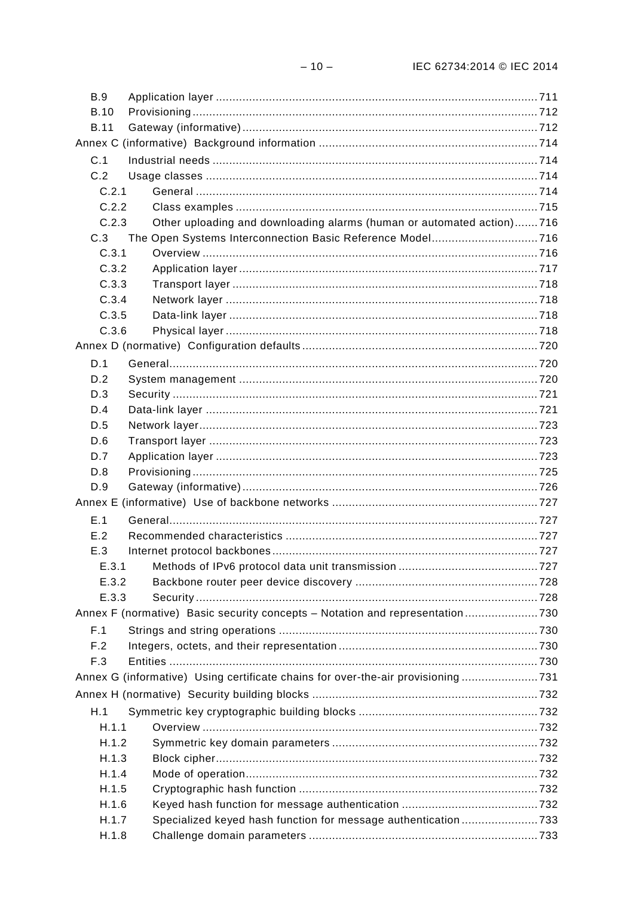B.9 Application layer ........................................................................................ 711
B.10 Provisioning ............................................................................................. 712
B.11 Gateway (informative) ................................................................................ 712
Annex C (informative) Background information ........................................................ 714
C.1 Industrial needs ......................................................................................... 714
C.2 Usage classes ............................................................................................ 714
C.2.1 General ................................................................................................. 714
C.2.2 Class examples ..................................................................................... 715
C.2.3 Other uploading and downloading alarms (human or automated action) ....... 716
C.3 The Open Systems Interconnection Basic Reference Model ................................ 716
C.3.1 Overview ............................................................................................... 716
C.3.2 Application layer .................................................................................... 717
C.3.3 Transport layer ...................................................................................... 718
C.3.4 Network layer ........................................................................................ 718
C.3.5 Data-link layer ....................................................................................... 718
C.3.6 Physical layer ........................................................................................ 718
Annex D (normative) Configuration defaults ............................................................. 720
D.1 General ...................................................................................................... 720
D.2 System management ................................................................................... 720
D.3 Security ..................................................................................................... 721
D.4 Data-link layer ............................................................................................ 721
D.5 Network layer ............................................................................................. 723
D.6 Transport layer ........................................................................................... 723
D.7 Application layer ......................................................................................... 723
D.8 Provisioning ............................................................................................... 725
D.9 Gateway (informative) ................................................................................. 726
Annex E (informative) Use of backbone networks ..................................................... 727
E.1 General ...................................................................................................... 727
E.2 Recommended characteristics ...................................................................... 727
E.3 Internet protocol backbones ......................................................................... 727
E.3.1 Methods of IPv6 protocol data unit transmission ......................................... 727
E.3.2 Backbone router peer device discovery ...................................................... 728
E.3.3 Security ................................................................................................. 728
Annex F (normative) Basic security concepts – Notation and representation ............... 730
F.1 Strings and string operations ....................................................................... 730
F.2 Integers, octets, and their representation ...................................................... 730
F.3 Entities ...................................................................................................... 730
Annex G (informative) Using certificate chains for over-the-air provisioning ................ 731
Annex H (normative) Security building blocks ........................................................... 732
H.1 Symmetric key cryptographic building blocks ................................................. 732
H.1.1 Overview ............................................................................................... 732
H.1.2 Symmetric key domain parameters ............................................................ 732
H.1.3 Block cipher ........................................................................................... 732
H.1.4 Mode of operation ................................................................................... 732
H.1.5 Cryptographic hash function ..................................................................... 732
H.1.6 Keyed hash function for message authentication ......................................... 732
H.1.7 Specialized keyed hash function for message authentication ........................ 733
H.1.8 Challenge domain parameters ................................................................... 733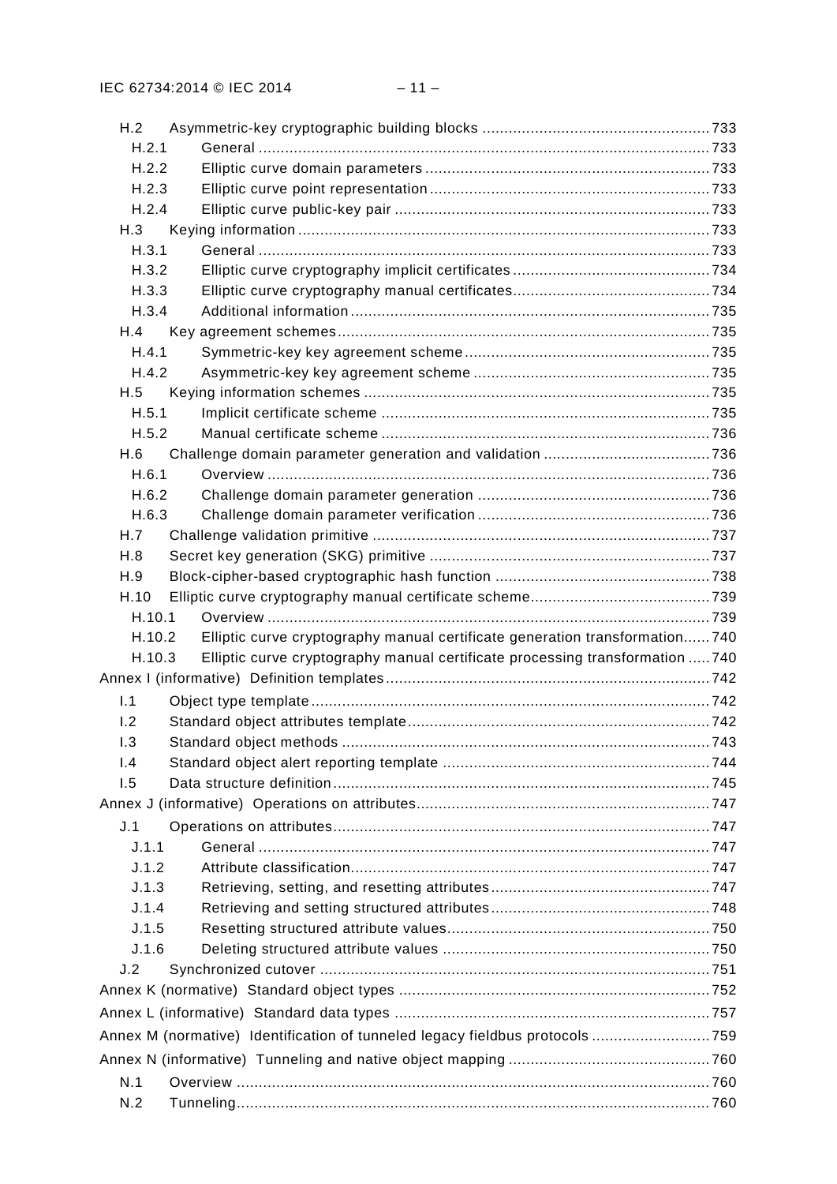H.2 Asymmetric-key cryptographic building blocks ....................................................733
H.2.1 General .......................................................................................................733
H.2.2 Elliptic curve domain parameters .................................................................733
H.2.3 Elliptic curve point representation ................................................................733
H.2.4 Elliptic curve public-key pair ........................................................................733
H.3 Keying information .............................................................................................733
H.3.1 General .......................................................................................................733
H.3.2 Elliptic curve cryptography implicit certificates .............................................734
H.3.3 Elliptic curve cryptography manual certificates.............................................734
H.3.4 Additional information ..................................................................................735
H.4 Key agreement schemes.....................................................................................735
H.4.1 Symmetric-key key agreement scheme ........................................................735
H.4.2 Asymmetric-key key agreement scheme ......................................................735
H.5 Keying information schemes ...............................................................................735
H.5.1 Implicit certificate scheme ...........................................................................735
H.5.2 Manual certificate scheme ...........................................................................736
H.6 Challenge domain parameter generation and validation ......................................736
H.6.1 Overview .....................................................................................................736
H.6.2 Challenge domain parameter generation .....................................................736
H.6.3 Challenge domain parameter verification .....................................................736
H.7 Challenge validation primitive .............................................................................737
H.8 Secret key generation (SKG) primitive ................................................................737
H.9 Block-cipher-based cryptographic hash function .................................................738
H.10 Elliptic curve cryptography manual certificate scheme.........................................739
H.10.1 Overview .....................................................................................................739
H.10.2 Elliptic curve cryptography manual certificate generation transformation......740
H.10.3 Elliptic curve cryptography manual certificate processing transformation .....740
Annex I (informative) Definition templates..........................................................................742
I.1 Object type template ...........................................................................................742
I.2 Standard object attributes template.....................................................................742
I.3 Standard object methods ....................................................................................743
I.4 Standard object alert reporting template .............................................................744
I.5 Data structure definition......................................................................................745
Annex J (informative) Operations on attributes...................................................................747
J.1 Operations on attributes......................................................................................747
J.1.1 General .......................................................................................................747
J.1.2 Attribute classification..................................................................................747
J.1.3 Retrieving, setting, and resetting attributes..................................................747
J.1.4 Retrieving and setting structured attributes..................................................748
J.1.5 Resetting structured attribute values............................................................750
J.1.6 Deleting structured attribute values .............................................................750
J.2 Synchronized cutover .........................................................................................751
Annex K (normative) Standard object types .......................................................................752
Annex L (informative) Standard data types ........................................................................757
Annex M (normative) Identification of tunneled legacy fieldbus protocols ...........................759
Annex N (informative) Tunneling and native object mapping ..............................................760
N.1 Overview ............................................................................................................760
N.2 Tunneling............................................................................................................760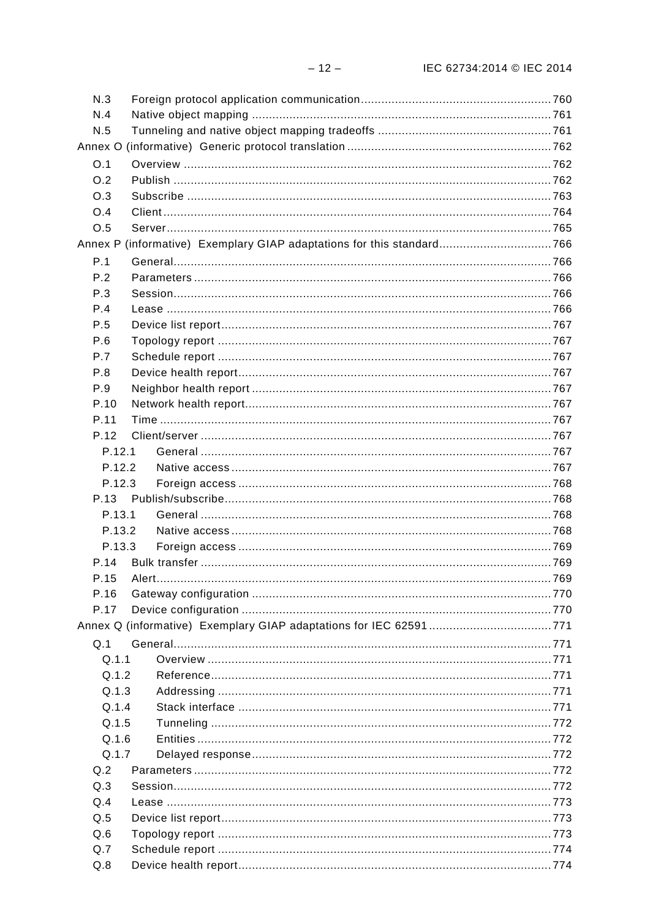N.3 Foreign protocol application communication ........ 760
N.4 Native object mapping ........ 761
N.5 Tunneling and native object mapping tradeoffs ........ 761
Annex O (informative) Generic protocol translation ........ 762
O.1 Overview ........ 762
O.2 Publish ........ 762
O.3 Subscribe ........ 763
O.4 Client ........ 764
O.5 Server ........ 765
Annex P (informative) Exemplary GIAP adaptations for this standard ........ 766
P.1 General ........ 766
P.2 Parameters ........ 766
P.3 Session ........ 766
P.4 Lease ........ 766
P.5 Device list report ........ 767
P.6 Topology report ........ 767
P.7 Schedule report ........ 767
P.8 Device health report ........ 767
P.9 Neighbor health report ........ 767
P.10 Network health report ........ 767
P.11 Time ........ 767
P.12 Client/server ........ 767
P.12.1 General ........ 767
P.12.2 Native access ........ 767
P.12.3 Foreign access ........ 768
P.13 Publish/subscribe ........ 768
P.13.1 General ........ 768
P.13.2 Native access ........ 768
P.13.3 Foreign access ........ 769
P.14 Bulk transfer ........ 769
P.15 Alert ........ 769
P.16 Gateway configuration ........ 770
P.17 Device configuration ........ 770
Annex Q (informative) Exemplary GIAP adaptations for IEC 62591 ........ 771
Q.1 General ........ 771
Q.1.1 Overview ........ 771
Q.1.2 Reference ........ 771
Q.1.3 Addressing ........ 771
Q.1.4 Stack interface ........ 771
Q.1.5 Tunneling ........ 772
Q.1.6 Entities ........ 772
Q.1.7 Delayed response ........ 772
Q.2 Parameters ........ 772
Q.3 Session ........ 772
Q.4 Lease ........ 773
Q.5 Device list report ........ 773
Q.6 Topology report ........ 773
Q.7 Schedule report ........ 774
Q.8 Device health report ........ 774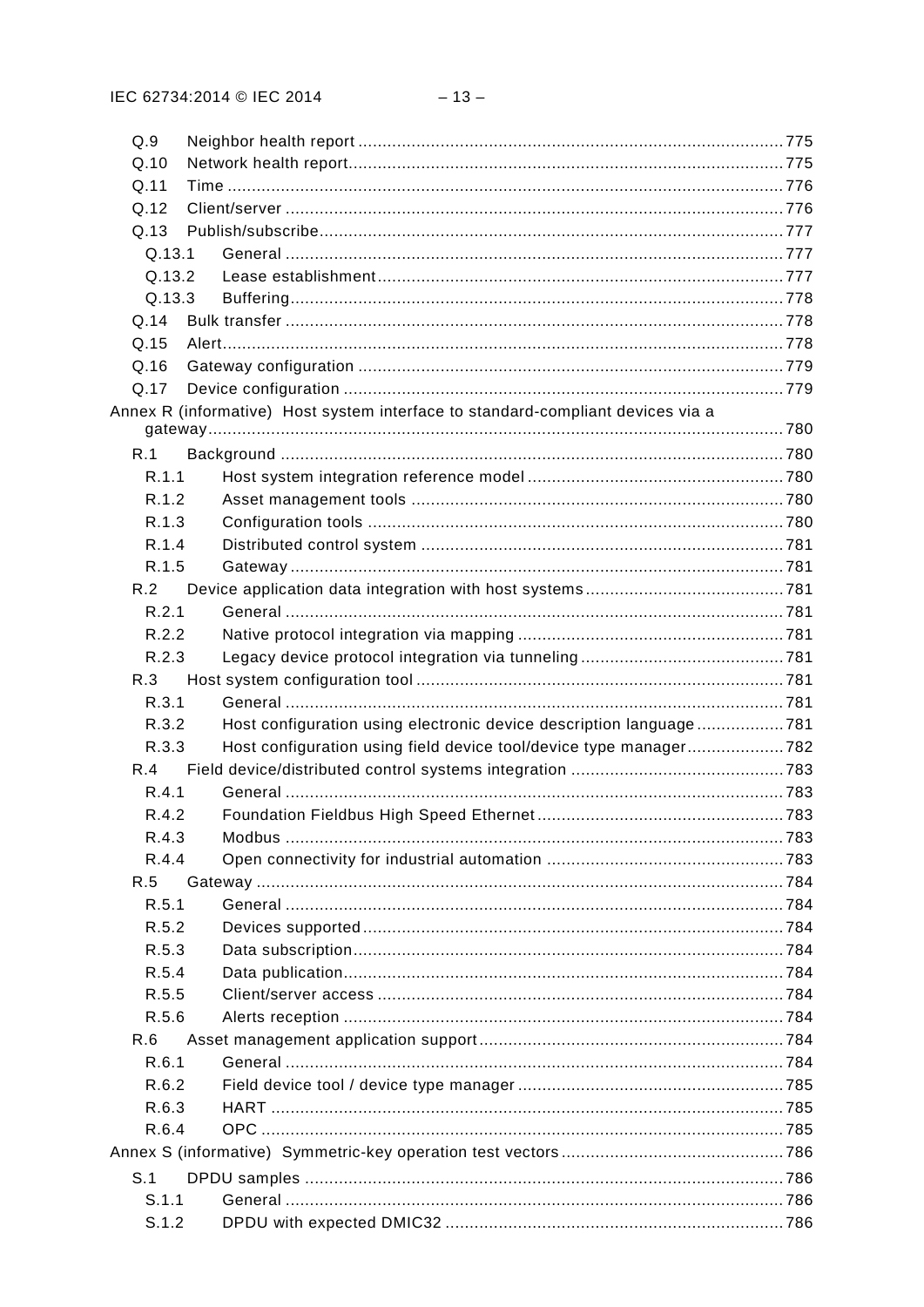Q.9 Neighbor health report ....................................................................................... 775
Q.10 Network health report......................................................................................... 775
Q.11 Time ................................................................................................................. 776
Q.12 Client/server ...................................................................................................... 776
Q.13 Publish/subscribe............................................................................................... 777
Q.13.1 General ...................................................................................................... 777
Q.13.2 Lease establishment.................................................................................... 777
Q.13.3 Buffering..................................................................................................... 778
Q.14 Bulk transfer ...................................................................................................... 778
Q.15 Alert................................................................................................................... 778
Q.16 Gateway configuration ....................................................................................... 779
Q.17 Device configuration .......................................................................................... 779

Annex R (informative) Host system interface to standard-compliant devices via a gateway...................................................................................................................... 780

R.1 Background ....................................................................................................... 780
R.1.1 Host system integration reference model .................................................... 780
R.1.2 Asset management tools ............................................................................ 780
R.1.3 Configuration tools ..................................................................................... 780
R.1.4 Distributed control system .......................................................................... 781
R.1.5 Gateway ..................................................................................................... 781
R.2 Device application data integration with host systems ......................................... 781
R.2.1 General ...................................................................................................... 781
R.2.2 Native protocol integration via mapping ...................................................... 781
R.2.3 Legacy device protocol integration via tunneling .......................................... 781
R.3 Host system configuration tool ........................................................................... 781
R.3.1 General ...................................................................................................... 781
R.3.2 Host configuration using electronic device description language .................. 781
R.3.3 Host configuration using field device tool/device type manager.................... 782
R.4 Field device/distributed control systems integration ............................................ 783
R.4.1 General ...................................................................................................... 783
R.4.2 Foundation Fieldbus High Speed Ethernet ................................................... 783
R.4.3 Modbus ...................................................................................................... 783
R.4.4 Open connectivity for industrial automation ................................................. 783
R.5 Gateway ............................................................................................................ 784
R.5.1 General ...................................................................................................... 784
R.5.2 Devices supported ...................................................................................... 784
R.5.3 Data subscription........................................................................................ 784
R.5.4 Data publication.......................................................................................... 784
R.5.5 Client/server access ................................................................................... 784
R.5.6 Alerts reception .......................................................................................... 784
R.6 Asset management application support .............................................................. 784
R.6.1 General ...................................................................................................... 784
R.6.2 Field device tool / device type manager ....................................................... 785
R.6.3 HART ......................................................................................................... 785
R.6.4 OPC ........................................................................................................... 785

Annex S (informative) Symmetric-key operation test vectors ............................................. 786

S.1 DPDU samples .................................................................................................. 786
S.1.1 General ...................................................................................................... 786
S.1.2 DPDU with expected DMIC32 ..................................................................... 786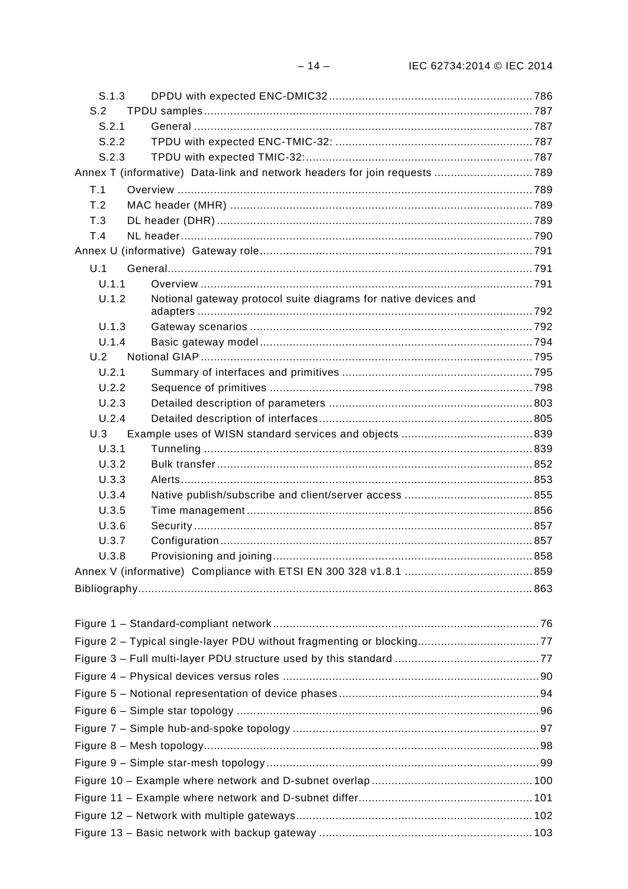S.1.3 DPDU with expected ENC-DMIC32 ............................................................ 786
S.2 TPDU samples ................................................................................................... 787
S.2.1 General ...................................................................................................... 787
S.2.2 TPDU with expected ENC-TMIC-32: ........................................................... 787
S.2.3 TPDU with expected TMIC-32: .................................................................... 787
Annex T (informative) Data-link and network headers for join requests ............................ 789
T.1 Overview ........................................................................................................... 789
T.2 MAC header (MHR) ........................................................................................... 789
T.3 DL header (DHR) ............................................................................................... 789
T.4 NL header .......................................................................................................... 790
Annex U (informative) Gateway role ................................................................................. 791
U.1 General .............................................................................................................. 791
U.1.1 Overview .................................................................................................... 791
U.1.2 Notional gateway protocol suite diagrams for native devices and adapters ..................................................................................................... 792
U.1.3 Gateway scenarios ..................................................................................... 792
U.1.4 Basic gateway model .................................................................................. 794
U.2 Notional GIAP .................................................................................................... 795
U.2.1 Summary of interfaces and primitives ......................................................... 795
U.2.2 Sequence of primitives ............................................................................... 798
U.2.3 Detailed description of parameters ............................................................. 803
U.2.4 Detailed description of interfaces ................................................................ 805
U.3 Example uses of WISN standard services and objects ........................................ 839
U.3.1 Tunneling .................................................................................................. 839
U.3.2 Bulk transfer ............................................................................................... 852
U.3.3 Alerts .......................................................................................................... 853
U.3.4 Native publish/subscribe and client/server access ...................................... 855
U.3.5 Time management ...................................................................................... 856
U.3.6 Security ...................................................................................................... 857
U.3.7 Configuration .............................................................................................. 857
U.3.8 Provisioning and joining .............................................................................. 858
Annex V (informative) Compliance with ETSI EN 300 328 v1.8.1 ...................................... 859
Bibliography ...................................................................................................................... 863

Figure 1 – Standard-compliant network ................................................................................ 76
Figure 2 – Typical single-layer PDU without fragmenting or blocking .................................... 77
Figure 3 – Full multi-layer PDU structure used by this standard ........................................... 77
Figure 4 – Physical devices versus roles ............................................................................. 90
Figure 5 – Notional representation of device phases ............................................................ 94
Figure 6 – Simple star topology ........................................................................................... 96
Figure 7 – Simple hub-and-spoke topology .......................................................................... 97
Figure 8 – Mesh topology ..................................................................................................... 98
Figure 9 – Simple star-mesh topology .................................................................................. 99
Figure 10 – Example where network and D-subnet overlap ................................................ 100
Figure 11 – Example where network and D-subnet differ .................................................... 101
Figure 12 – Network with multiple gateways ....................................................................... 102
Figure 13 – Basic network with backup gateway ................................................................ 103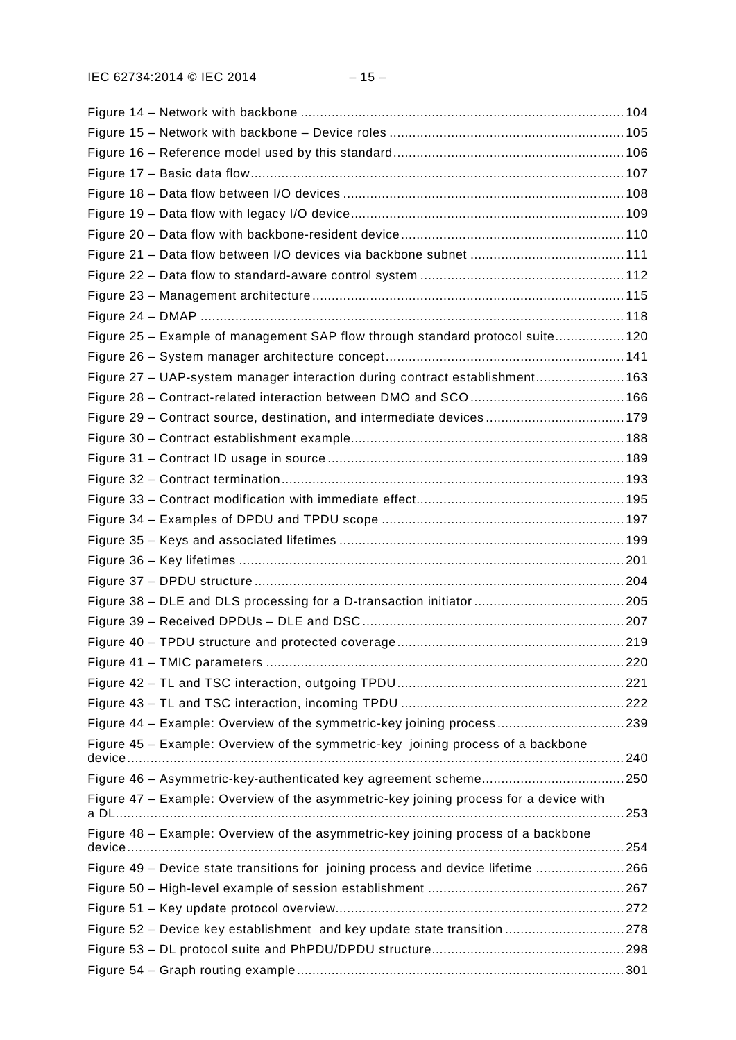Figure 14 – Network with backbone ........................................................................................ 104
Figure 15 – Network with backbone – Device roles ................................................................ 105
Figure 16 – Reference model used by this standard ............................................................... 106
Figure 17 – Basic data flow ..................................................................................................... 107
Figure 18 – Data flow between I/O devices ............................................................................ 108
Figure 19 – Data flow with legacy I/O device .......................................................................... 109
Figure 20 – Data flow with backbone-resident device ............................................................. 110
Figure 21 – Data flow between I/O devices via backbone subnet ........................................... 111
Figure 22 – Data flow to standard-aware control system ........................................................ 112
Figure 23 – Management architecture .................................................................................... 115
Figure 24 – DMAP ................................................................................................................... 118
Figure 25 – Example of management SAP flow through standard protocol suite .................. 120
Figure 26 – System manager architecture concept ................................................................. 141
Figure 27 – UAP-system manager interaction during contract establishment ......................... 163
Figure 28 – Contract-related interaction between DMO and SCO .......................................... 166
Figure 29 – Contract source, destination, and intermediate devices ...................................... 179
Figure 30 – Contract establishment example .......................................................................... 188
Figure 31 – Contract ID usage in source ................................................................................ 189
Figure 32 – Contract termination ............................................................................................ 193
Figure 33 – Contract modification with immediate effect ......................................................... 195
Figure 34 – Examples of DPDU and TPDU scope .................................................................. 197
Figure 35 – Keys and associated lifetimes ............................................................................. 199
Figure 36 – Key lifetimes ........................................................................................................ 201
Figure 37 – DPDU structure .................................................................................................... 204
Figure 38 – DLE and DLS processing for a D-transaction initiator ......................................... 205
Figure 39 – Received DPDUs – DLE and DSC ....................................................................... 207
Figure 40 – TPDU structure and protected coverage .............................................................. 219
Figure 41 – TMIC parameters ................................................................................................. 220
Figure 42 – TL and TSC interaction, outgoing TPDU .............................................................. 221
Figure 43 – TL and TSC interaction, incoming TPDU .............................................................. 222
Figure 44 – Example: Overview of the symmetric-key joining process .................................... 239
Figure 45 – Example: Overview of the symmetric-key joining process of a backbone device ......................................................................................................................... 240
Figure 46 – Asymmetric-key-authenticated key agreement scheme ....................................... 250
Figure 47 – Example: Overview of the asymmetric-key joining process for a device with a DL ............................................................................................................................. 253
Figure 48 – Example: Overview of the asymmetric-key joining process of a backbone device ......................................................................................................................... 254
Figure 49 – Device state transitions for joining process and device lifetime .......................... 266
Figure 50 – High-level example of session establishment ...................................................... 267
Figure 51 – Key update protocol overview .............................................................................. 272
Figure 52 – Device key establishment and key update state transition .................................. 278
Figure 53 – DL protocol suite and PhPDU/DPDU structure ..................................................... 298
Figure 54 – Graph routing example ........................................................................................ 301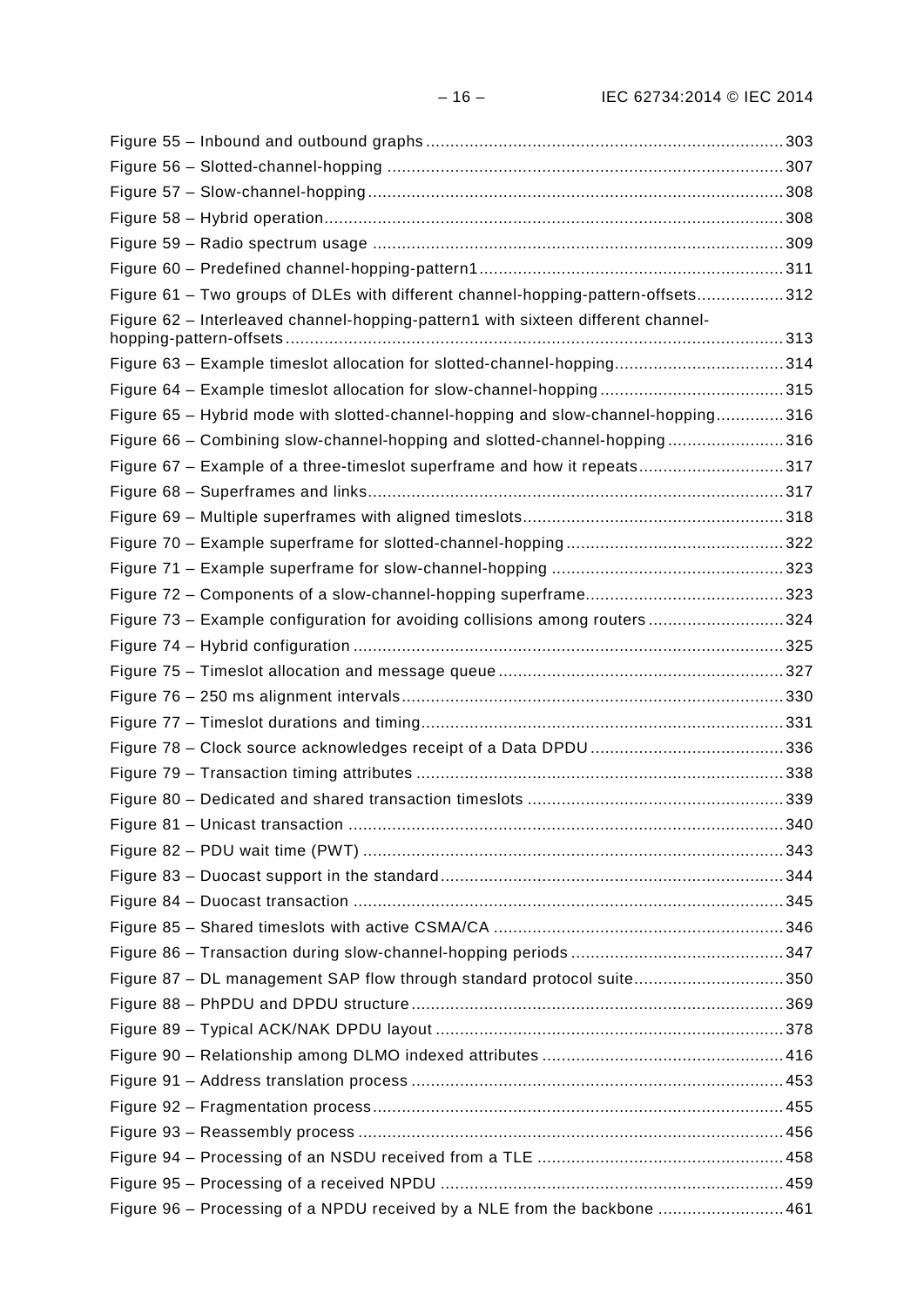Figure 55 – Inbound and outbound graphs .......... 303
Figure 56 – Slotted-channel-hopping .......... 307
Figure 57 – Slow-channel-hopping .......... 308
Figure 58 – Hybrid operation .......... 308
Figure 59 – Radio spectrum usage .......... 309
Figure 60 – Predefined channel-hopping-pattern1 .......... 311
Figure 61 – Two groups of DLEs with different channel-hopping-pattern-offsets .......... 312
Figure 62 – Interleaved channel-hopping-pattern1 with sixteen different channel-hopping-pattern-offsets .......... 313
Figure 63 – Example timeslot allocation for slotted-channel-hopping .......... 314
Figure 64 – Example timeslot allocation for slow-channel-hopping .......... 315
Figure 65 – Hybrid mode with slotted-channel-hopping and slow-channel-hopping .......... 316
Figure 66 – Combining slow-channel-hopping and slotted-channel-hopping .......... 316
Figure 67 – Example of a three-timeslot superframe and how it repeats .......... 317
Figure 68 – Superframes and links .......... 317
Figure 69 – Multiple superframes with aligned timeslots .......... 318
Figure 70 – Example superframe for slotted-channel-hopping .......... 322
Figure 71 – Example superframe for slow-channel-hopping .......... 323
Figure 72 – Components of a slow-channel-hopping superframe .......... 323
Figure 73 – Example configuration for avoiding collisions among routers .......... 324
Figure 74 – Hybrid configuration .......... 325
Figure 75 – Timeslot allocation and message queue .......... 327
Figure 76 – 250 ms alignment intervals .......... 330
Figure 77 – Timeslot durations and timing .......... 331
Figure 78 – Clock source acknowledges receipt of a Data DPDU .......... 336
Figure 79 – Transaction timing attributes .......... 338
Figure 80 – Dedicated and shared transaction timeslots .......... 339
Figure 81 – Unicast transaction .......... 340
Figure 82 – PDU wait time (PWT) .......... 343
Figure 83 – Duocast support in the standard .......... 344
Figure 84 – Duocast transaction .......... 345
Figure 85 – Shared timeslots with active CSMA/CA .......... 346
Figure 86 – Transaction during slow-channel-hopping periods .......... 347
Figure 87 – DL management SAP flow through standard protocol suite .......... 350
Figure 88 – PhPDU and DPDU structure .......... 369
Figure 89 – Typical ACK/NAK DPDU layout .......... 378
Figure 90 – Relationship among DLMO indexed attributes .......... 416
Figure 91 – Address translation process .......... 453
Figure 92 – Fragmentation process .......... 455
Figure 93 – Reassembly process .......... 456
Figure 94 – Processing of an NSDU received from a TLE .......... 458
Figure 95 – Processing of a received NPDU .......... 459
Figure 96 – Processing of a NPDU received by a NLE from the backbone .......... 461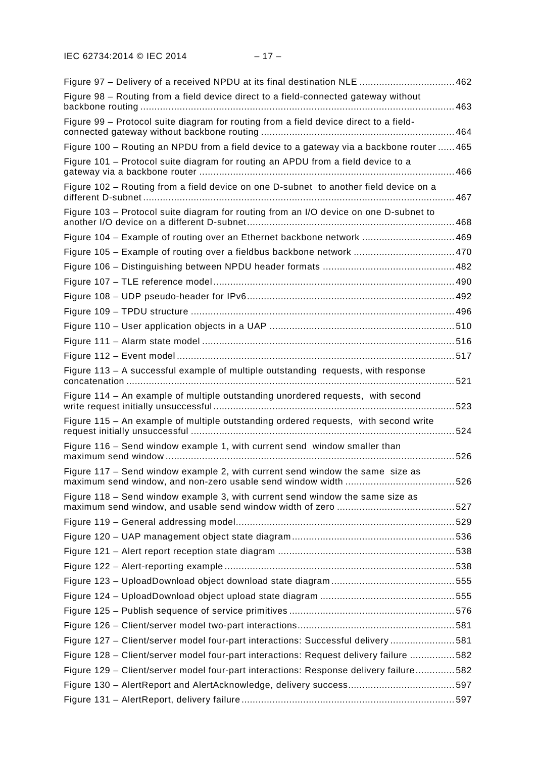Figure 97 – Delivery of a received NPDU at its final destination NLE .................................. 462

Figure 98 – Routing from a field device direct to a field-connected gateway without backbone routing ................................................................................................................ 463

Figure 99 – Protocol suite diagram for routing from a field device direct to a field-connected gateway without backbone routing ..................................................................... 464

Figure 100 – Routing an NPDU from a field device to a gateway via a backbone router ...... 465

Figure 101 – Protocol suite diagram for routing an APDU from a field device to a gateway via a backbone router ........................................................................................... 466

Figure 102 – Routing from a field device on one D-subnet to another field device on a different D-subnet .............................................................................................................. 467

Figure 103 – Protocol suite diagram for routing from an I/O device on one D-subnet to another I/O device on a different D-subnet .......................................................................... 468

Figure 104 – Example of routing over an Ethernet backbone network ................................. 469

Figure 105 – Example of routing over a fieldbus backbone network .................................... 470

Figure 106 – Distinguishing between NPDU header formats ............................................... 482

Figure 107 – TLE reference model ...................................................................................... 490

Figure 108 – UDP pseudo-header for IPv6 .......................................................................... 492

Figure 109 – TPDU structure .............................................................................................. 496

Figure 110 – User application objects in a UAP .................................................................. 510

Figure 111 – Alarm state model .......................................................................................... 516

Figure 112 – Event model ................................................................................................... 517

Figure 113 – A successful example of multiple outstanding requests, with response concatenation ..................................................................................................................... 521

Figure 114 – An example of multiple outstanding unordered requests, with second write request initially unsuccessful ...................................................................................... 523

Figure 115 – An example of multiple outstanding ordered requests, with second write request initially unsuccessful .............................................................................................. 524

Figure 116 – Send window example 1, with current send window smaller than maximum send window ....................................................................................................... 526

Figure 117 – Send window example 2, with current send window the same size as maximum send window, and non-zero usable send window width ....................................... 526

Figure 118 – Send window example 3, with current send window the same size as maximum send window, and usable send window width of zero .......................................... 527

Figure 119 – General addressing model .............................................................................. 529

Figure 120 – UAP management object state diagram .......................................................... 536

Figure 121 – Alert report reception state diagram ............................................................... 538

Figure 122 – Alert-reporting example .................................................................................. 538

Figure 123 – UploadDownload object download state diagram ............................................ 555

Figure 124 – UploadDownload object upload state diagram ................................................ 555

Figure 125 – Publish sequence of service primitives ........................................................... 576

Figure 126 – Client/server model two-part interactions ........................................................ 581

Figure 127 – Client/server model four-part interactions: Successful delivery ....................... 581

Figure 128 – Client/server model four-part interactions: Request delivery failure ................ 582

Figure 129 – Client/server model four-part interactions: Response delivery failure .............. 582

Figure 130 – AlertReport and AlertAcknowledge, delivery success ...................................... 597

Figure 131 – AlertReport, delivery failure ............................................................................ 597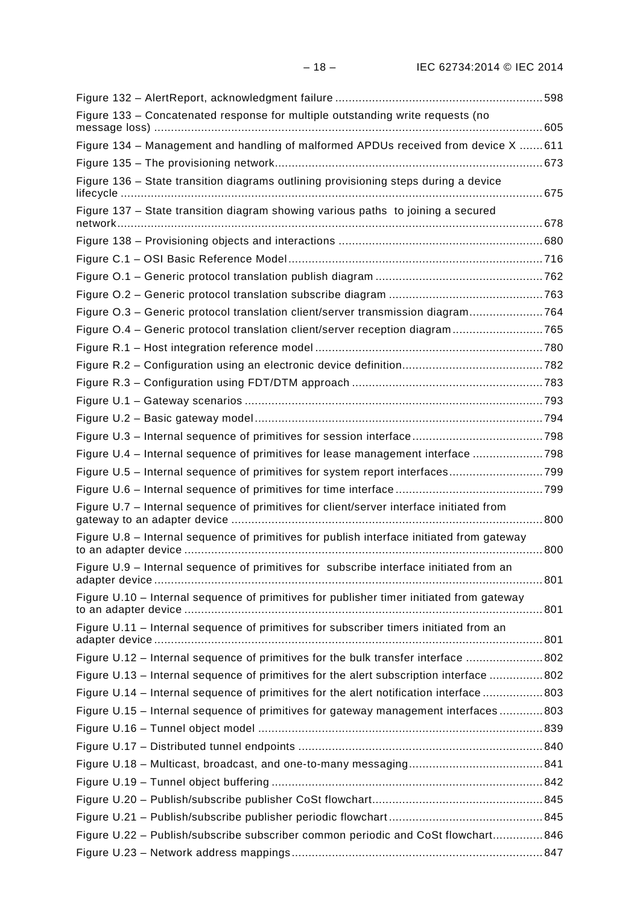Figure 132 – AlertReport, acknowledgment failure ............................................................. 598

Figure 133 – Concatenated response for multiple outstanding write requests (no message loss) ................................................................................................................... 605

Figure 134 – Management and handling of malformed APDUs received from device X ....... 611

Figure 135 – The provisioning network................................................................................ 673

Figure 136 – State transition diagrams outlining provisioning steps during a device lifecycle ............................................................................................................................ 675

Figure 137 – State transition diagram showing various paths to joining a secured network.............................................................................................................................. 678

Figure 138 – Provisioning objects and interactions ............................................................ 680

Figure C.1 – OSI Basic Reference Model ........................................................................... 716

Figure O.1 – Generic protocol translation publish diagram ................................................. 762

Figure O.2 – Generic protocol translation subscribe diagram ............................................. 763

Figure O.3 – Generic protocol translation client/server transmission diagram...................... 764

Figure O.4 – Generic protocol translation client/server reception diagram ........................... 765

Figure R.1 – Host integration reference model ................................................................... 780

Figure R.2 – Configuration using an electronic device definition.......................................... 782

Figure R.3 – Configuration using FDT/DTM approach ......................................................... 783

Figure U.1 – Gateway scenarios ........................................................................................ 793

Figure U.2 – Basic gateway model ..................................................................................... 794

Figure U.3 – Internal sequence of primitives for session interface ....................................... 798

Figure U.4 – Internal sequence of primitives for lease management interface ..................... 798

Figure U.5 – Internal sequence of primitives for system report interfaces ............................ 799

Figure U.6 – Internal sequence of primitives for time interface ............................................ 799

Figure U.7 – Internal sequence of primitives for client/server interface initiated from gateway to an adapter device ............................................................................................ 800

Figure U.8 – Internal sequence of primitives for publish interface initiated from gateway to an adapter device .......................................................................................................... 800

Figure U.9 – Internal sequence of primitives for subscribe interface initiated from an adapter device ................................................................................................................... 801

Figure U.10 – Internal sequence of primitives for publisher timer initiated from gateway to an adapter device .......................................................................................................... 801

Figure U.11 – Internal sequence of primitives for subscriber timers initiated from an adapter device ................................................................................................................... 801

Figure U.12 – Internal sequence of primitives for the bulk transfer interface ....................... 802

Figure U.13 – Internal sequence of primitives for the alert subscription interface ................ 802

Figure U.14 – Internal sequence of primitives for the alert notification interface .................. 803

Figure U.15 – Internal sequence of primitives for gateway management interfaces ............. 803

Figure U.16 – Tunnel object model .................................................................................... 839

Figure U.17 – Distributed tunnel endpoints ........................................................................ 840

Figure U.18 – Multicast, broadcast, and one-to-many messaging........................................ 841

Figure U.19 – Tunnel object buffering ................................................................................ 842

Figure U.20 – Publish/subscribe publisher CoSt flowchart................................................... 845

Figure U.21 – Publish/subscribe publisher periodic flowchart ............................................. 845

Figure U.22 – Publish/subscribe subscriber common periodic and CoSt flowchart............... 846

Figure U.23 – Network address mappings........................................................................... 847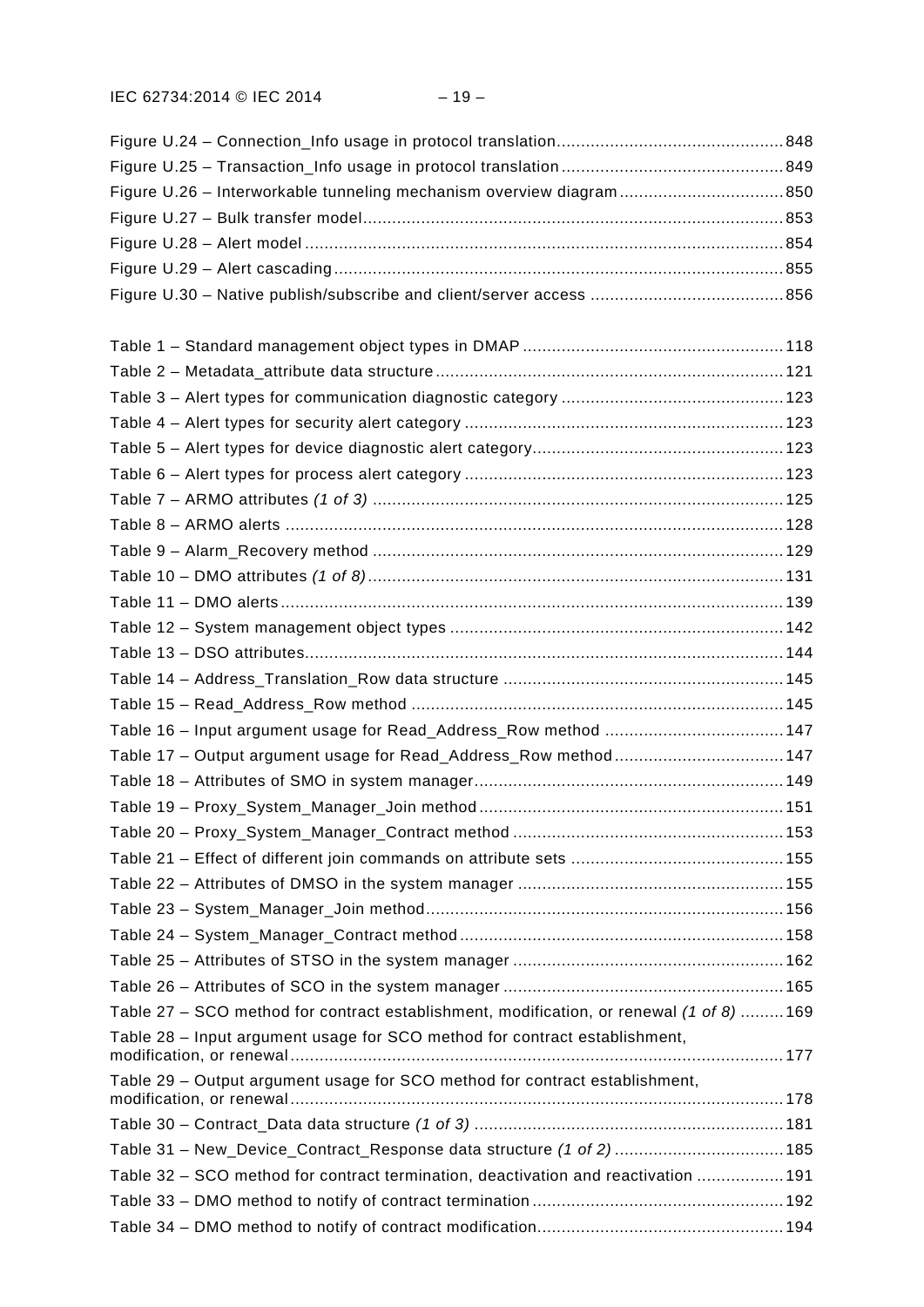Figure U.24 – Connection_Info usage in protocol translation ............................................. 848
Figure U.25 – Transaction_Info usage in protocol translation ............................................ 849
Figure U.26 – Interworkable tunneling mechanism overview diagram ................................. 850
Figure U.27 – Bulk transfer model ..................................................................................... 853
Figure U.28 – Alert model ................................................................................................. 854
Figure U.29 – Alert cascading ........................................................................................... 855
Figure U.30 – Native publish/subscribe and client/server access ....................................... 856

Table 1 – Standard management object types in DMAP ..................................................... 118
Table 2 – Metadata_attribute data structure ....................................................................... 121
Table 3 – Alert types for communication diagnostic category ............................................. 123
Table 4 – Alert types for security alert category ................................................................. 123
Table 5 – Alert types for device diagnostic alert category ................................................... 123
Table 6 – Alert types for process alert category ................................................................. 123
Table 7 – ARMO attributes *(1 of 3)* .................................................................................... 125
Table 8 – ARMO alerts ...................................................................................................... 128
Table 9 – Alarm_Recovery method .................................................................................... 129
Table 10 – DMO attributes *(1 of 8)* ..................................................................................... 131
Table 11 – DMO alerts ....................................................................................................... 139
Table 12 – System management object types .................................................................... 142
Table 13 – DSO attributes .................................................................................................. 144
Table 14 – Address_Translation_Row data structure .......................................................... 145
Table 15 – Read_Address_Row method ............................................................................ 145
Table 16 – Input argument usage for Read_Address_Row method ..................................... 147
Table 17 – Output argument usage for Read_Address_Row method ................................... 147
Table 18 – Attributes of SMO in system manager ............................................................... 149
Table 19 – Proxy_System_Manager_Join method .............................................................. 151
Table 20 – Proxy_System_Manager_Contract method ....................................................... 153
Table 21 – Effect of different join commands on attribute sets ........................................... 155
Table 22 – Attributes of DMSO in the system manager ...................................................... 155
Table 23 – System_Manager_Join method ......................................................................... 156
Table 24 – System_Manager_Contract method .................................................................. 158
Table 25 – Attributes of STSO in the system manager ....................................................... 162
Table 26 – Attributes of SCO in the system manager ......................................................... 165
Table 27 – SCO method for contract establishment, modification, or renewal *(1 of 8)* ......... 169
Table 28 – Input argument usage for SCO method for contract establishment, modification, or renewal ..................................................................................................... 177
Table 29 – Output argument usage for SCO method for contract establishment, modification, or renewal ..................................................................................................... 178
Table 30 – Contract_Data data structure *(1 of 3)* ............................................................... 181
Table 31 – New_Device_Contract_Response data structure *(1 of 2)* .................................. 185
Table 32 – SCO method for contract termination, deactivation and reactivation .................. 191
Table 33 – DMO method to notify of contract termination ................................................... 192
Table 34 – DMO method to notify of contract modification .................................................. 194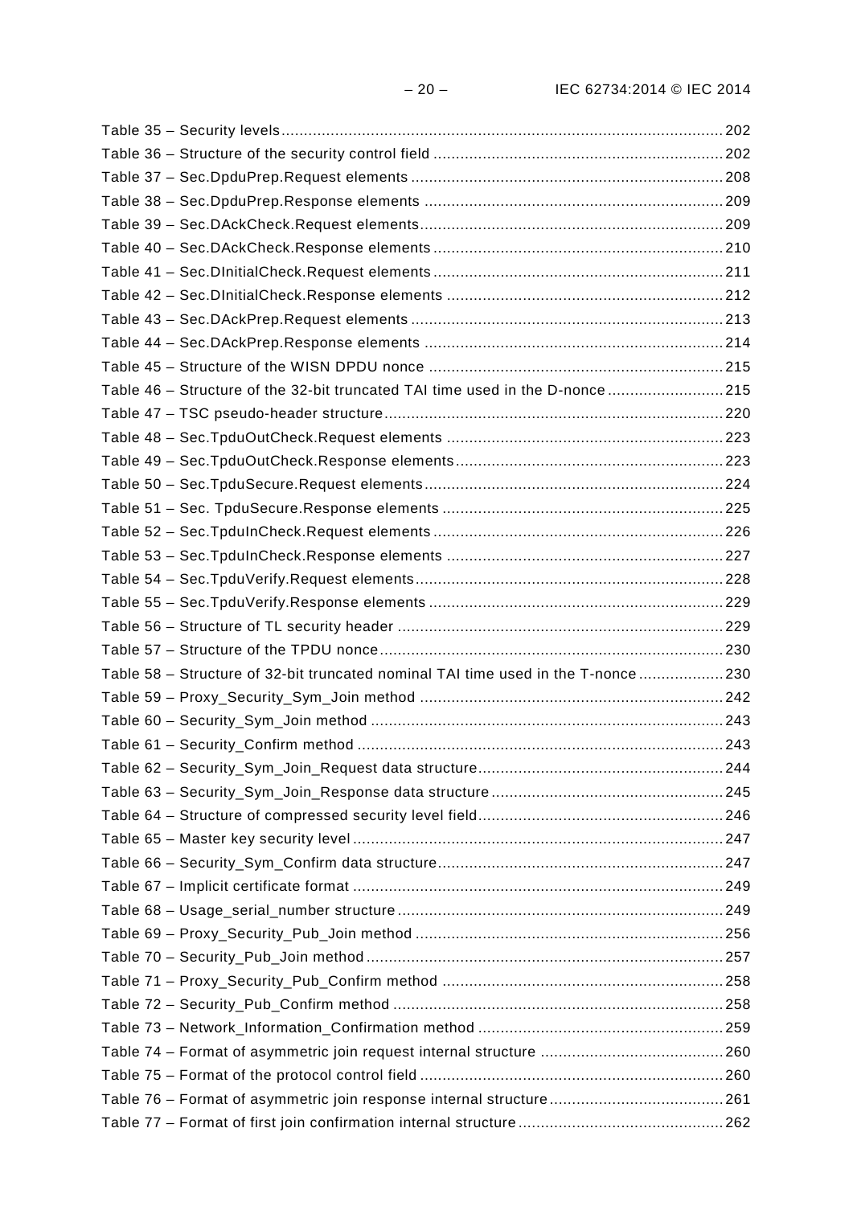Table 35 – Security levels .......... 202
Table 36 – Structure of the security control field .......... 202
Table 37 – Sec.DpduPrep.Request elements .......... 208
Table 38 – Sec.DpduPrep.Response elements .......... 209
Table 39 – Sec.DAckCheck.Request elements .......... 209
Table 40 – Sec.DAckCheck.Response elements .......... 210
Table 41 – Sec.DInitialCheck.Request elements .......... 211
Table 42 – Sec.DInitialCheck.Response elements .......... 212
Table 43 – Sec.DAckPrep.Request elements .......... 213
Table 44 – Sec.DAckPrep.Response elements .......... 214
Table 45 – Structure of the WISN DPDU nonce .......... 215
Table 46 – Structure of the 32-bit truncated TAI time used in the D-nonce .......... 215
Table 47 – TSC pseudo-header structure .......... 220
Table 48 – Sec.TpduOutCheck.Request elements .......... 223
Table 49 – Sec.TpduOutCheck.Response elements .......... 223
Table 50 – Sec.TpduSecure.Request elements .......... 224
Table 51 – Sec. TpduSecure.Response elements .......... 225
Table 52 – Sec.TpduInCheck.Request elements .......... 226
Table 53 – Sec.TpduInCheck.Response elements .......... 227
Table 54 – Sec.TpduVerify.Request elements .......... 228
Table 55 – Sec.TpduVerify.Response elements .......... 229
Table 56 – Structure of TL security header .......... 229
Table 57 – Structure of the TPDU nonce .......... 230
Table 58 – Structure of 32-bit truncated nominal TAI time used in the T-nonce .......... 230
Table 59 – Proxy_Security_Sym_Join method .......... 242
Table 60 – Security_Sym_Join method .......... 243
Table 61 – Security_Confirm method .......... 243
Table 62 – Security_Sym_Join_Request data structure .......... 244
Table 63 – Security_Sym_Join_Response data structure .......... 245
Table 64 – Structure of compressed security level field .......... 246
Table 65 – Master key security level .......... 247
Table 66 – Security_Sym_Confirm data structure .......... 247
Table 67 – Implicit certificate format .......... 249
Table 68 – Usage_serial_number structure .......... 249
Table 69 – Proxy_Security_Pub_Join method .......... 256
Table 70 – Security_Pub_Join method .......... 257
Table 71 – Proxy_Security_Pub_Confirm method .......... 258
Table 72 – Security_Pub_Confirm method .......... 258
Table 73 – Network_Information_Confirmation method .......... 259
Table 74 – Format of asymmetric join request internal structure .......... 260
Table 75 – Format of the protocol control field .......... 260
Table 76 – Format of asymmetric join response internal structure .......... 261
Table 77 – Format of first join confirmation internal structure .......... 262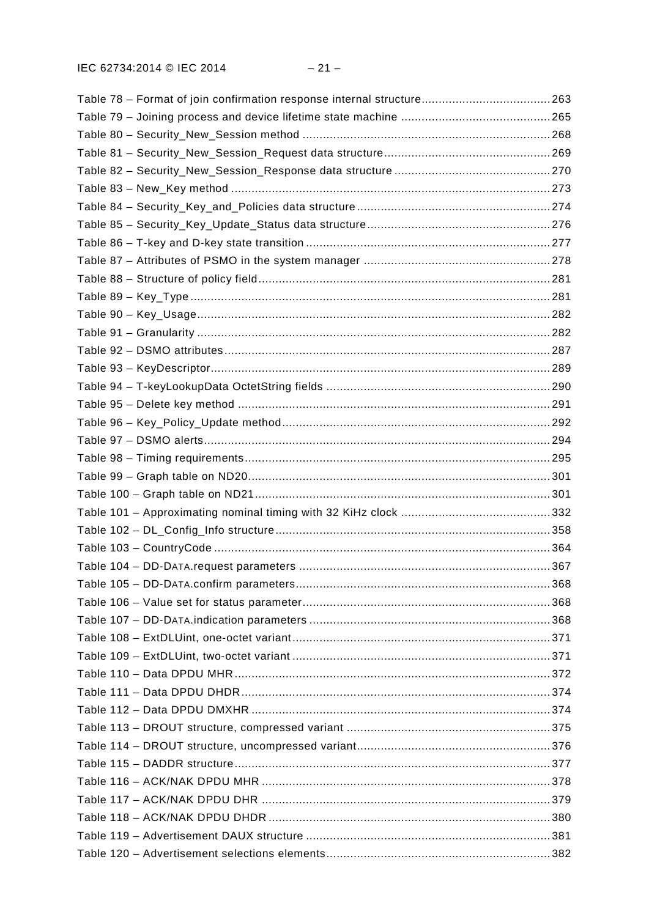Table 78 – Format of join confirmation response internal structure ..................................... 263
Table 79 – Joining process and device lifetime state machine ........................................... 265
Table 80 – Security_New_Session method ........................................................................ 268
Table 81 – Security_New_Session_Request data structure ................................................ 269
Table 82 – Security_New_Session_Response data structure ............................................. 270
Table 83 – New_Key method ............................................................................................. 273
Table 84 – Security_Key_and_Policies data structure ........................................................ 274
Table 85 – Security_Key_Update_Status data structure ..................................................... 276
Table 86 – T-key and D-key state transition ....................................................................... 277
Table 87 – Attributes of PSMO in the system manager ...................................................... 278
Table 88 – Structure of policy field ..................................................................................... 281
Table 89 – Key_Type ......................................................................................................... 281
Table 90 – Key_Usage ....................................................................................................... 282
Table 91 – Granularity ....................................................................................................... 282
Table 92 – DSMO attributes ............................................................................................... 287
Table 93 – KeyDescriptor ................................................................................................... 289
Table 94 – T-keyLookupData OctetString fields ................................................................. 290
Table 95 – Delete key method ........................................................................................... 291
Table 96 – Key_Policy_Update method .............................................................................. 292
Table 97 – DSMO alerts ..................................................................................................... 294
Table 98 – Timing requirements ......................................................................................... 295
Table 99 – Graph table on ND20 ........................................................................................ 301
Table 100 – Graph table on ND21 ...................................................................................... 301
Table 101 – Approximating nominal timing with 32 KiHz clock ........................................... 332
Table 102 – DL_Config_Info structure ................................................................................ 358
Table 103 – CountryCode .................................................................................................. 364
Table 104 – DD-DATA.request parameters ......................................................................... 367
Table 105 – DD-DATA.confirm parameters .......................................................................... 368
Table 106 – Value set for status parameter ........................................................................ 368
Table 107 – DD-DATA.indication parameters ...................................................................... 368
Table 108 – ExtDLUint, one-octet variant ........................................................................... 371
Table 109 – ExtDLUint, two-octet variant ........................................................................... 371
Table 110 – Data DPDU MHR ............................................................................................ 372
Table 111 – Data DPDU DHDR .......................................................................................... 374
Table 112 – Data DPDU DMXHR ....................................................................................... 374
Table 113 – DROUT structure, compressed variant ............................................................ 375
Table 114 – DROUT structure, uncompressed variant ......................................................... 376
Table 115 – DADDR structure ............................................................................................ 377
Table 116 – ACK/NAK DPDU MHR .................................................................................... 378
Table 117 – ACK/NAK DPDU DHR ..................................................................................... 379
Table 118 – ACK/NAK DPDU DHDR .................................................................................. 380
Table 119 – Advertisement DAUX structure ........................................................................ 381
Table 120 – Advertisement selections elements ................................................................. 382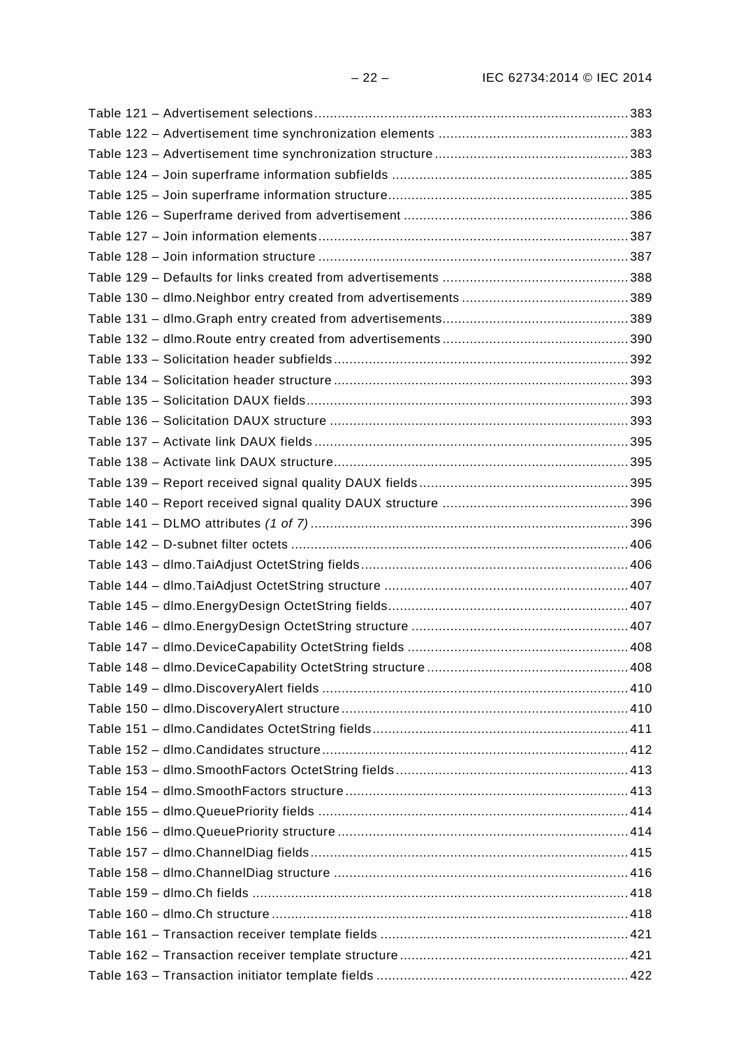Table 121 – Advertisement selections ........................................................................................ 383
Table 122 – Advertisement time synchronization elements ................................................ 383
Table 123 – Advertisement time synchronization structure ................................................. 383
Table 124 – Join superframe information subfields ............................................................ 385
Table 125 – Join superframe information structure ............................................................. 385
Table 126 – Superframe derived from advertisement ......................................................... 386
Table 127 – Join information elements ............................................................................... 387
Table 128 – Join information structure ............................................................................... 387
Table 129 – Defaults for links created from advertisements ............................................... 388
Table 130 – dlmo.Neighbor entry created from advertisements .......................................... 389
Table 131 – dlmo.Graph entry created from advertisements ............................................... 389
Table 132 – dlmo.Route entry created from advertisements ............................................... 390
Table 133 – Solicitation header subfields ........................................................................... 392
Table 134 – Solicitation header structure ........................................................................... 393
Table 135 – Solicitation DAUX fields .................................................................................. 393
Table 136 – Solicitation DAUX structure ............................................................................ 393
Table 137 – Activate link DAUX fields ................................................................................ 395
Table 138 – Activate link DAUX structure ........................................................................... 395
Table 139 – Report received signal quality DAUX fields ..................................................... 395
Table 140 – Report received signal quality DAUX structure ............................................... 396
Table 141 – DLMO attributes *(1 of 7)* ................................................................................. 396
Table 142 – D-subnet filter octets ...................................................................................... 406
Table 143 – dlmo.TaiAdjust OctetString fields .................................................................... 406
Table 144 – dlmo.TaiAdjust OctetString structure .............................................................. 407
Table 145 – dlmo.EnergyDesign OctetString fields ............................................................. 407
Table 146 – dlmo.EnergyDesign OctetString structure ....................................................... 407
Table 147 – dlmo.DeviceCapability OctetString fields ........................................................ 408
Table 148 – dlmo.DeviceCapability OctetString structure ................................................... 408
Table 149 – dlmo.DiscoveryAlert fields .............................................................................. 410
Table 150 – dlmo.DiscoveryAlert structure ......................................................................... 410
Table 151 – dlmo.Candidates OctetString fields ................................................................. 411
Table 152 – dlmo.Candidates structure .............................................................................. 412
Table 153 – dlmo.SmoothFactors OctetString fields ........................................................... 413
Table 154 – dlmo.SmoothFactors structure ........................................................................ 413
Table 155 – dlmo.QueuePriority fields ............................................................................... 414
Table 156 – dlmo.QueuePriority structure .......................................................................... 414
Table 157 – dlmo.ChannelDiag fields ................................................................................. 415
Table 158 – dlmo.ChannelDiag structure ........................................................................... 416
Table 159 – dlmo.Ch fields ................................................................................................ 418
Table 160 – dlmo.Ch structure ........................................................................................... 418
Table 161 – Transaction receiver template fields ............................................................... 421
Table 162 – Transaction receiver template structure .......................................................... 421
Table 163 – Transaction initiator template fields ................................................................ 422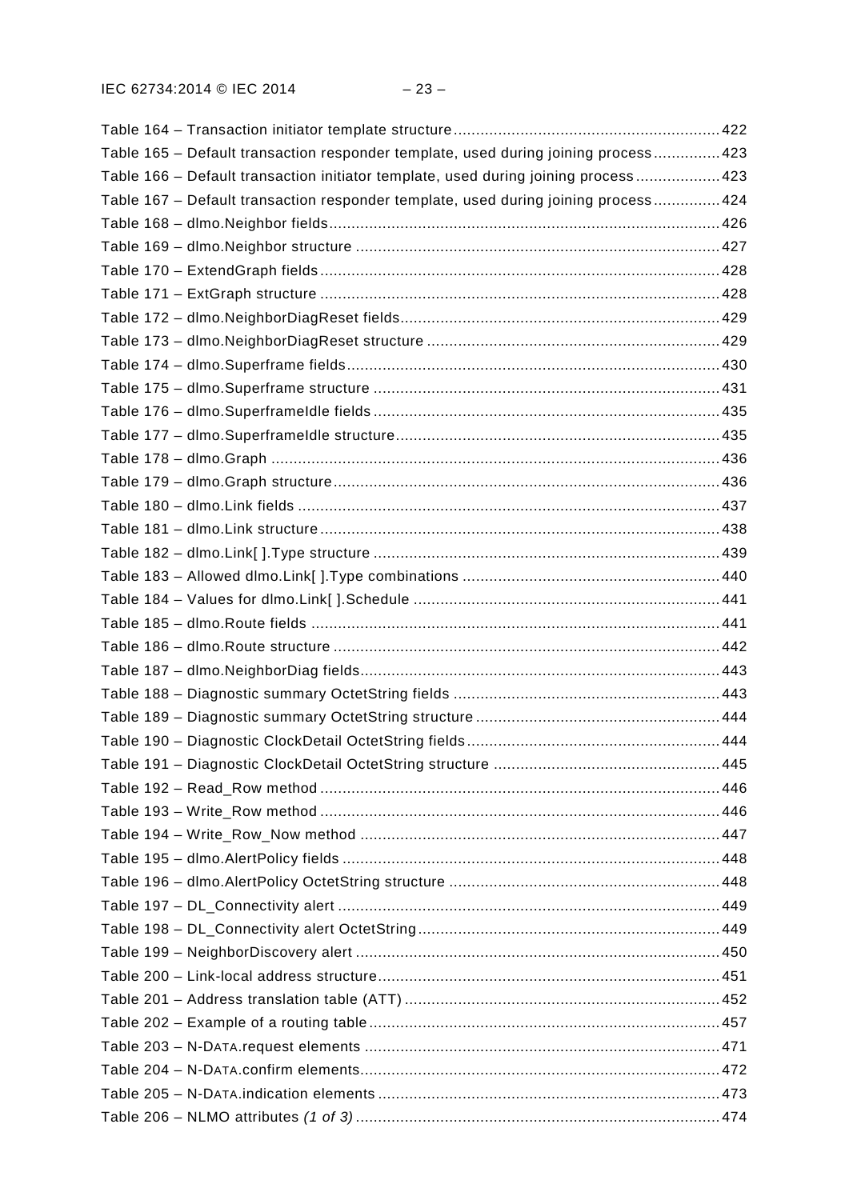Table 164 – Transaction initiator template structure ........................................................... 422
Table 165 – Default transaction responder template, used during joining process ............... 423
Table 166 – Default transaction initiator template, used during joining process ................... 423
Table 167 – Default transaction responder template, used during joining process ............... 424
Table 168 – dlmo.Neighbor fields ......................................................................................... 426
Table 169 – dlmo.Neighbor structure ................................................................................... 427
Table 170 – ExtendGraph fields ........................................................................................... 428
Table 171 – ExtGraph structure ........................................................................................... 428
Table 172 – dlmo.NeighborDiagReset fields ......................................................................... 429
Table 173 – dlmo.NeighborDiagReset structure ................................................................... 429
Table 174 – dlmo.Superframe fields ..................................................................................... 430
Table 175 – dlmo.Superframe structure ............................................................................... 431
Table 176 – dlmo.SuperframeIdle fields ............................................................................... 435
Table 177 – dlmo.SuperframeIdle structure .......................................................................... 435
Table 178 – dlmo.Graph ...................................................................................................... 436
Table 179 – dlmo.Graph structure ........................................................................................ 436
Table 180 – dlmo.Link fields ................................................................................................ 437
Table 181 – dlmo.Link structure ........................................................................................... 438
Table 182 – dlmo.Link[ ].Type structure ............................................................................... 439
Table 183 – Allowed dlmo.Link[ ].Type combinations ........................................................... 440
Table 184 – Values for dlmo.Link[ ].Schedule ...................................................................... 441
Table 185 – dlmo.Route fields ............................................................................................. 441
Table 186 – dlmo.Route structure ........................................................................................ 442
Table 187 – dlmo.NeighborDiag fields .................................................................................. 443
Table 188 – Diagnostic summary OctetString fields ............................................................. 443
Table 189 – Diagnostic summary OctetString structure ........................................................ 444
Table 190 – Diagnostic ClockDetail OctetString fields .......................................................... 444
Table 191 – Diagnostic ClockDetail OctetString structure .................................................... 445
Table 192 – Read_Row method ........................................................................................... 446
Table 193 – Write_Row method ........................................................................................... 446
Table 194 – Write_Row_Now method .................................................................................. 447
Table 195 – dlmo.AlertPolicy fields ...................................................................................... 448
Table 196 – dlmo.AlertPolicy OctetString structure .............................................................. 448
Table 197 – DL_Connectivity alert ....................................................................................... 449
Table 198 – DL_Connectivity alert OctetString ..................................................................... 449
Table 199 – NeighborDiscovery alert ................................................................................... 450
Table 200 – Link-local address structure .............................................................................. 451
Table 201 – Address translation table (ATT) ........................................................................ 452
Table 202 – Example of a routing table ................................................................................ 457
Table 203 – N-DATA.request elements ................................................................................. 471
Table 204 – N-DATA.confirm elements ................................................................................. 472
Table 205 – N-DATA.indication elements .............................................................................. 473
Table 206 – NLMO attributes *(1 of 3)* .................................................................................. 474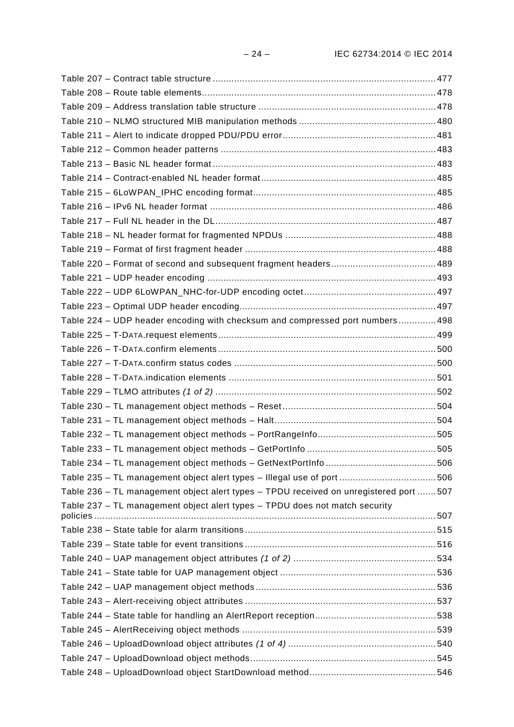Table 207 – Contract table structure .......................................................................... 477
Table 208 – Route table elements.............................................................................. 478
Table 209 – Address translation table structure ......................................................... 478
Table 210 – NLMO structured MIB manipulation methods .......................................... 480
Table 211 – Alert to indicate dropped PDU/PDU error................................................. 481
Table 212 – Common header patterns ....................................................................... 483
Table 213 – Basic NL header format .......................................................................... 483
Table 214 – Contract-enabled NL header format......................................................... 485
Table 215 – 6LoWPAN_IPHC encoding format............................................................ 485
Table 216 – IPv6 NL header format ............................................................................ 486
Table 217 – Full NL header in the DL.......................................................................... 487
Table 218 – NL header format for fragmented NPDUs ................................................ 488
Table 219 – Format of first fragment header ............................................................... 488
Table 220 – Format of second and subsequent fragment headers............................... 489
Table 221 – UDP header encoding ............................................................................. 493
Table 222 – UDP 6LoWPAN_NHC-for-UDP encoding octet......................................... 497
Table 223 – Optimal UDP header encoding................................................................. 497
Table 224 – UDP header encoding with checksum and compressed port numbers.............. 498
Table 225 – T-DATA.request elements......................................................................... 499
Table 226 – T-DATA.confirm elements......................................................................... 500
Table 227 – T-DATA.confirm status codes ................................................................... 500
Table 228 – T-DATA.indication elements ..................................................................... 501
Table 229 – TLMO attributes *(1 of 2)* .......................................................................... 502
Table 230 – TL management object methods – Reset................................................. 504
Table 231 – TL management object methods – Halt.................................................... 504
Table 232 – TL management object methods – PortRangeInfo.................................... 505
Table 233 – TL management object methods – GetPortInfo ........................................ 505
Table 234 – TL management object methods – GetNextPortInfo ................................. 506
Table 235 – TL management object alert types – Illegal use of port ............................ 506
Table 236 – TL management object alert types – TPDU received on unregistered port ....... 507
Table 237 – TL management object alert types – TPDU does not match security policies ...................................................................................................................... 507
Table 238 – State table for alarm transitions............................................................... 515
Table 239 – State table for event transitions ............................................................... 516
Table 240 – UAP management object attributes *(1 of 2)* ............................................. 534
Table 241 – State table for UAP management object .................................................. 536
Table 242 – UAP management object methods ........................................................... 536
Table 243 – Alert-receiving object attributes ............................................................... 537
Table 244 – State table for handling an AlertReport reception..................................... 538
Table 245 – AlertReceiving object methods ................................................................ 539
Table 246 – UploadDownload object attributes *(1 of 4)* ............................................... 540
Table 247 – UploadDownload object methods............................................................. 545
Table 248 – UploadDownload object StartDownload method....................................... 546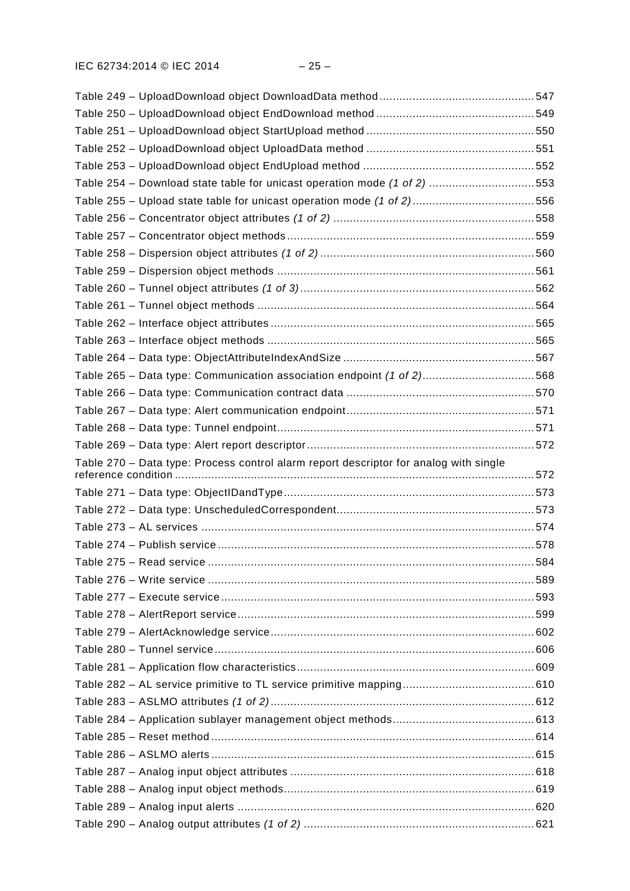Table 249 – UploadDownload object DownloadData method ............................................. 547
Table 250 – UploadDownload object EndDownload method ............................................... 549
Table 251 – UploadDownload object StartUpload method .................................................. 550
Table 252 – UploadDownload object UploadData method .................................................. 551
Table 253 – UploadDownload object EndUpload method .................................................... 552
Table 254 – Download state table for unicast operation mode *(1 of 2)* ................................ 553
Table 255 – Upload state table for unicast operation mode *(1 of 2)* ..................................... 556
Table 256 – Concentrator object attributes *(1 of 2)* ............................................................ 558
Table 257 – Concentrator object methods ........................................................................... 559
Table 258 – Dispersion object attributes *(1 of 2)* ................................................................ 560
Table 259 – Dispersion object methods ............................................................................. 561
Table 260 – Tunnel object attributes *(1 of 3)* ...................................................................... 562
Table 261 – Tunnel object methods ................................................................................... 564
Table 262 – Interface object attributes ............................................................................... 565
Table 263 – Interface object methods ................................................................................ 565
Table 264 – Data type: ObjectAttributeIndexAndSize .......................................................... 567
Table 265 – Data type: Communication association endpoint *(1 of 2)* .................................. 568
Table 266 – Data type: Communication contract data ......................................................... 570
Table 267 – Data type: Alert communication endpoint ......................................................... 571
Table 268 – Data type: Tunnel endpoint ............................................................................. 571
Table 269 – Data type: Alert report descriptor ..................................................................... 572
Table 270 – Data type: Process control alarm report descriptor for analog with single reference condition ............................................................................................................. 572
Table 271 – Data type: ObjectIDandType ........................................................................... 573
Table 272 – Data type: UnscheduledCorrespondent ............................................................ 573
Table 273 – AL services .................................................................................................... 574
Table 274 – Publish service ............................................................................................... 578
Table 275 – Read service .................................................................................................. 584
Table 276 – Write service .................................................................................................. 589
Table 277 – Execute service .............................................................................................. 593
Table 278 – AlertReport service ......................................................................................... 599
Table 279 – AlertAcknowledge service ............................................................................... 602
Table 280 – Tunnel service ................................................................................................ 606
Table 281 – Application flow characteristics ....................................................................... 609
Table 282 – AL service primitive to TL service primitive mapping ........................................ 610
Table 283 – ASLMO attributes *(1 of 2)* ............................................................................... 612
Table 284 – Application sublayer management object methods ........................................... 613
Table 285 – Reset method ................................................................................................. 614
Table 286 – ASLMO alerts ................................................................................................. 615
Table 287 – Analog input object attributes ......................................................................... 618
Table 288 – Analog input object methods ........................................................................... 619
Table 289 – Analog input alerts ......................................................................................... 620
Table 290 – Analog output attributes *(1 of 2)* ..................................................................... 621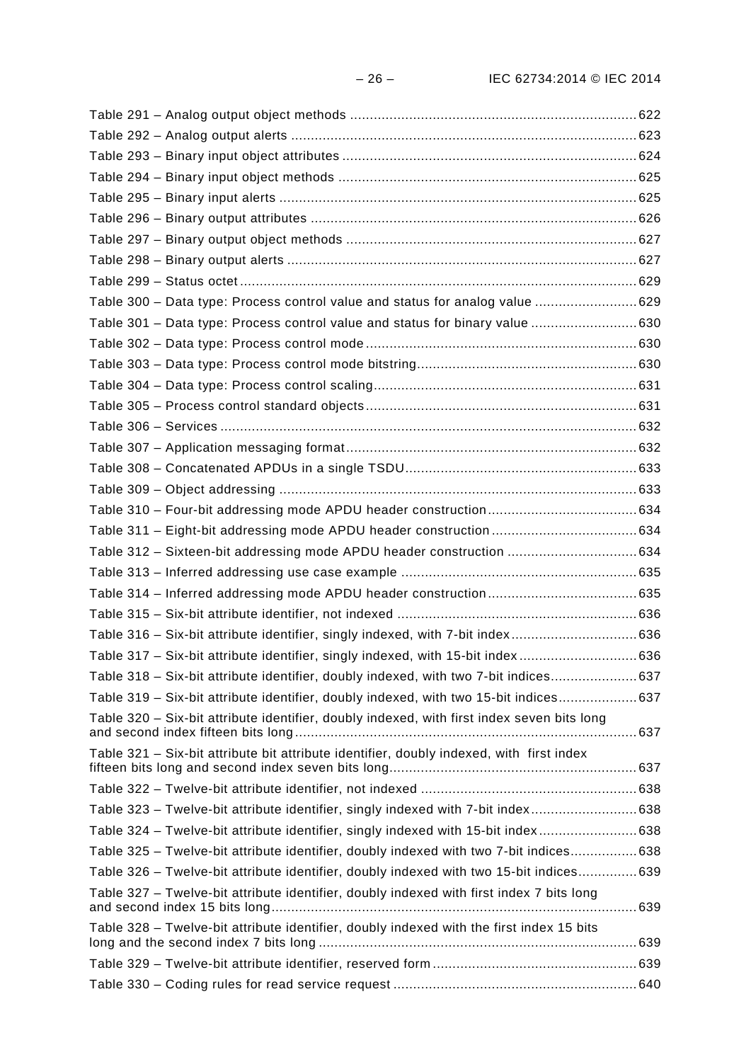Table 291 – Analog output object methods ........................................................................ 622
Table 292 – Analog output alerts ....................................................................................... 623
Table 293 – Binary input object attributes .......................................................................... 624
Table 294 – Binary input object methods ........................................................................... 625
Table 295 – Binary input alerts .......................................................................................... 625
Table 296 – Binary output attributes .................................................................................. 626
Table 297 – Binary output object methods ......................................................................... 627
Table 298 – Binary output alerts ........................................................................................ 627
Table 299 – Status octet .................................................................................................... 629
Table 300 – Data type: Process control value and status for analog value .......................... 629
Table 301 – Data type: Process control value and status for binary value ........................... 630
Table 302 – Data type: Process control mode .................................................................... 630
Table 303 – Data type: Process control mode bitstring ....................................................... 630
Table 304 – Data type: Process control scaling .................................................................. 631
Table 305 – Process control standard objects .................................................................... 631
Table 306 – Services ......................................................................................................... 632
Table 307 – Application messaging format ......................................................................... 632
Table 308 – Concatenated APDUs in a single TSDU .......................................................... 633
Table 309 – Object addressing .......................................................................................... 633
Table 310 – Four-bit addressing mode APDU header construction ...................................... 634
Table 311 – Eight-bit addressing mode APDU header construction ..................................... 634
Table 312 – Sixteen-bit addressing mode APDU header construction ................................. 634
Table 313 – Inferred addressing use case example ........................................................... 635
Table 314 – Inferred addressing mode APDU header construction ...................................... 635
Table 315 – Six-bit attribute identifier, not indexed ............................................................ 636
Table 316 – Six-bit attribute identifier, singly indexed, with 7-bit index ................................ 636
Table 317 – Six-bit attribute identifier, singly indexed, with 15-bit index .............................. 636
Table 318 – Six-bit attribute identifier, doubly indexed, with two 7-bit indices ...................... 637
Table 319 – Six-bit attribute identifier, doubly indexed, with two 15-bit indices .................... 637
Table 320 – Six-bit attribute identifier, doubly indexed, with first index seven bits long and second index fifteen bits long ...................................................................................... 637
Table 321 – Six-bit attribute bit attribute identifier, doubly indexed, with first index fifteen bits long and second index seven bits long .............................................................. 637
Table 322 – Twelve-bit attribute identifier, not indexed ....................................................... 638
Table 323 – Twelve-bit attribute identifier, singly indexed with 7-bit index ........................... 638
Table 324 – Twelve-bit attribute identifier, singly indexed with 15-bit index ......................... 638
Table 325 – Twelve-bit attribute identifier, doubly indexed with two 7-bit indices ................. 638
Table 326 – Twelve-bit attribute identifier, doubly indexed with two 15-bit indices ............... 639
Table 327 – Twelve-bit attribute identifier, doubly indexed with first index 7 bits long and second index 15 bits long ............................................................................................ 639
Table 328 – Twelve-bit attribute identifier, doubly indexed with the first index 15 bits long and the second index 7 bits long ................................................................................ 639
Table 329 – Twelve-bit attribute identifier, reserved form .................................................... 639
Table 330 – Coding rules for read service request ............................................................. 640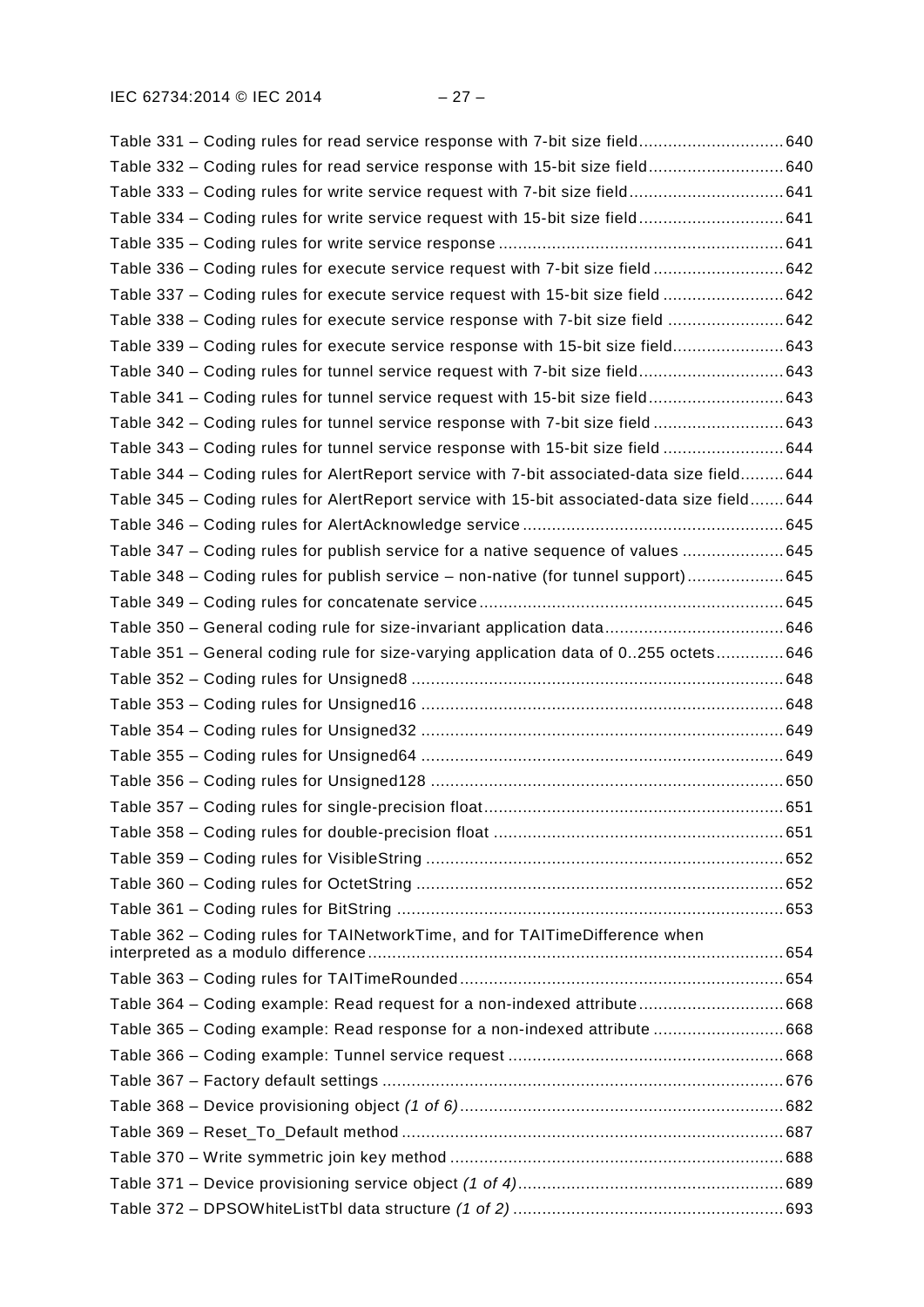Table 331 – Coding rules for read service response with 7-bit size field............................. 640
Table 332 – Coding rules for read service response with 15-bit size field........................... 640
Table 333 – Coding rules for write service request with 7-bit size field............................... 641
Table 334 – Coding rules for write service request with 15-bit size field............................. 641
Table 335 – Coding rules for write service response .......................................................... 641
Table 336 – Coding rules for execute service request with 7-bit size field .......................... 642
Table 337 – Coding rules for execute service request with 15-bit size field ........................ 642
Table 338 – Coding rules for execute service response with 7-bit size field ....................... 642
Table 339 – Coding rules for execute service response with 15-bit size field...................... 643
Table 340 – Coding rules for tunnel service request with 7-bit size field............................. 643
Table 341 – Coding rules for tunnel service request with 15-bit size field........................... 643
Table 342 – Coding rules for tunnel service response with 7-bit size field .......................... 643
Table 343 – Coding rules for tunnel service response with 15-bit size field ........................ 644
Table 344 – Coding rules for AlertReport service with 7-bit associated-data size field......... 644
Table 345 – Coding rules for AlertReport service with 15-bit associated-data size field....... 644
Table 346 – Coding rules for AlertAcknowledge service ..................................................... 645
Table 347 – Coding rules for publish service for a native sequence of values .................... 645
Table 348 – Coding rules for publish service – non-native (for tunnel support).................... 645
Table 349 – Coding rules for concatenate service.............................................................. 645
Table 350 – General coding rule for size-invariant application data.................................... 646
Table 351 – General coding rule for size-varying application data of 0..255 octets............. 646
Table 352 – Coding rules for Unsigned8 ............................................................................ 648
Table 353 – Coding rules for Unsigned16 .......................................................................... 648
Table 354 – Coding rules for Unsigned32 .......................................................................... 649
Table 355 – Coding rules for Unsigned64 .......................................................................... 649
Table 356 – Coding rules for Unsigned128 ........................................................................ 650
Table 357 – Coding rules for single-precision float............................................................. 651
Table 358 – Coding rules for double-precision float ........................................................... 651
Table 359 – Coding rules for VisibleString ......................................................................... 652
Table 360 – Coding rules for OctetString ........................................................................... 652
Table 361 – Coding rules for BitString ............................................................................... 653
Table 362 – Coding rules for TAINetworkTime, and for TAITimeDifference when interpreted as a modulo difference.................................................................................... 654
Table 363 – Coding rules for TAITimeRounded.................................................................. 654
Table 364 – Coding example: Read request for a non-indexed attribute............................. 668
Table 365 – Coding example: Read response for a non-indexed attribute .......................... 668
Table 366 – Coding example: Tunnel service request ........................................................ 668
Table 367 – Factory default settings .................................................................................. 676
Table 368 – Device provisioning object *(1 of 6)*.................................................................. 682
Table 369 – Reset_To_Default method .............................................................................. 687
Table 370 – Write symmetric join key method .................................................................... 688
Table 371 – Device provisioning service object *(1 of 4)*...................................................... 689
Table 372 – DPSOWhiteListTbl data structure *(1 of 2)* ....................................................... 693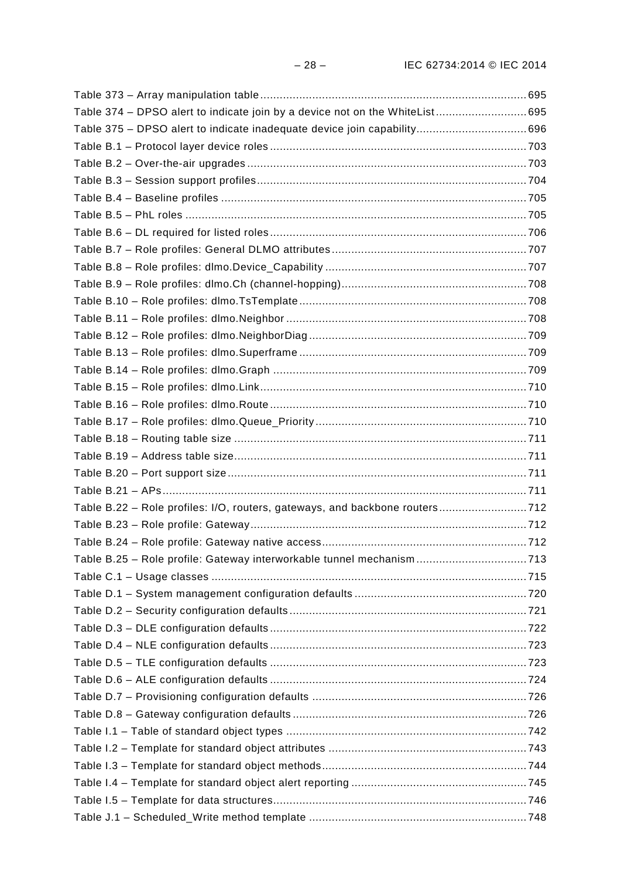Table 373 – Array manipulation table .................................................................................. 695
Table 374 – DPSO alert to indicate join by a device not on the WhiteList ............................ 695
Table 375 – DPSO alert to indicate inadequate device join capability .................................. 696
Table B.1 – Protocol layer device roles .............................................................................. 703
Table B.2 – Over-the-air upgrades ...................................................................................... 703
Table B.3 – Session support profiles .................................................................................. 704
Table B.4 – Baseline profiles ............................................................................................. 705
Table B.5 – PhL roles ........................................................................................................ 705
Table B.6 – DL required for listed roles .............................................................................. 706
Table B.7 – Role profiles: General DLMO attributes ........................................................... 707
Table B.8 – Role profiles: dlmo.Device_Capability ............................................................. 707
Table B.9 – Role profiles: dlmo.Ch (channel-hopping) ......................................................... 708
Table B.10 – Role profiles: dlmo.TsTemplate ..................................................................... 708
Table B.11 – Role profiles: dlmo.Neighbor ......................................................................... 708
Table B.12 – Role profiles: dlmo.NeighborDiag .................................................................. 709
Table B.13 – Role profiles: dlmo.Superframe ..................................................................... 709
Table B.14 – Role profiles: dlmo.Graph ............................................................................. 709
Table B.15 – Role profiles: dlmo.Link ................................................................................. 710
Table B.16 – Role profiles: dlmo.Route .............................................................................. 710
Table B.17 – Role profiles: dlmo.Queue_Priority ................................................................ 710
Table B.18 – Routing table size ......................................................................................... 711
Table B.19 – Address table size ......................................................................................... 711
Table B.20 – Port support size ........................................................................................... 711
Table B.21 – APs ............................................................................................................... 711
Table B.22 – Role profiles: I/O, routers, gateways, and backbone routers ........................... 712
Table B.23 – Role profile: Gateway .................................................................................... 712
Table B.24 – Role profile: Gateway native access .............................................................. 712
Table B.25 – Role profile: Gateway interworkable tunnel mechanism .................................. 713
Table C.1 – Usage classes ................................................................................................ 715
Table D.1 – System management configuration defaults .................................................... 720
Table D.2 – Security configuration defaults ........................................................................ 721
Table D.3 – DLE configuration defaults .............................................................................. 722
Table D.4 – NLE configuration defaults .............................................................................. 723
Table D.5 – TLE configuration defaults .............................................................................. 723
Table D.6 – ALE configuration defaults .............................................................................. 724
Table D.7 – Provisioning configuration defaults ................................................................. 726
Table D.8 – Gateway configuration defaults ....................................................................... 726
Table I.1 – Table of standard object types ......................................................................... 742
Table I.2 – Template for standard object attributes ............................................................ 743
Table I.3 – Template for standard object methods .............................................................. 744
Table I.4 – Template for standard object alert reporting ..................................................... 745
Table I.5 – Template for data structures ............................................................................. 746
Table J.1 – Scheduled_Write method template .................................................................. 748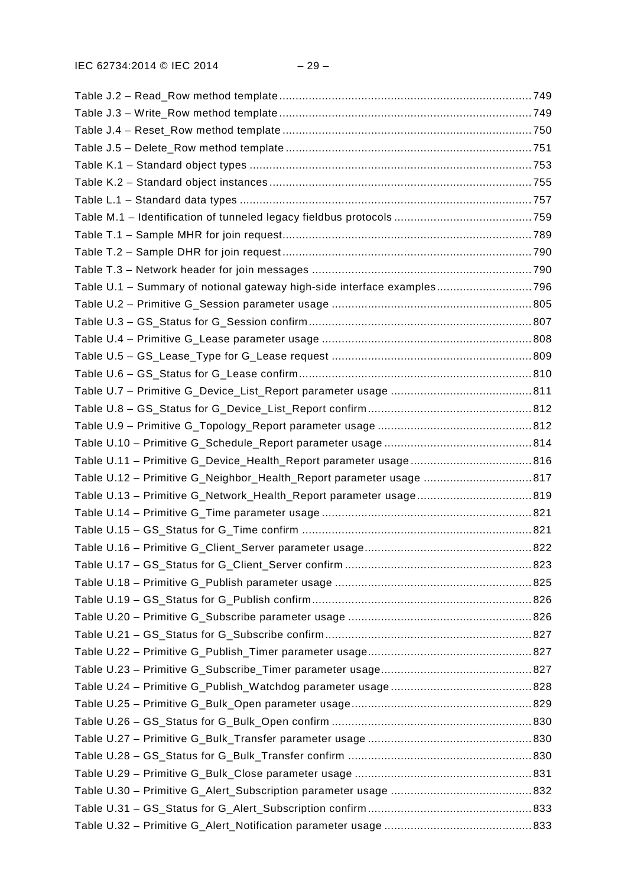Table J.2 – Read_Row method template ............................................................................ 749
Table J.3 – Write_Row method template ............................................................................ 749
Table J.4 – Reset_Row method template ............................................................................ 750
Table J.5 – Delete_Row method template ........................................................................... 751
Table K.1 – Standard object types ...................................................................................... 753
Table K.2 – Standard object instances ................................................................................ 755
Table L.1 – Standard data types ......................................................................................... 757
Table M.1 – Identification of tunneled legacy fieldbus protocols .......................................... 759
Table T.1 – Sample MHR for join request............................................................................ 789
Table T.2 – Sample DHR for join request ............................................................................ 790
Table T.3 – Network header for join messages ................................................................... 790
Table U.1 – Summary of notional gateway high-side interface examples............................. 796
Table U.2 – Primitive G_Session parameter usage ............................................................. 805
Table U.3 – GS_Status for G_Session confirm .................................................................... 807
Table U.4 – Primitive G_Lease parameter usage ................................................................ 808
Table U.5 – GS_Lease_Type for G_Lease request ............................................................. 809
Table U.6 – GS_Status for G_Lease confirm ....................................................................... 810
Table U.7 – Primitive G_Device_List_Report parameter usage ........................................... 811
Table U.8 – GS_Status for G_Device_List_Report confirm .................................................. 812
Table U.9 – Primitive G_Topology_Report parameter usage ............................................... 812
Table U.10 – Primitive G_Schedule_Report parameter usage ............................................. 814
Table U.11 – Primitive G_Device_Health_Report parameter usage ..................................... 816
Table U.12 – Primitive G_Neighbor_Health_Report parameter usage ................................. 817
Table U.13 – Primitive G_Network_Health_Report parameter usage................................... 819
Table U.14 – Primitive G_Time parameter usage ................................................................ 821
Table U.15 – GS_Status for G_Time confirm ...................................................................... 821
Table U.16 – Primitive G_Client_Server parameter usage................................................... 822
Table U.17 – GS_Status for G_Client_Server confirm ......................................................... 823
Table U.18 – Primitive G_Publish parameter usage ............................................................ 825
Table U.19 – GS_Status for G_Publish confirm ................................................................... 826
Table U.20 – Primitive G_Subscribe parameter usage ........................................................ 826
Table U.21 – GS_Status for G_Subscribe confirm ............................................................... 827
Table U.22 – Primitive G_Publish_Timer parameter usage.................................................. 827
Table U.23 – Primitive G_Subscribe_Timer parameter usage.............................................. 827
Table U.24 – Primitive G_Publish_Watchdog parameter usage ........................................... 828
Table U.25 – Primitive G_Bulk_Open parameter usage....................................................... 829
Table U.26 – GS_Status for G_Bulk_Open confirm ............................................................. 830
Table U.27 – Primitive G_Bulk_Transfer parameter usage .................................................. 830
Table U.28 – GS_Status for G_Bulk_Transfer confirm ........................................................ 830
Table U.29 – Primitive G_Bulk_Close parameter usage ...................................................... 831
Table U.30 – Primitive G_Alert_Subscription parameter usage ........................................... 832
Table U.31 – GS_Status for G_Alert_Subscription confirm .................................................. 833
Table U.32 – Primitive G_Alert_Notification parameter usage ............................................ 833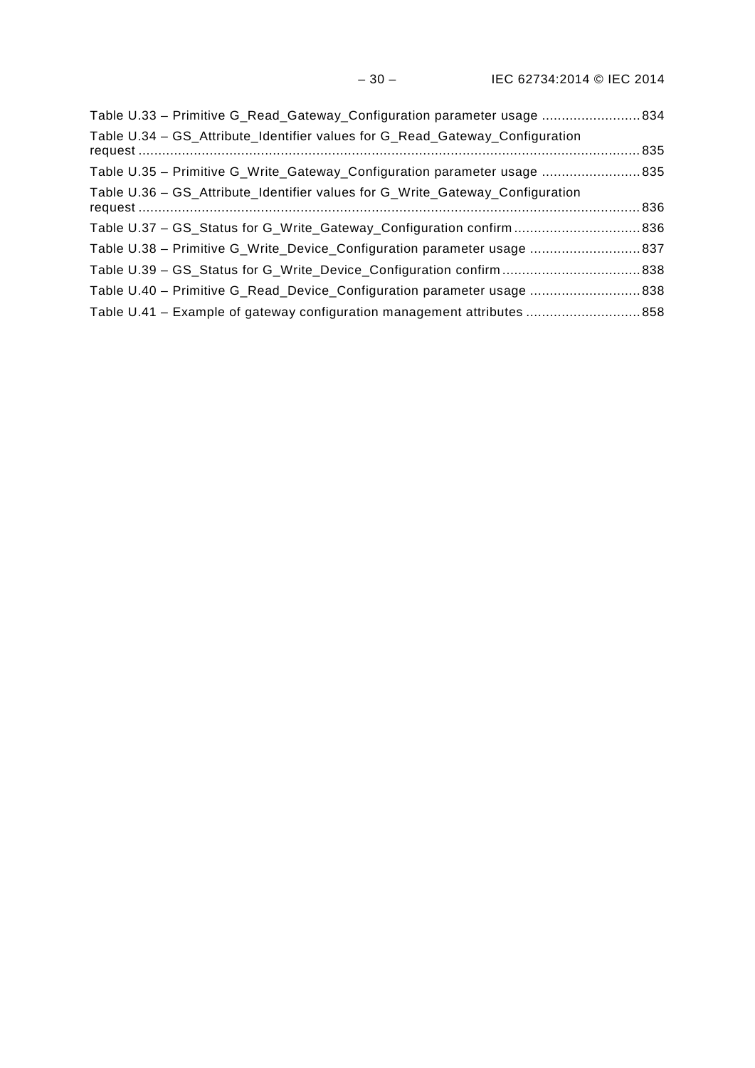Table U.33 – Primitive G_Read_Gateway_Configuration parameter usage ......................... 834

Table U.34 – GS_Attribute_Identifier values for G_Read_Gateway_Configuration request ................................................................................................................................ 835

Table U.35 – Primitive G_Write_Gateway_Configuration parameter usage ......................... 835

Table U.36 – GS_Attribute_Identifier values for G_Write_Gateway_Configuration request ................................................................................................................................ 836

Table U.37 – GS_Status for G_Write_Gateway_Configuration confirm ................................ 836

Table U.38 – Primitive G_Write_Device_Configuration parameter usage ............................ 837

Table U.39 – GS_Status for G_Write_Device_Configuration confirm ................................... 838

Table U.40 – Primitive G_Read_Device_Configuration parameter usage ............................ 838

Table U.41 – Example of gateway configuration management attributes ............................ 858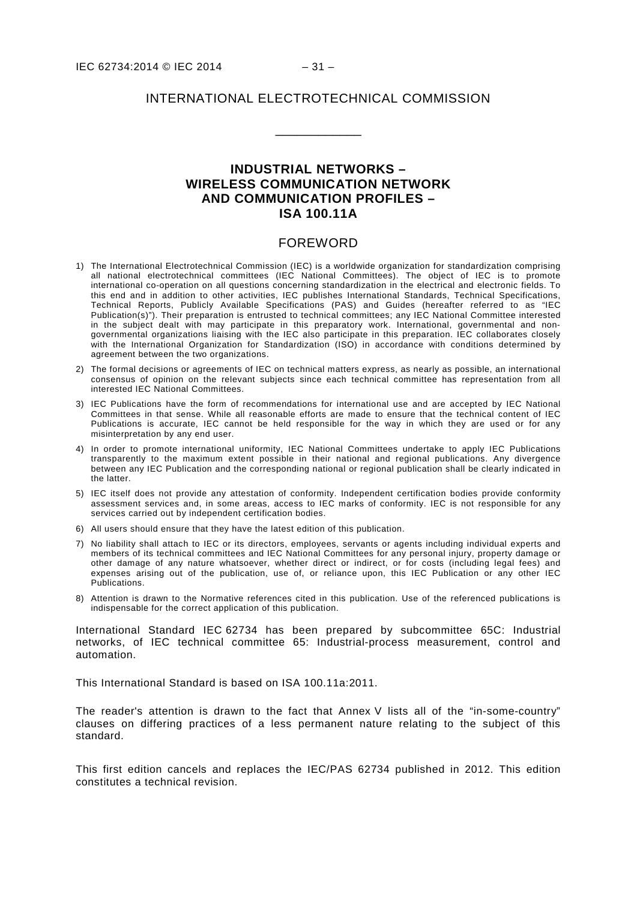INTERNATIONAL ELECTROTECHNICAL COMMISSION

____________

# INDUSTRIAL NETWORKS – WIRELESS COMMUNICATION NETWORK AND COMMUNICATION PROFILES – ISA 100.11A

## FOREWORD

1) The International Electrotechnical Commission (IEC) is a worldwide organization for standardization comprising all national electrotechnical committees (IEC National Committees). The object of IEC is to promote international co-operation on all questions concerning standardization in the electrical and electronic fields. To this end and in addition to other activities, IEC publishes International Standards, Technical Specifications, Technical Reports, Publicly Available Specifications (PAS) and Guides (hereafter referred to as "IEC Publication(s)"). Their preparation is entrusted to technical committees; any IEC National Committee interested in the subject dealt with may participate in this preparatory work. International, governmental and non-governmental organizations liaising with the IEC also participate in this preparation. IEC collaborates closely with the International Organization for Standardization (ISO) in accordance with conditions determined by agreement between the two organizations.

2) The formal decisions or agreements of IEC on technical matters express, as nearly as possible, an international consensus of opinion on the relevant subjects since each technical committee has representation from all interested IEC National Committees.

3) IEC Publications have the form of recommendations for international use and are accepted by IEC National Committees in that sense. While all reasonable efforts are made to ensure that the technical content of IEC Publications is accurate, IEC cannot be held responsible for the way in which they are used or for any misinterpretation by any end user.

4) In order to promote international uniformity, IEC National Committees undertake to apply IEC Publications transparently to the maximum extent possible in their national and regional publications. Any divergence between any IEC Publication and the corresponding national or regional publication shall be clearly indicated in the latter.

5) IEC itself does not provide any attestation of conformity. Independent certification bodies provide conformity assessment services and, in some areas, access to IEC marks of conformity. IEC is not responsible for any services carried out by independent certification bodies.

6) All users should ensure that they have the latest edition of this publication.

7) No liability shall attach to IEC or its directors, employees, servants or agents including individual experts and members of its technical committees and IEC National Committees for any personal injury, property damage or other damage of any nature whatsoever, whether direct or indirect, or for costs (including legal fees) and expenses arising out of the publication, use of, or reliance upon, this IEC Publication or any other IEC Publications.

8) Attention is drawn to the Normative references cited in this publication. Use of the referenced publications is indispensable for the correct application of this publication.

International Standard IEC 62734 has been prepared by subcommittee 65C: Industrial networks, of IEC technical committee 65: Industrial-process measurement, control and automation.

This International Standard is based on ISA 100.11a:2011.

The reader's attention is drawn to the fact that Annex V lists all of the "in-some-country" clauses on differing practices of a less permanent nature relating to the subject of this standard.

This first edition cancels and replaces the IEC/PAS 62734 published in 2012. This edition constitutes a technical revision.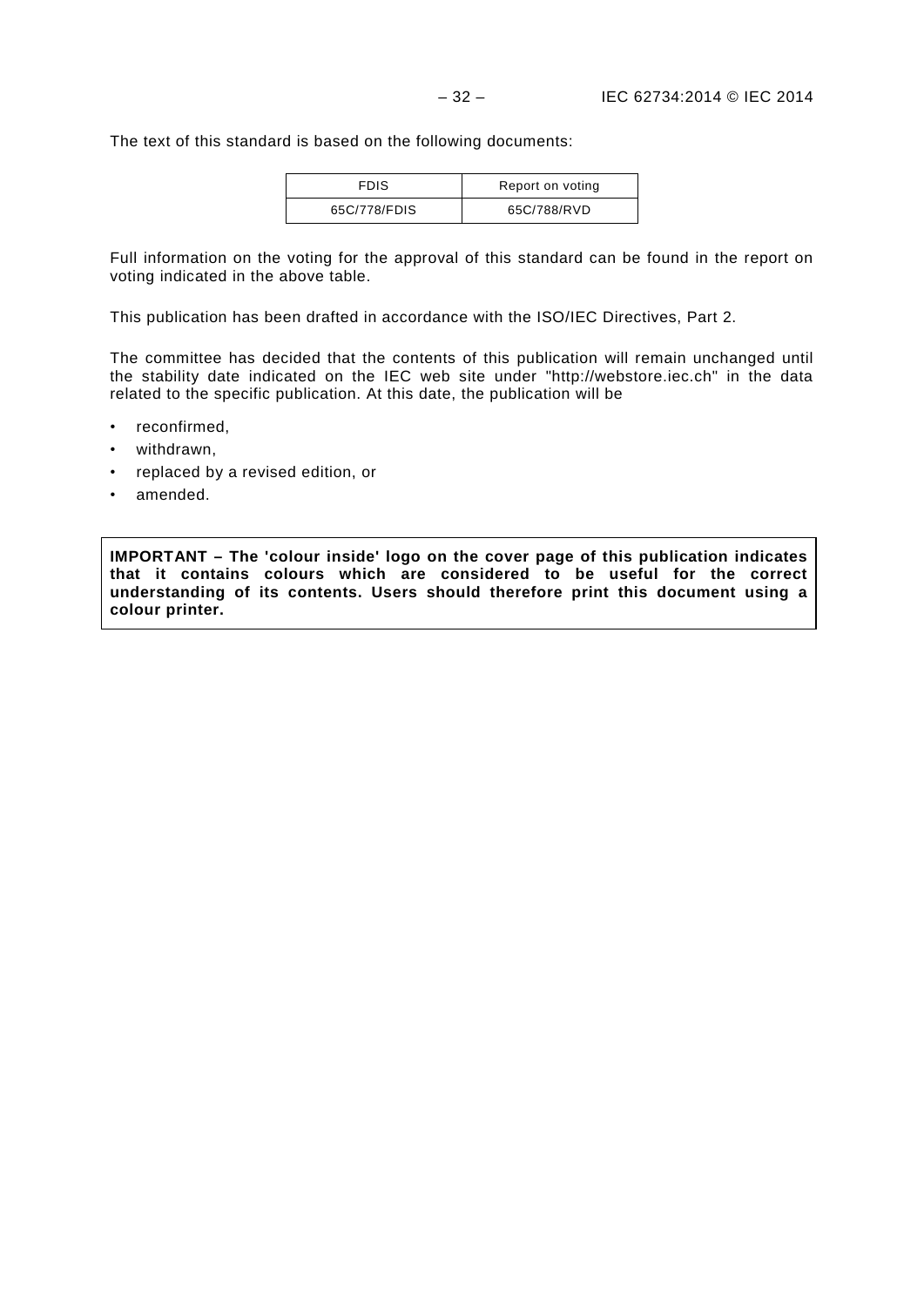The text of this standard is based on the following documents:

| FDIS | Report on voting |
|---|---|
| 65C/778/FDIS | 65C/788/RVD |

Full information on the voting for the approval of this standard can be found in the report on voting indicated in the above table.

This publication has been drafted in accordance with the ISO/IEC Directives, Part 2.

The committee has decided that the contents of this publication will remain unchanged until the stability date indicated on the IEC web site under "http://webstore.iec.ch" in the data related to the specific publication. At this date, the publication will be

- reconfirmed,
- withdrawn,
- replaced by a revised edition, or
- amended.

**IMPORTANT – The 'colour inside' logo on the cover page of this publication indicates that it contains colours which are considered to be useful for the correct understanding of its contents. Users should therefore print this document using a colour printer.**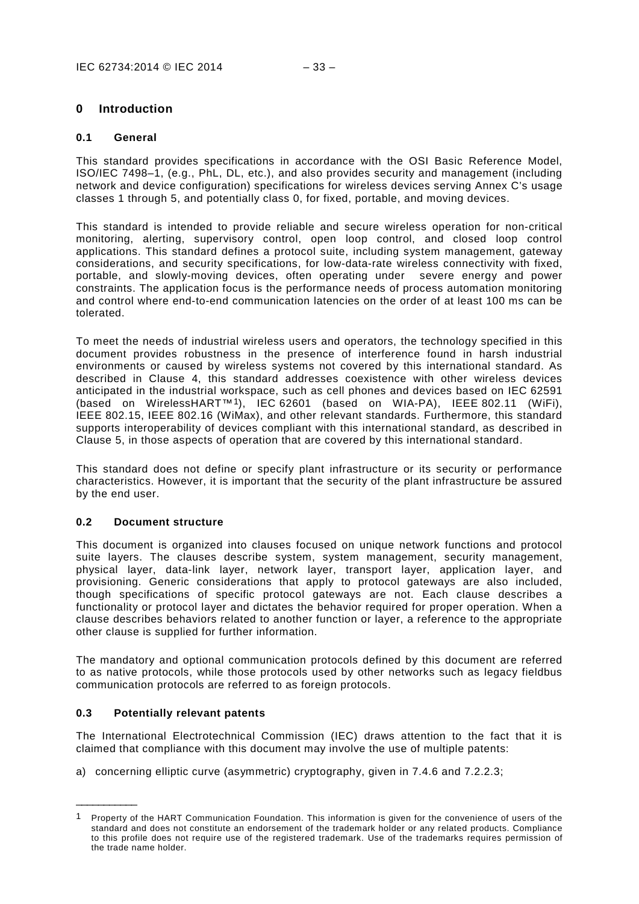# 0 Introduction

## 0.1 General

This standard provides specifications in accordance with the OSI Basic Reference Model, ISO/IEC 7498–1, (e.g., PhL, DL, etc.), and also provides security and management (including network and device configuration) specifications for wireless devices serving Annex C's usage classes 1 through 5, and potentially class 0, for fixed, portable, and moving devices.

This standard is intended to provide reliable and secure wireless operation for non-critical monitoring, alerting, supervisory control, open loop control, and closed loop control applications. This standard defines a protocol suite, including system management, gateway considerations, and security specifications, for low-data-rate wireless connectivity with fixed, portable, and slowly-moving devices, often operating under severe energy and power constraints. The application focus is the performance needs of process automation monitoring and control where end-to-end communication latencies on the order of at least 100 ms can be tolerated.

To meet the needs of industrial wireless users and operators, the technology specified in this document provides robustness in the presence of interference found in harsh industrial environments or caused by wireless systems not covered by this international standard. As described in Clause 4, this standard addresses coexistence with other wireless devices anticipated in the industrial workspace, such as cell phones and devices based on IEC 62591 (based on WirelessHART™[1]), IEC 62601 (based on WIA-PA), IEEE 802.11 (WiFi), IEEE 802.15, IEEE 802.16 (WiMax), and other relevant standards. Furthermore, this standard supports interoperability of devices compliant with this international standard, as described in Clause 5, in those aspects of operation that are covered by this international standard.

This standard does not define or specify plant infrastructure or its security or performance characteristics. However, it is important that the security of the plant infrastructure be assured by the end user.

## 0.2 Document structure

This document is organized into clauses focused on unique network functions and protocol suite layers. The clauses describe system, system management, security management, physical layer, data-link layer, network layer, transport layer, application layer, and provisioning. Generic considerations that apply to protocol gateways are also included, though specifications of specific protocol gateways are not. Each clause describes a functionality or protocol layer and dictates the behavior required for proper operation. When a clause describes behaviors related to another function or layer, a reference to the appropriate other clause is supplied for further information.

The mandatory and optional communication protocols defined by this document are referred to as native protocols, while those protocols used by other networks such as legacy fieldbus communication protocols are referred to as foreign protocols.

## 0.3 Potentially relevant patents

The International Electrotechnical Commission (IEC) draws attention to the fact that it is claimed that compliance with this document may involve the use of multiple patents:

a) concerning elliptic curve (asymmetric) cryptography, given in 7.4.6 and 7.2.2.3;

---

[1] Property of the HART Communication Foundation. This information is given for the convenience of users of the standard and does not constitute an endorsement of the trademark holder or any related products. Compliance to this profile does not require use of the registered trademark. Use of the trademarks requires permission of the trade name holder.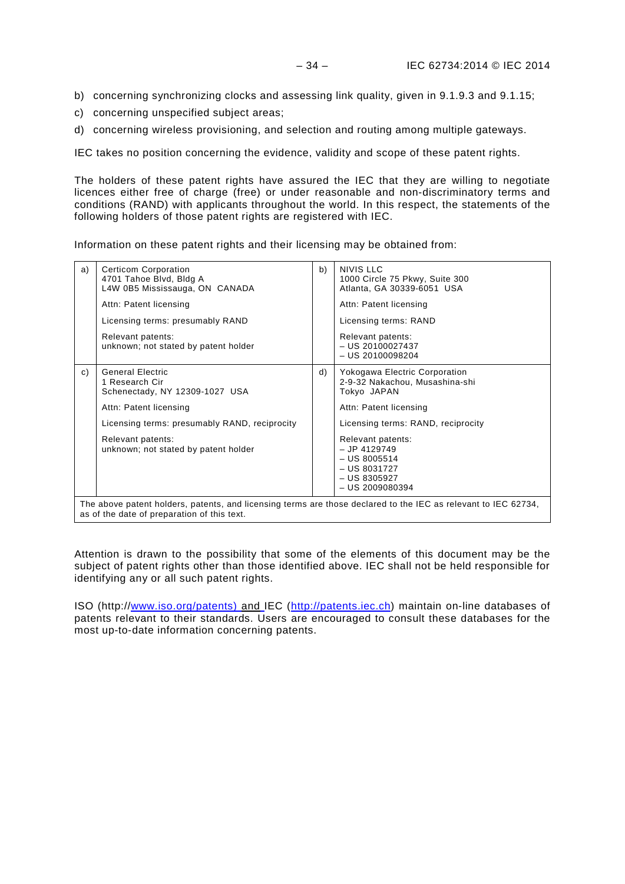b) concerning synchronizing clocks and assessing link quality, given in 9.1.9.3 and 9.1.15;

c) concerning unspecified subject areas;

d) concerning wireless provisioning, and selection and routing among multiple gateways.

IEC takes no position concerning the evidence, validity and scope of these patent rights.

The holders of these patent rights have assured the IEC that they are willing to negotiate licences either free of charge (free) or under reasonable and non-discriminatory terms and conditions (RAND) with applicants throughout the world. In this respect, the statements of the following holders of those patent rights are registered with IEC.

Information on these patent rights and their licensing may be obtained from:

| | | | |
|---|---|---|---|
| a) | Certicom Corporation<br>4701 Tahoe Blvd, Bldg A<br>L4W 0B5 Mississauga, ON CANADA<br><br>Attn: Patent licensing<br><br>Licensing terms: presumably RAND<br><br>Relevant patents:<br>unknown; not stated by patent holder | b) | NIVIS LLC<br>1000 Circle 75 Pkwy, Suite 300<br>Atlanta, GA 30339-6051 USA<br><br>Attn: Patent licensing<br><br>Licensing terms: RAND<br><br>Relevant patents:<br>– US 20100027437<br>– US 20100098204 |
| c) | General Electric<br>1 Research Cir<br>Schenectady, NY 12309-1027 USA<br><br>Attn: Patent licensing<br><br>Licensing terms: presumably RAND, reciprocity<br><br>Relevant patents:<br>unknown; not stated by patent holder | d) | Yokogawa Electric Corporation<br>2-9-32 Nakachou, Musashina-shi<br>Tokyo JAPAN<br><br>Attn: Patent licensing<br><br>Licensing terms: RAND, reciprocity<br><br>Relevant patents:<br>– JP 4129749<br>– US 8005514<br>– US 8031727<br>– US 8305927<br>– US 2009080394 |
| The above patent holders, patents, and licensing terms are those declared to the IEC as relevant to IEC 62734, as of the date of preparation of this text. | | | |

Attention is drawn to the possibility that some of the elements of this document may be the subject of patent rights other than those identified above. IEC shall not be held responsible for identifying any or all such patent rights.

ISO (http://www.iso.org/patents) and IEC (http://patents.iec.ch) maintain on-line databases of patents relevant to their standards. Users are encouraged to consult these databases for the most up-to-date information concerning patents.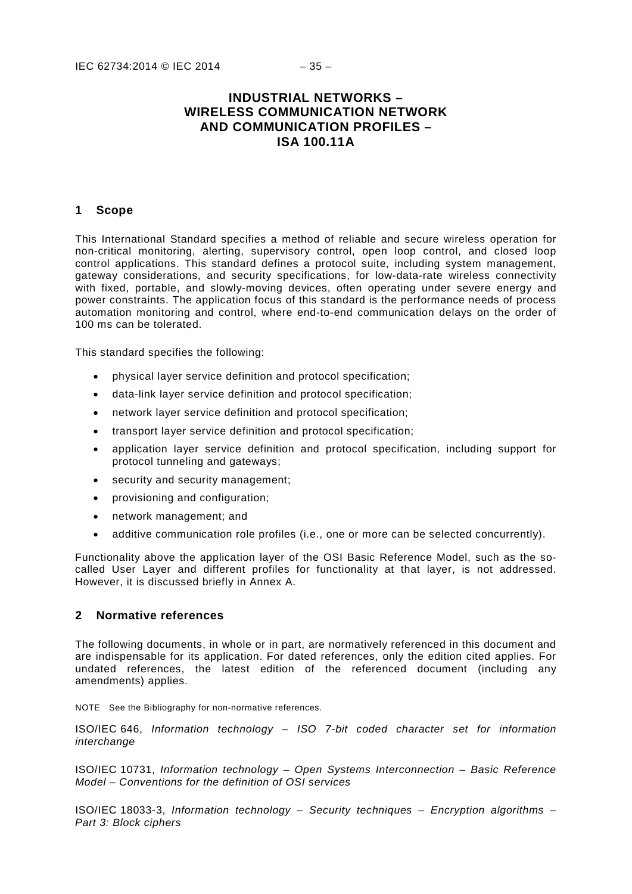# INDUSTRIAL NETWORKS – WIRELESS COMMUNICATION NETWORK AND COMMUNICATION PROFILES – ISA 100.11A

## 1 Scope

This International Standard specifies a method of reliable and secure wireless operation for non-critical monitoring, alerting, supervisory control, open loop control, and closed loop control applications. This standard defines a protocol suite, including system management, gateway considerations, and security specifications, for low-data-rate wireless connectivity with fixed, portable, and slowly-moving devices, often operating under severe energy and power constraints. The application focus of this standard is the performance needs of process automation monitoring and control, where end-to-end communication delays on the order of 100 ms can be tolerated.

This standard specifies the following:

- physical layer service definition and protocol specification;
- data-link layer service definition and protocol specification;
- network layer service definition and protocol specification;
- transport layer service definition and protocol specification;
- application layer service definition and protocol specification, including support for protocol tunneling and gateways;
- security and security management;
- provisioning and configuration;
- network management; and
- additive communication role profiles (i.e., one or more can be selected concurrently).

Functionality above the application layer of the OSI Basic Reference Model, such as the so-called User Layer and different profiles for functionality at that layer, is not addressed. However, it is discussed briefly in Annex A.

## 2 Normative references

The following documents, in whole or in part, are normatively referenced in this document and are indispensable for its application. For dated references, only the edition cited applies. For undated references, the latest edition of the referenced document (including any amendments) applies.

NOTE See the Bibliography for non-normative references.

ISO/IEC 646, *Information technology – ISO 7-bit coded character set for information interchange*

ISO/IEC 10731, *Information technology – Open Systems Interconnection – Basic Reference Model – Conventions for the definition of OSI services*

ISO/IEC 18033-3, *Information technology – Security techniques – Encryption algorithms – Part 3: Block ciphers*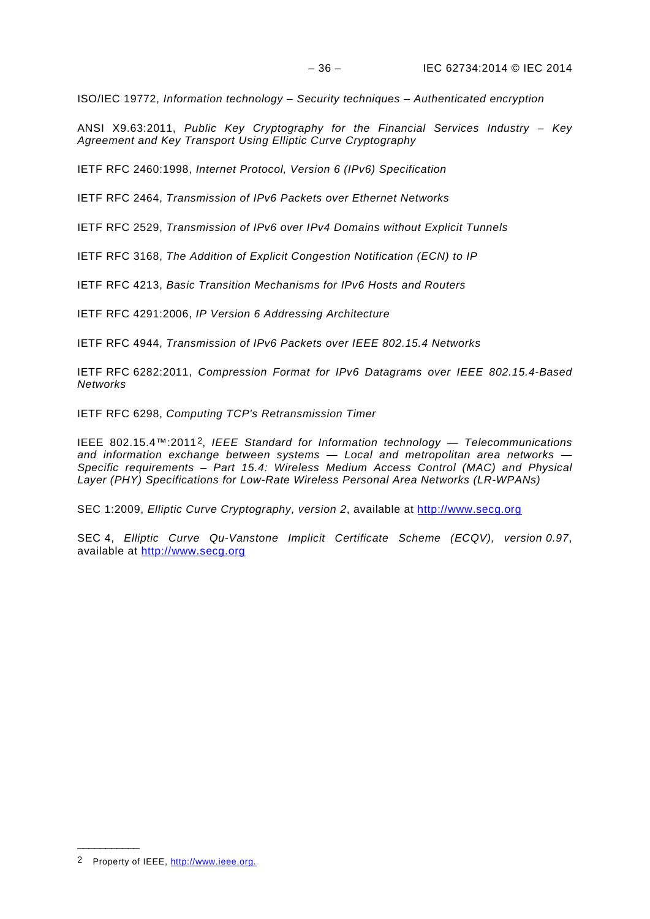ISO/IEC 19772, *Information technology – Security techniques – Authenticated encryption*

ANSI X9.63:2011, *Public Key Cryptography for the Financial Services Industry – Key Agreement and Key Transport Using Elliptic Curve Cryptography*

IETF RFC 2460:1998, *Internet Protocol, Version 6 (IPv6) Specification*

IETF RFC 2464, *Transmission of IPv6 Packets over Ethernet Networks*

IETF RFC 2529, *Transmission of IPv6 over IPv4 Domains without Explicit Tunnels*

IETF RFC 3168, *The Addition of Explicit Congestion Notification (ECN) to IP*

IETF RFC 4213, *Basic Transition Mechanisms for IPv6 Hosts and Routers*

IETF RFC 4291:2006, *IP Version 6 Addressing Architecture*

IETF RFC 4944, *Transmission of IPv6 Packets over IEEE 802.15.4 Networks*

IETF RFC 6282:2011, *Compression Format for IPv6 Datagrams over IEEE 802.15.4-Based Networks*

IETF RFC 6298, *Computing TCP's Retransmission Timer*

IEEE 802.15.4™:2011[2], *IEEE Standard for Information technology — Telecommunications and information exchange between systems — Local and metropolitan area networks — Specific requirements – Part 15.4: Wireless Medium Access Control (MAC) and Physical Layer (PHY) Specifications for Low-Rate Wireless Personal Area Networks (LR-WPANs)*

SEC 1:2009, *Elliptic Curve Cryptography, version 2*, available at http://www.secg.org

SEC 4, *Elliptic Curve Qu-Vanstone Implicit Certificate Scheme (ECQV), version 0.97*, available at http://www.secg.org

---

[2] Property of IEEE, http://www.ieee.org.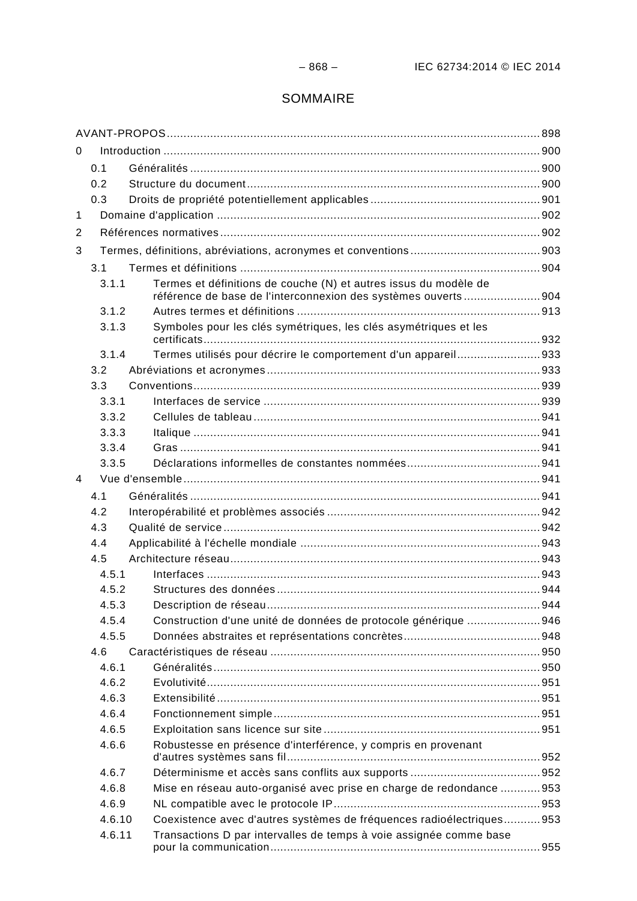# SOMMAIRE

AVANT-PROPOS ... 898

0 Introduction ... 900

- 0.1 Généralités ... 900
- 0.2 Structure du document ... 900
- 0.3 Droits de propriété potentiellement applicables ... 901

1 Domaine d'application ... 902

2 Références normatives ... 902

3 Termes, définitions, abréviations, acronymes et conventions ... 903

- 3.1 Termes et définitions ... 904
  - 3.1.1 Termes et définitions de couche (N) et autres issus du modèle de référence de base de l'interconnexion des systèmes ouverts ... 904
  - 3.1.2 Autres termes et définitions ... 913
  - 3.1.3 Symboles pour les clés symétriques, les clés asymétriques et les certificats ... 932
  - 3.1.4 Termes utilisés pour décrire le comportement d'un appareil ... 933
- 3.2 Abréviations et acronymes ... 933
- 3.3 Conventions ... 939
  - 3.3.1 Interfaces de service ... 939
  - 3.3.2 Cellules de tableau ... 941
  - 3.3.3 Italique ... 941
  - 3.3.4 Gras ... 941
  - 3.3.5 Déclarations informelles de constantes nommées ... 941

4 Vue d'ensemble ... 941

- 4.1 Généralités ... 941
- 4.2 Interopérabilité et problèmes associés ... 942
- 4.3 Qualité de service ... 942
- 4.4 Applicabilité à l'échelle mondiale ... 943
- 4.5 Architecture réseau ... 943
  - 4.5.1 Interfaces ... 943
  - 4.5.2 Structures des données ... 944
  - 4.5.3 Description de réseau ... 944
  - 4.5.4 Construction d'une unité de données de protocole générique ... 946
  - 4.5.5 Données abstraites et représentations concrètes ... 948
- 4.6 Caractéristiques de réseau ... 950
  - 4.6.1 Généralités ... 950
  - 4.6.2 Evolutivité ... 951
  - 4.6.3 Extensibilité ... 951
  - 4.6.4 Fonctionnement simple ... 951
  - 4.6.5 Exploitation sans licence sur site ... 951
  - 4.6.6 Robustesse en présence d'interférence, y compris en provenant d'autres systèmes sans fil ... 952
  - 4.6.7 Déterminisme et accès sans conflits aux supports ... 952
  - 4.6.8 Mise en réseau auto-organisé avec prise en charge de redondance ... 953
  - 4.6.9 NL compatible avec le protocole IP ... 953
  - 4.6.10 Coexistence avec d'autres systèmes de fréquences radioélectriques ... 953
  - 4.6.11 Transactions D par intervalles de temps à voie assignée comme base pour la communication ... 955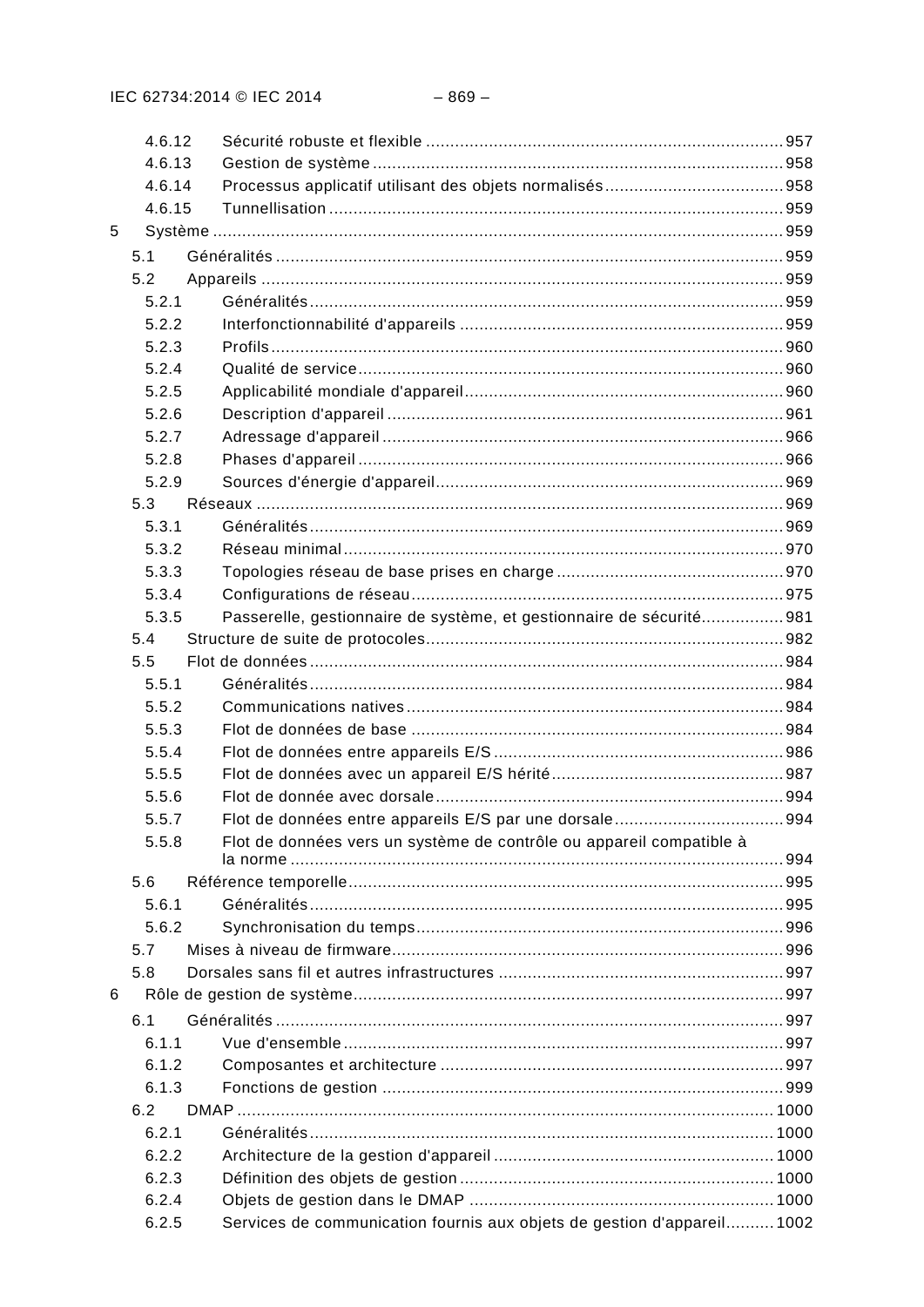4.6.12 Sécurité robuste et flexible ......................................................................... 957
4.6.13 Gestion de système ..................................................................................... 958
4.6.14 Processus applicatif utilisant des objets normalisés .................................... 958
4.6.15 Tunnellisation ............................................................................................. 959

5 Système ..................................................................................................................... 959

5.1 Généralités ........................................................................................................ 959
5.2 Appareils ........................................................................................................... 959
5.2.1 Généralités .................................................................................................. 959
5.2.2 Interfonctionnabilité d'appareils ................................................................... 959
5.2.3 Profils .......................................................................................................... 960
5.2.4 Qualité de service ........................................................................................ 960
5.2.5 Applicabilité mondiale d'appareil .................................................................. 960
5.2.6 Description d'appareil .................................................................................. 961
5.2.7 Adressage d'appareil ................................................................................... 966
5.2.8 Phases d'appareil ........................................................................................ 966
5.2.9 Sources d'énergie d'appareil ........................................................................ 969
5.3 Réseaux ............................................................................................................ 969
5.3.1 Généralités .................................................................................................. 969
5.3.2 Réseau minimal ........................................................................................... 970
5.3.3 Topologies réseau de base prises en charge ............................................... 970
5.3.4 Configurations de réseau ............................................................................. 975
5.3.5 Passerelle, gestionnaire de système, et gestionnaire de sécurité ................. 981
5.4 Structure de suite de protocoles .......................................................................... 982
5.5 Flot de données ................................................................................................. 984
5.5.1 Généralités .................................................................................................. 984
5.5.2 Communications natives .............................................................................. 984
5.5.3 Flot de données de base ............................................................................. 984
5.5.4 Flot de données entre appareils E/S ............................................................ 986
5.5.5 Flot de données avec un appareil E/S hérité ................................................ 987
5.5.6 Flot de donnée avec dorsale ........................................................................ 994
5.5.7 Flot de données entre appareils E/S par une dorsale ................................... 994
5.5.8 Flot de données vers un système de contrôle ou appareil compatible à la norme ..................................................................................................... 994
5.6 Référence temporelle .......................................................................................... 995
5.6.1 Généralités .................................................................................................. 995
5.6.2 Synchronisation du temps ............................................................................ 996
5.7 Mises à niveau de firmware ................................................................................. 996
5.8 Dorsales sans fil et autres infrastructures ........................................................... 997

6 Rôle de gestion de système ......................................................................................... 997

6.1 Généralités ........................................................................................................ 997
6.1.1 Vue d'ensemble ........................................................................................... 997
6.1.2 Composantes et architecture ....................................................................... 997
6.1.3 Fonctions de gestion ................................................................................... 999
6.2 DMAP .............................................................................................................. 1000
6.2.1 Généralités ................................................................................................ 1000
6.2.2 Architecture de la gestion d'appareil .......................................................... 1000
6.2.3 Définition des objets de gestion ................................................................. 1000
6.2.4 Objets de gestion dans le DMAP ............................................................... 1000
6.2.5 Services de communication fournis aux objets de gestion d'appareil .......... 1002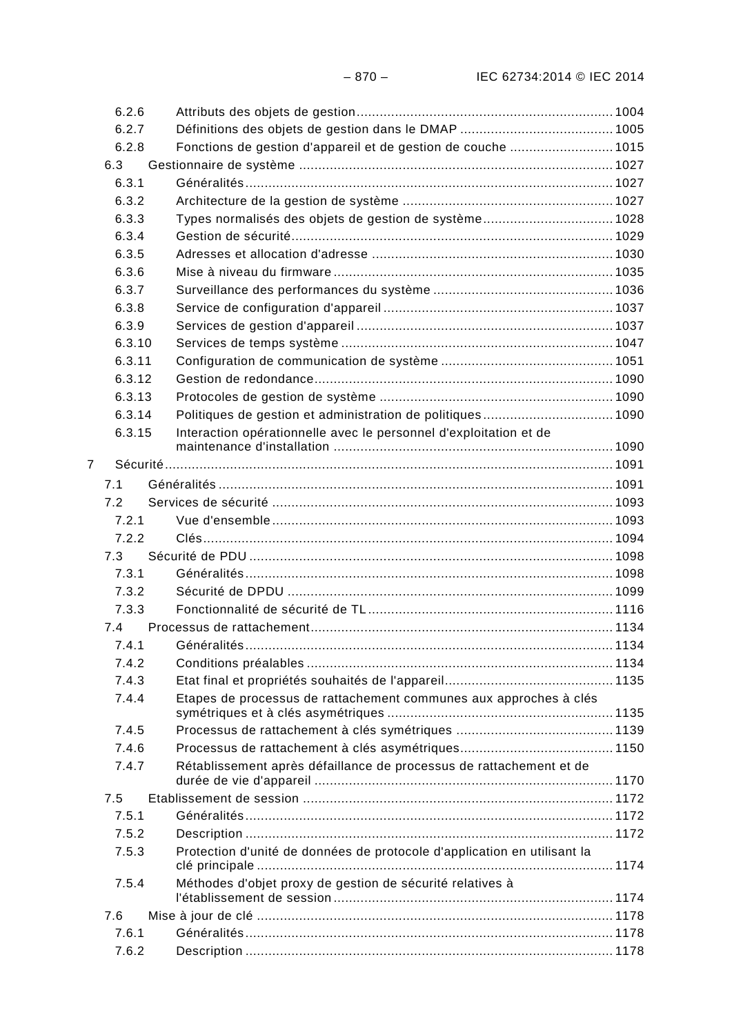6.2.6 Attributs des objets de gestion .................................................................. 1004
6.2.7 Définitions des objets de gestion dans le DMAP ....................................... 1005
6.2.8 Fonctions de gestion d'appareil et de gestion de couche .......................... 1015
6.3 Gestionnaire de système ................................................................................ 1027
6.3.1 Généralités ............................................................................................... 1027
6.3.2 Architecture de la gestion de système ...................................................... 1027
6.3.3 Types normalisés des objets de gestion de système ................................. 1028
6.3.4 Gestion de sécurité ................................................................................... 1029
6.3.5 Adresses et allocation d'adresse .............................................................. 1030
6.3.6 Mise à niveau du firmware ........................................................................ 1035
6.3.7 Surveillance des performances du système .............................................. 1036
6.3.8 Service de configuration d'appareil ........................................................... 1037
6.3.9 Services de gestion d'appareil .................................................................. 1037
6.3.10 Services de temps système ...................................................................... 1047
6.3.11 Configuration de communication de système ............................................ 1051
6.3.12 Gestion de redondance ............................................................................. 1090
6.3.13 Protocoles de gestion de système ............................................................ 1090
6.3.14 Politiques de gestion et administration de politiques ................................. 1090
6.3.15 Interaction opérationnelle avec le personnel d'exploitation et de maintenance d'installation ........................................................................ 1090
7 Sécurité .................................................................................................................. 1091
7.1 Généralités ..................................................................................................... 1091
7.2 Services de sécurité ........................................................................................ 1093
7.2.1 Vue d'ensemble ........................................................................................ 1093
7.2.2 Clés .......................................................................................................... 1094
7.3 Sécurité de PDU .............................................................................................. 1098
7.3.1 Généralités ............................................................................................... 1098
7.3.2 Sécurité de DPDU .................................................................................... 1099
7.3.3 Fonctionnalité de sécurité de TL ............................................................... 1116
7.4 Processus de rattachement ............................................................................. 1134
7.4.1 Généralités ............................................................................................... 1134
7.4.2 Conditions préalables ............................................................................... 1134
7.4.3 Etat final et propriétés souhaités de l'appareil ........................................... 1135
7.4.4 Etapes de processus de rattachement communes aux approches à clés symétriques et à clés asymétriques .......................................................... 1135
7.4.5 Processus de rattachement à clés symétriques ......................................... 1139
7.4.6 Processus de rattachement à clés asymétriques ....................................... 1150
7.4.7 Rétablissement après défaillance de processus de rattachement et de durée de vie d'appareil ............................................................................. 1170
7.5 Etablissement de session ................................................................................ 1172
7.5.1 Généralités ............................................................................................... 1172
7.5.2 Description ............................................................................................... 1172
7.5.3 Protection d'unité de données de protocole d'application en utilisant la clé principale ............................................................................................ 1174
7.5.4 Méthodes d'objet proxy de gestion de sécurité relatives à l'établissement de session ........................................................................ 1174
7.6 Mise à jour de clé ............................................................................................ 1178
7.6.1 Généralités ............................................................................................... 1178
7.6.2 Description ............................................................................................... 1178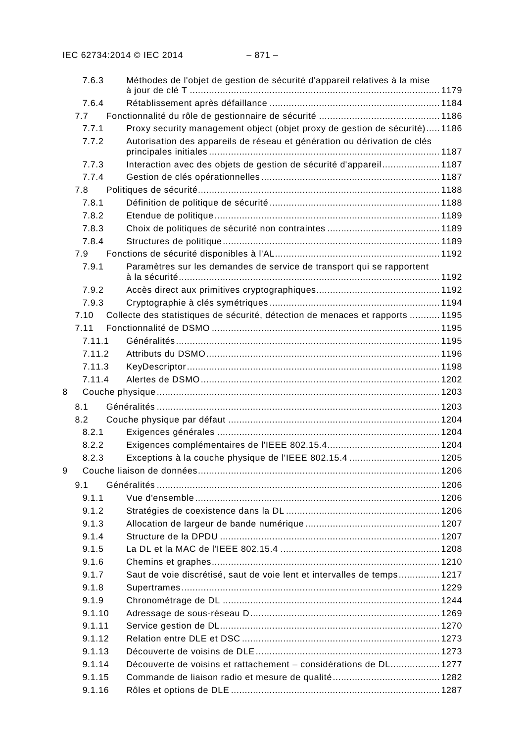7.6.3 Méthodes de l'objet de gestion de sécurité d'appareil relatives à la mise à jour de clé T ........ 1179
7.6.4 Rétablissement après défaillance ........ 1184
7.7 Fonctionnalité du rôle de gestionnaire de sécurité ........ 1186
7.7.1 Proxy security management object (objet proxy de gestion de sécurité) ........ 1186
7.7.2 Autorisation des appareils de réseau et génération ou dérivation de clés principales initiales ........ 1187
7.7.3 Interaction avec des objets de gestion de sécurité d'appareil ........ 1187
7.7.4 Gestion de clés opérationnelles ........ 1187
7.8 Politiques de sécurité ........ 1188
7.8.1 Définition de politique de sécurité ........ 1188
7.8.2 Etendue de politique ........ 1189
7.8.3 Choix de politiques de sécurité non contraintes ........ 1189
7.8.4 Structures de politique ........ 1189
7.9 Fonctions de sécurité disponibles à l'AL ........ 1192
7.9.1 Paramètres sur les demandes de service de transport qui se rapportent à la sécurité ........ 1192
7.9.2 Accès direct aux primitives cryptographiques ........ 1192
7.9.3 Cryptographie à clés symétriques ........ 1194
7.10 Collecte des statistiques de sécurité, détection de menaces et rapports ........ 1195
7.11 Fonctionnalité de DSMO ........ 1195
7.11.1 Généralités ........ 1195
7.11.2 Attributs du DSMO ........ 1196
7.11.3 KeyDescriptor ........ 1198
7.11.4 Alertes de DSMO ........ 1202
8 Couche physique ........ 1203
8.1 Généralités ........ 1203
8.2 Couche physique par défaut ........ 1204
8.2.1 Exigences générales ........ 1204
8.2.2 Exigences complémentaires de l'IEEE 802.15.4 ........ 1204
8.2.3 Exceptions à la couche physique de l'IEEE 802.15.4 ........ 1205
9 Couche liaison de données ........ 1206
9.1 Généralités ........ 1206
9.1.1 Vue d'ensemble ........ 1206
9.1.2 Stratégies de coexistence dans la DL ........ 1206
9.1.3 Allocation de largeur de bande numérique ........ 1207
9.1.4 Structure de la DPDU ........ 1207
9.1.5 La DL et la MAC de l'IEEE 802.15.4 ........ 1208
9.1.6 Chemins et graphes ........ 1210
9.1.7 Saut de voie discrétisé, saut de voie lent et intervalles de temps ........ 1217
9.1.8 Supertrames ........ 1229
9.1.9 Chronométrage de DL ........ 1244
9.1.10 Adressage de sous-réseau D ........ 1269
9.1.11 Service gestion de DL ........ 1270
9.1.12 Relation entre DLE et DSC ........ 1273
9.1.13 Découverte de voisins de DLE ........ 1273
9.1.14 Découverte de voisins et rattachement – considérations de DL ........ 1277
9.1.15 Commande de liaison radio et mesure de qualité ........ 1282
9.1.16 Rôles et options de DLE ........ 1287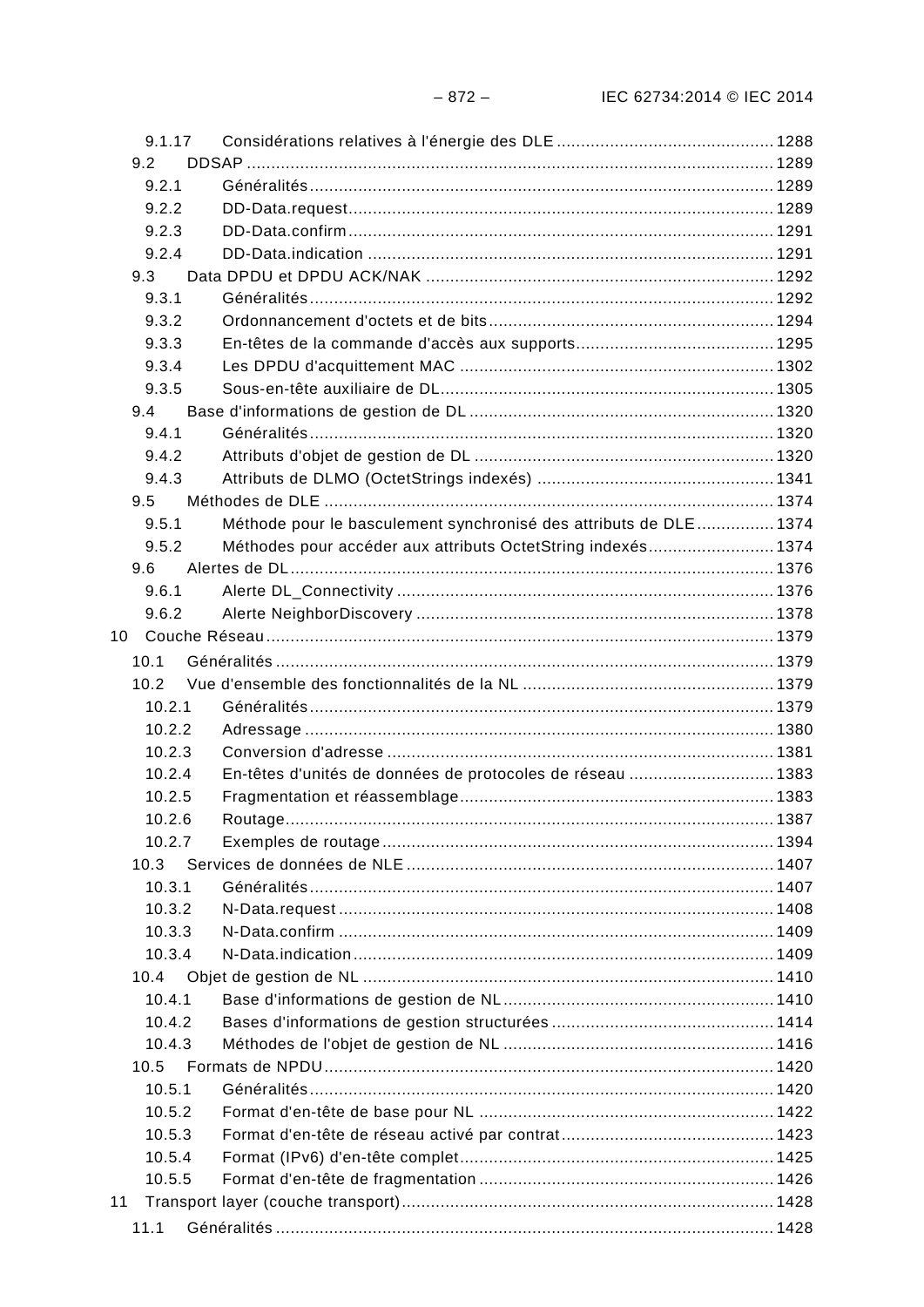9.1.17 Considérations relatives à l'énergie des DLE ............................................ 1288
9.2 DDSAP ............................................................................................................ 1289
9.2.1 Généralités ............................................................................................... 1289
9.2.2 DD-Data.request ....................................................................................... 1289
9.2.3 DD-Data.confirm ....................................................................................... 1291
9.2.4 DD-Data.indication .................................................................................... 1291
9.3 Data DPDU et DPDU ACK/NAK ........................................................................ 1292
9.3.1 Généralités ............................................................................................... 1292
9.3.2 Ordonnancement d'octets et de bits ........................................................... 1294
9.3.3 En-têtes de la commande d'accès aux supports ......................................... 1295
9.3.4 Les DPDU d'acquittement MAC ................................................................. 1302
9.3.5 Sous-en-tête auxiliaire de DL .................................................................... 1305
9.4 Base d'informations de gestion de DL .............................................................. 1320
9.4.1 Généralités ............................................................................................... 1320
9.4.2 Attributs d'objet de gestion de DL ............................................................. 1320
9.4.3 Attributs de DLMO (OctetStrings indexés) ................................................. 1341
9.5 Méthodes de DLE ............................................................................................ 1374
9.5.1 Méthode pour le basculement synchronisé des attributs de DLE ................ 1374
9.5.2 Méthodes pour accéder aux attributs OctetString indexés .......................... 1374
9.6 Alertes de DL ................................................................................................... 1376
9.6.1 Alerte DL_Connectivity ............................................................................. 1376
9.6.2 Alerte NeighborDiscovery .......................................................................... 1378
10 Couche Réseau ........................................................................................................ 1379
10.1 Généralités ...................................................................................................... 1379
10.2 Vue d'ensemble des fonctionnalités de la NL ................................................... 1379
10.2.1 Généralités ............................................................................................... 1379
10.2.2 Adressage ................................................................................................ 1380
10.2.3 Conversion d'adresse ............................................................................... 1381
10.2.4 En-têtes d'unités de données de protocoles de réseau .............................. 1383
10.2.5 Fragmentation et réassemblage ................................................................ 1383
10.2.6 Routage .................................................................................................... 1387
10.2.7 Exemples de routage ................................................................................ 1394
10.3 Services de données de NLE ........................................................................... 1407
10.3.1 Généralités ............................................................................................... 1407
10.3.2 N-Data.request ......................................................................................... 1408
10.3.3 N-Data.confirm ......................................................................................... 1409
10.3.4 N-Data.indication ...................................................................................... 1409
10.4 Objet de gestion de NL .................................................................................... 1410
10.4.1 Base d'informations de gestion de NL ........................................................ 1410
10.4.2 Bases d'informations de gestion structurées .............................................. 1414
10.4.3 Méthodes de l'objet de gestion de NL ........................................................ 1416
10.5 Formats de NPDU ............................................................................................ 1420
10.5.1 Généralités ............................................................................................... 1420
10.5.2 Format d'en-tête de base pour NL ............................................................. 1422
10.5.3 Format d'en-tête de réseau activé par contrat ............................................ 1423
10.5.4 Format (IPv6) d'en-tête complet ................................................................ 1425
10.5.5 Format d'en-tête de fragmentation ............................................................. 1426
11 Transport layer (couche transport) ............................................................................ 1428
11.1 Généralités ...................................................................................................... 1428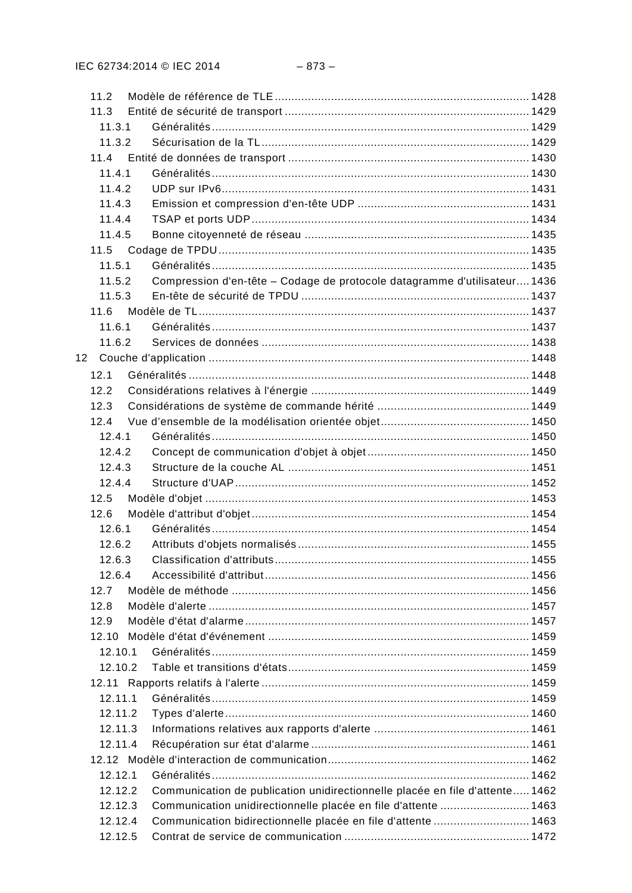11.2 Modèle de référence de TLE ............................................................................ 1428
11.3 Entité de sécurité de transport ......................................................................... 1429
11.3.1 Généralités ............................................................................................... 1429
11.3.2 Sécurisation de la TL ................................................................................ 1429
11.4 Entité de données de transport ........................................................................ 1430
11.4.1 Généralités ............................................................................................... 1430
11.4.2 UDP sur IPv6 ............................................................................................ 1431
11.4.3 Emission et compression d'en-tête UDP ................................................... 1431
11.4.4 TSAP et ports UDP ................................................................................... 1434
11.4.5 Bonne citoyenneté de réseau ................................................................... 1435
11.5 Codage de TPDU ............................................................................................. 1435
11.5.1 Généralités ............................................................................................... 1435
11.5.2 Compression d'en-tête – Codage de protocole datagramme d'utilisateur .... 1436
11.5.3 En-tête de sécurité de TPDU ..................................................................... 1437
11.6 Modèle de TL ................................................................................................... 1437
11.6.1 Généralités ............................................................................................... 1437
11.6.2 Services de données ................................................................................ 1438
12 Couche d'application ................................................................................................ 1448
12.1 Généralités ...................................................................................................... 1448
12.2 Considérations relatives à l'énergie ................................................................. 1449
12.3 Considérations de système de commande hérité ............................................. 1449
12.4 Vue d'ensemble de la modélisation orientée objet ............................................ 1450
12.4.1 Généralités ............................................................................................... 1450
12.4.2 Concept de communication d'objet à objet ................................................ 1450
12.4.3 Structure de la couche AL ........................................................................ 1451
12.4.4 Structure d'UAP ........................................................................................ 1452
12.5 Modèle d'objet ................................................................................................. 1453
12.6 Modèle d'attribut d'objet ................................................................................... 1454
12.6.1 Généralités ............................................................................................... 1454
12.6.2 Attributs d'objets normalisés ..................................................................... 1455
12.6.3 Classification d'attributs ............................................................................ 1455
12.6.4 Accessibilité d'attribut ............................................................................... 1456
12.7 Modèle de méthode ......................................................................................... 1456
12.8 Modèle d'alerte ................................................................................................ 1457
12.9 Modèle d'état d'alarme ..................................................................................... 1457
12.10 Modèle d'état d'événement .............................................................................. 1459
12.10.1 Généralités ............................................................................................... 1459
12.10.2 Table et transitions d'états ........................................................................ 1459
12.11 Rapports relatifs à l'alerte ................................................................................ 1459
12.11.1 Généralités ............................................................................................... 1459
12.11.2 Types d'alerte ........................................................................................... 1460
12.11.3 Informations relatives aux rapports d'alerte .............................................. 1461
12.11.4 Récupération sur état d'alarme ................................................................. 1461
12.12 Modèle d'interaction de communication ............................................................ 1462
12.12.1 Généralités ............................................................................................... 1462
12.12.2 Communication de publication unidirectionnelle placée en file d'attente ..... 1462
12.12.3 Communication unidirectionnelle placée en file d'attente ........................... 1463
12.12.4 Communication bidirectionnelle placée en file d'attente ............................ 1463
12.12.5 Contrat de service de communication ....................................................... 1472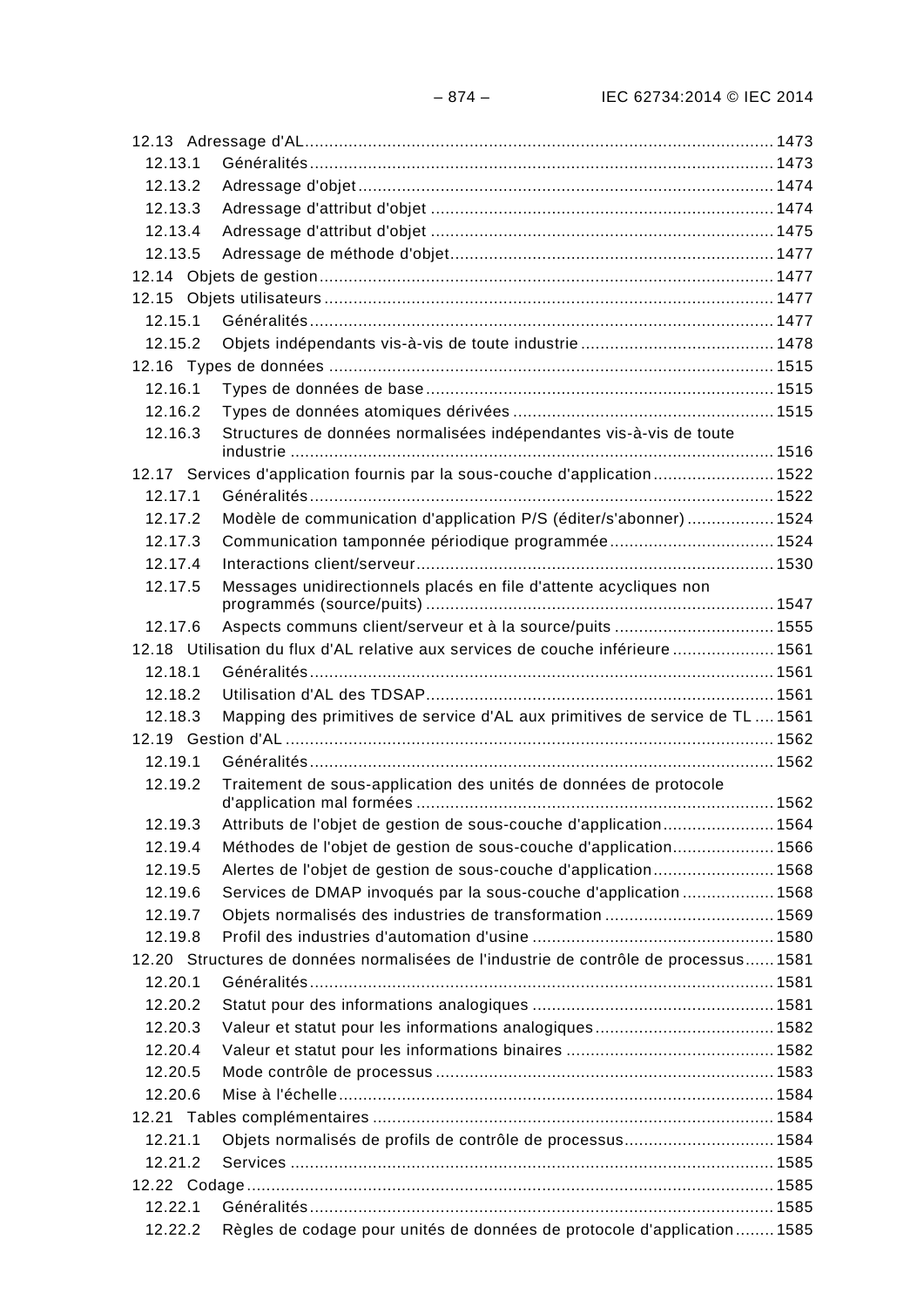12.13 Adressage d'AL ................................................................................................. 1473
  12.13.1 Généralités ................................................................................................ 1473
  12.13.2 Adressage d'objet ...................................................................................... 1474
  12.13.3 Adressage d'attribut d'objet ....................................................................... 1474
  12.13.4 Adressage d'attribut d'objet ....................................................................... 1475
  12.13.5 Adressage de méthode d'objet ................................................................... 1477
12.14 Objets de gestion ............................................................................................. 1477
12.15 Objets utilisateurs ............................................................................................ 1477
  12.15.1 Généralités ................................................................................................ 1477
  12.15.2 Objets indépendants vis-à-vis de toute industrie ......................................... 1478
12.16 Types de données ........................................................................................... 1515
  12.16.1 Types de données de base ........................................................................ 1515
  12.16.2 Types de données atomiques dérivées ...................................................... 1515
  12.16.3 Structures de données normalisées indépendantes vis-à-vis de toute industrie ................................................................................................... 1516
12.17 Services d'application fournis par la sous-couche d'application ......................... 1522
  12.17.1 Généralités ................................................................................................ 1522
  12.17.2 Modèle de communication d'application P/S (éditer/s'abonner) .................. 1524
  12.17.3 Communication tamponnée périodique programmée .................................. 1524
  12.17.4 Interactions client/serveur .......................................................................... 1530
  12.17.5 Messages unidirectionnels placés en file d'attente acycliques non programmés (source/puits) ........................................................................ 1547
  12.17.6 Aspects communs client/serveur et à la source/puits ................................. 1555
12.18 Utilisation du flux d'AL relative aux services de couche inférieure ..................... 1561
  12.18.1 Généralités ................................................................................................ 1561
  12.18.2 Utilisation d'AL des TDSAP ........................................................................ 1561
  12.18.3 Mapping des primitives de service d'AL aux primitives de service de TL .... 1561
12.19 Gestion d'AL ..................................................................................................... 1562
  12.19.1 Généralités ................................................................................................ 1562
  12.19.2 Traitement de sous-application des unités de données de protocole d'application mal formées .......................................................................... 1562
  12.19.3 Attributs de l'objet de gestion de sous-couche d'application ....................... 1564
  12.19.4 Méthodes de l'objet de gestion de sous-couche d'application ..................... 1566
  12.19.5 Alertes de l'objet de gestion de sous-couche d'application ......................... 1568
  12.19.6 Services de DMAP invoqués par la sous-couche d'application ................... 1568
  12.19.7 Objets normalisés des industries de transformation ................................... 1569
  12.19.8 Profil des industries d'automation d'usine .................................................. 1580
12.20 Structures de données normalisées de l'industrie de contrôle de processus ...... 1581
  12.20.1 Généralités ................................................................................................ 1581
  12.20.2 Statut pour des informations analogiques .................................................. 1581
  12.20.3 Valeur et statut pour les informations analogiques ..................................... 1582
  12.20.4 Valeur et statut pour les informations binaires ........................................... 1582
  12.20.5 Mode contrôle de processus ...................................................................... 1583
  12.20.6 Mise à l'échelle .......................................................................................... 1584
12.21 Tables complémentaires ................................................................................... 1584
  12.21.1 Objets normalisés de profils de contrôle de processus ............................... 1584
  12.21.2 Services .................................................................................................... 1585
12.22 Codage ............................................................................................................ 1585
  12.22.1 Généralités ................................................................................................ 1585
  12.22.2 Règles de codage pour unités de données de protocole d'application ........ 1585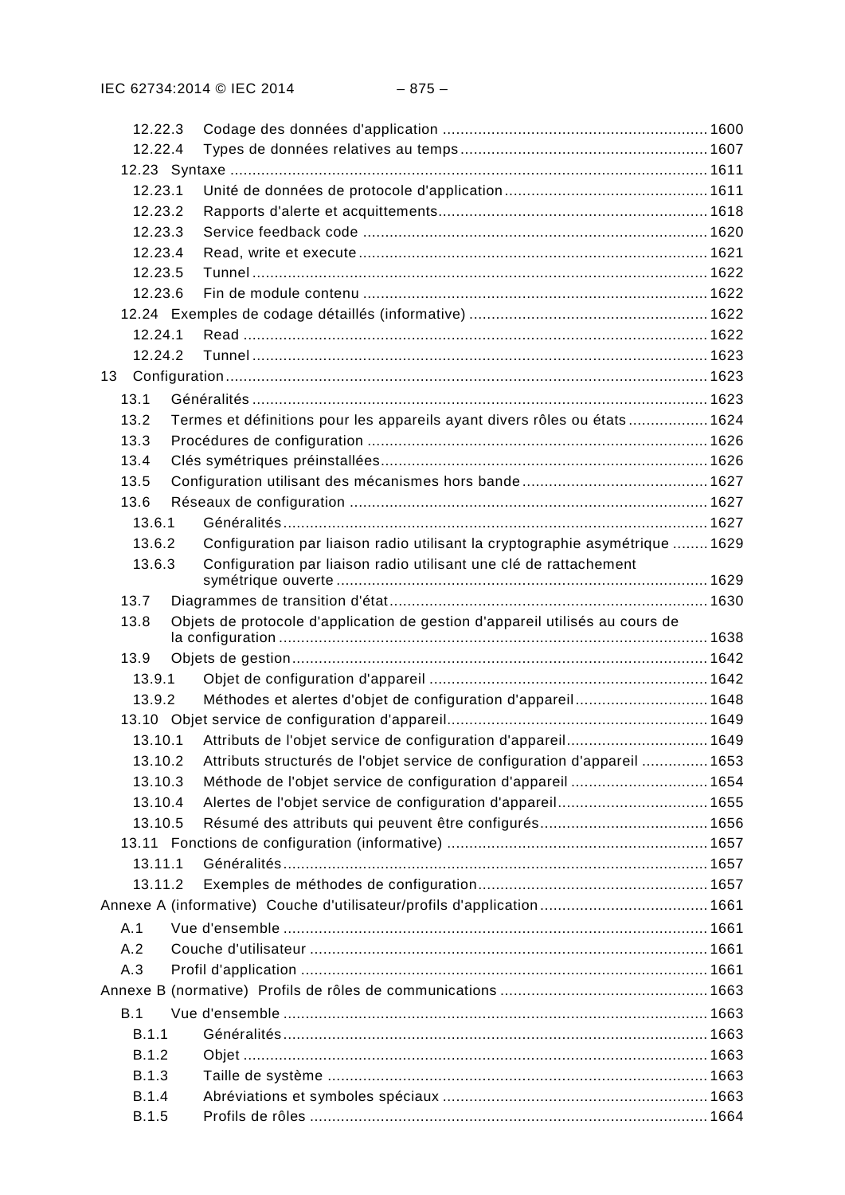12.22.3 Codage des données d'application ........................................................... 1600
12.22.4 Types de données relatives au temps ....................................................... 1607
12.23 Syntaxe ........................................................................................................ 1611
12.23.1 Unité de données de protocole d'application ............................................. 1611
12.23.2 Rapports d'alerte et acquittements ............................................................ 1618
12.23.3 Service feedback code ............................................................................. 1620
12.23.4 Read, write et execute ............................................................................. 1621
12.23.5 Tunnel ..................................................................................................... 1622
12.23.6 Fin de module contenu ............................................................................. 1622
12.24 Exemples de codage détaillés (informative) ..................................................... 1622
12.24.1 Read ........................................................................................................ 1622
12.24.2 Tunnel ..................................................................................................... 1623
13 Configuration ............................................................................................................ 1623
13.1 Généralités ...................................................................................................... 1623
13.2 Termes et définitions pour les appareils ayant divers rôles ou états ................. 1624
13.3 Procédures de configuration ............................................................................ 1626
13.4 Clés symétriques préinstallées ......................................................................... 1626
13.5 Configuration utilisant des mécanismes hors bande .......................................... 1627
13.6 Réseaux de configuration ................................................................................ 1627
13.6.1 Généralités ............................................................................................... 1627
13.6.2 Configuration par liaison radio utilisant la cryptographie asymétrique ........ 1629
13.6.3 Configuration par liaison radio utilisant une clé de rattachement symétrique ouverte ................................................................................... 1629
13.7 Diagrammes de transition d'état ....................................................................... 1630
13.8 Objets de protocole d'application de gestion d'appareil utilisés au cours de la configuration ................................................................................................ 1638
13.9 Objets de gestion ............................................................................................. 1642
13.9.1 Objet de configuration d'appareil .............................................................. 1642
13.9.2 Méthodes et alertes d'objet de configuration d'appareil ............................. 1648
13.10 Objet service de configuration d'appareil .......................................................... 1649
13.10.1 Attributs de l'objet service de configuration d'appareil ................................ 1649
13.10.2 Attributs structurés de l'objet service de configuration d'appareil ............... 1653
13.10.3 Méthode de l'objet service de configuration d'appareil ............................... 1654
13.10.4 Alertes de l'objet service de configuration d'appareil .................................. 1655
13.10.5 Résumé des attributs qui peuvent être configurés ...................................... 1656
13.11 Fonctions de configuration (informative) ........................................................... 1657
13.11.1 Généralités ............................................................................................... 1657
13.11.2 Exemples de méthodes de configuration .................................................... 1657
Annexe A (informative) Couche d'utilisateur/profils d'application ...................................... 1661
A.1 Vue d'ensemble ............................................................................................... 1661
A.2 Couche d'utilisateur ......................................................................................... 1661
A.3 Profil d'application ........................................................................................... 1661
Annexe B (normative) Profils de rôles de communications ............................................... 1663
B.1 Vue d'ensemble ............................................................................................... 1663
B.1.1 Généralités ............................................................................................... 1663
B.1.2 Objet ........................................................................................................ 1663
B.1.3 Taille de système ..................................................................................... 1663
B.1.4 Abréviations et symboles spéciaux ............................................................ 1663
B.1.5 Profils de rôles ......................................................................................... 1664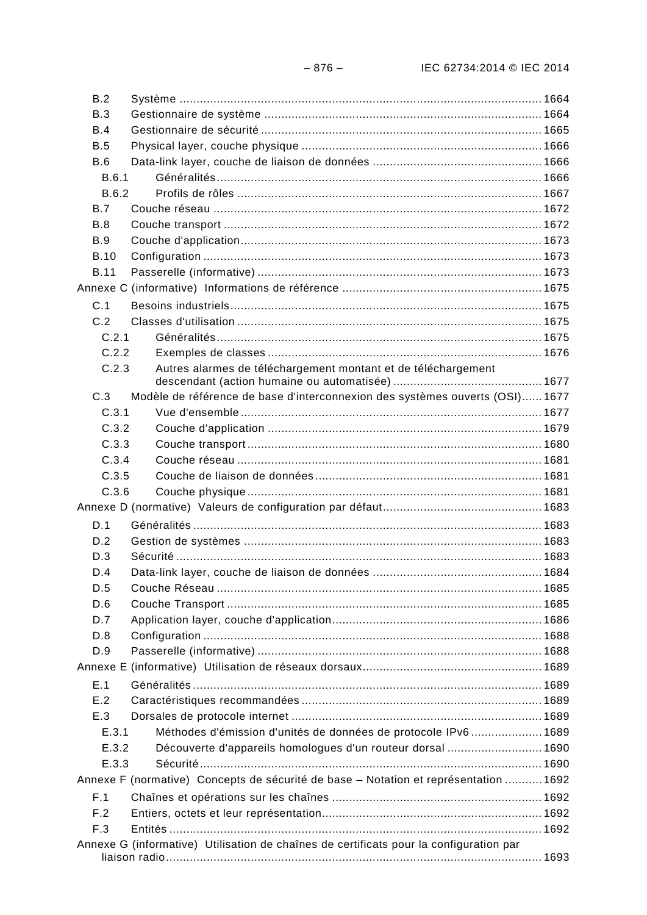B.2 Système ........................................................................................................... 1664
B.3 Gestionnaire de système .................................................................................. 1664
B.4 Gestionnaire de sécurité ................................................................................... 1665
B.5 Physical layer, couche physique ....................................................................... 1666
B.6 Data-link layer, couche de liaison de données .................................................. 1666
B.6.1 Généralités ................................................................................................ 1666
B.6.2 Profils de rôles .......................................................................................... 1667
B.7 Couche réseau ................................................................................................. 1672
B.8 Couche transport .............................................................................................. 1672
B.9 Couche d'application ......................................................................................... 1673
B.10 Configuration .................................................................................................... 1673
B.11 Passerelle (informative) .................................................................................... 1673

Annexe C (informative) Informations de référence ........................................................... 1675

C.1 Besoins industriels ............................................................................................ 1675
C.2 Classes d'utilisation .......................................................................................... 1675
C.2.1 Généralités ................................................................................................ 1675
C.2.2 Exemples de classes ................................................................................. 1676
C.2.3 Autres alarmes de téléchargement montant et de téléchargement descendant (action humaine ou automatisée) ............................................ 1677
C.3 Modèle de référence de base d'interconnexion des systèmes ouverts (OSI) ...... 1677
C.3.1 Vue d'ensemble ......................................................................................... 1677
C.3.2 Couche d'application ................................................................................. 1679
C.3.3 Couche transport ....................................................................................... 1680
C.3.4 Couche réseau .......................................................................................... 1681
C.3.5 Couche de liaison de données ................................................................... 1681
C.3.6 Couche physique ....................................................................................... 1681

Annexe D (normative) Valeurs de configuration par défaut ............................................... 1683

D.1 Généralités ....................................................................................................... 1683
D.2 Gestion de systèmes ........................................................................................ 1683
D.3 Sécurité ............................................................................................................ 1683
D.4 Data-link layer, couche de liaison de données .................................................. 1684
D.5 Couche Réseau ................................................................................................ 1685
D.6 Couche Transport ............................................................................................. 1685
D.7 Application layer, couche d'application .............................................................. 1686
D.8 Configuration .................................................................................................... 1688
D.9 Passerelle (informative) .................................................................................... 1688

Annexe E (informative) Utilisation de réseaux dorsaux ..................................................... 1689

E.1 Généralités ....................................................................................................... 1689
E.2 Caractéristiques recommandées ....................................................................... 1689
E.3 Dorsales de protocole internet .......................................................................... 1689
E.3.1 Méthodes d'émission d'unités de données de protocole IPv6 ..................... 1689
E.3.2 Découverte d'appareils homologues d'un routeur dorsal ............................ 1690
E.3.3 Sécurité ..................................................................................................... 1690

Annexe F (normative) Concepts de sécurité de base – Notation et représentation ........... 1692

F.1 Chaînes et opérations sur les chaînes .............................................................. 1692
F.2 Entiers, octets et leur représentation ................................................................. 1692
F.3 Entités .............................................................................................................. 1692

Annexe G (informative) Utilisation de chaînes de certificats pour la configuration par liaison radio ...................................................................................................................... 1693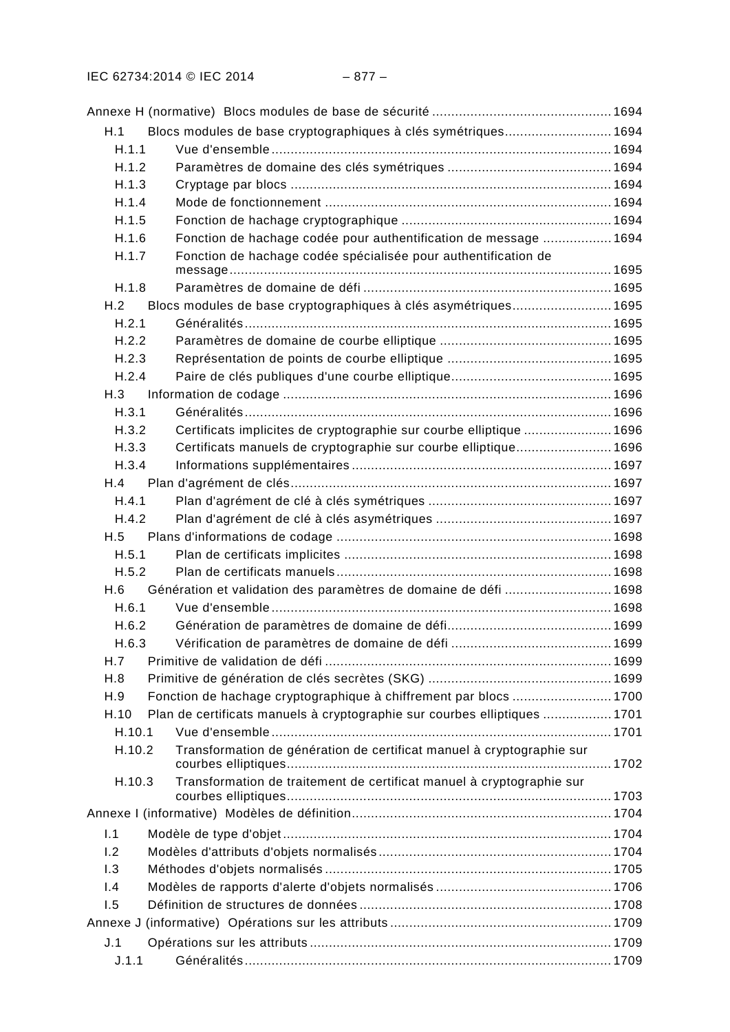Annexe H (normative) Blocs modules de base de sécurité ............................................... 1694

H.1 Blocs modules de base cryptographiques à clés symétriques ............................ 1694

H.1.1 Vue d'ensemble ......................................................................................... 1694

H.1.2 Paramètres de domaine des clés symétriques ........................................... 1694

H.1.3 Cryptage par blocs ..................................................................................... 1694

H.1.4 Mode de fonctionnement ............................................................................ 1694

H.1.5 Fonction de hachage cryptographique ....................................................... 1694

H.1.6 Fonction de hachage codée pour authentification de message .................. 1694

H.1.7 Fonction de hachage codée spécialisée pour authentification de message ..................................................................................................... 1695

H.1.8 Paramètres de domaine de défi ................................................................. 1695

H.2 Blocs modules de base cryptographiques à clés asymétriques .......................... 1695

H.2.1 Généralités ................................................................................................ 1695

H.2.2 Paramètres de domaine de courbe elliptique ............................................. 1695

H.2.3 Représentation de points de courbe elliptique ........................................... 1695

H.2.4 Paire de clés publiques d'une courbe elliptique .......................................... 1695

H.3 Information de codage ...................................................................................... 1696

H.3.1 Généralités ................................................................................................ 1696

H.3.2 Certificats implicites de cryptographie sur courbe elliptique ....................... 1696

H.3.3 Certificats manuels de cryptographie sur courbe elliptique ......................... 1696

H.3.4 Informations supplémentaires .................................................................... 1697

H.4 Plan d'agrément de clés .................................................................................... 1697

H.4.1 Plan d'agrément de clé à clés symétriques ................................................ 1697

H.4.2 Plan d'agrément de clé à clés asymétriques .............................................. 1697

H.5 Plans d'informations de codage ........................................................................ 1698

H.5.1 Plan de certificats implicites ...................................................................... 1698

H.5.2 Plan de certificats manuels ........................................................................ 1698

H.6 Génération et validation des paramètres de domaine de défi ............................ 1698

H.6.1 Vue d'ensemble ......................................................................................... 1698

H.6.2 Génération de paramètres de domaine de défi ........................................... 1699

H.6.3 Vérification de paramètres de domaine de défi .......................................... 1699

H.7 Primitive de validation de défi ........................................................................... 1699

H.8 Primitive de génération de clés secrètes (SKG) ................................................ 1699

H.9 Fonction de hachage cryptographique à chiffrement par blocs .......................... 1700

H.10 Plan de certificats manuels à cryptographie sur courbes elliptiques .................. 1701

H.10.1 Vue d'ensemble ......................................................................................... 1701

H.10.2 Transformation de génération de certificat manuel à cryptographie sur courbes elliptiques ..................................................................................... 1702

H.10.3 Transformation de traitement de certificat manuel à cryptographie sur courbes elliptiques ..................................................................................... 1703

Annexe I (informative) Modèles de définition .................................................................... 1704

I.1 Modèle de type d'objet ...................................................................................... 1704

I.2 Modèles d'attributs d'objets normalisés ............................................................. 1704

I.3 Méthodes d'objets normalisés ........................................................................... 1705

I.4 Modèles de rapports d'alerte d'objets normalisés .............................................. 1706

I.5 Définition de structures de données .................................................................. 1708

Annexe J (informative) Opérations sur les attributs .......................................................... 1709

J.1 Opérations sur les attributs ............................................................................... 1709

J.1.1 Généralités ................................................................................................ 1709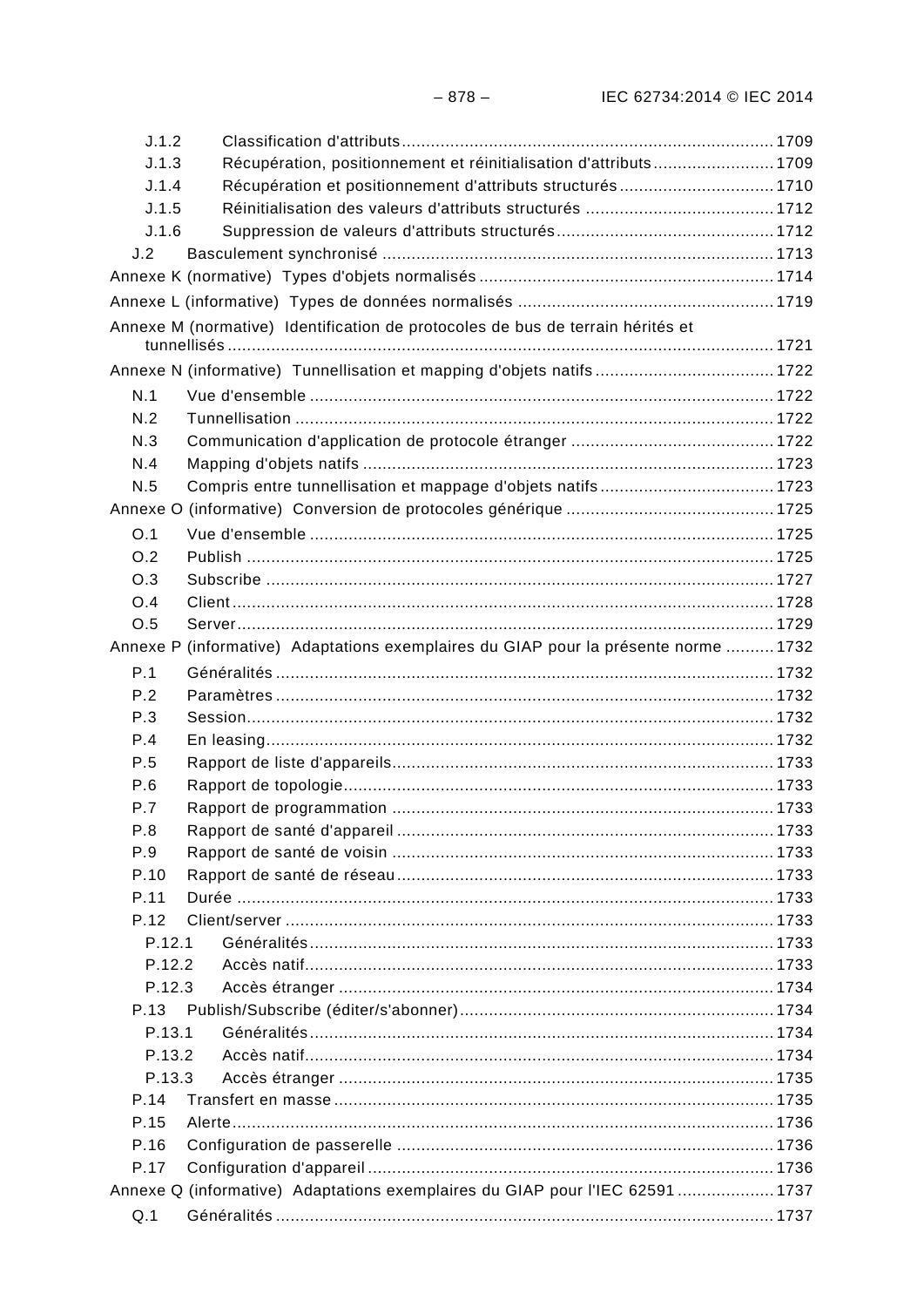J.1.2 Classification d'attributs ........................................................................ 1709
J.1.3 Récupération, positionnement et réinitialisation d'attributs ......................... 1709
J.1.4 Récupération et positionnement d'attributs structurés ................................ 1710
J.1.5 Réinitialisation des valeurs d'attributs structurés ....................................... 1712
J.1.6 Suppression de valeurs d'attributs structurés ............................................ 1712
J.2 Basculement synchronisé ................................................................................ 1713
Annexe K (normative) Types d'objets normalisés ............................................................ 1714
Annexe L (informative) Types de données normalisés ..................................................... 1719
Annexe M (normative) Identification de protocoles de bus de terrain hérités et tunnellisés ................................................................................................................ 1721
Annexe N (informative) Tunnellisation et mapping d'objets natifs ..................................... 1722
N.1 Vue d'ensemble ............................................................................................... 1722
N.2 Tunnellisation .................................................................................................. 1722
N.3 Communication d'application de protocole étranger .......................................... 1722
N.4 Mapping d'objets natifs .................................................................................... 1723
N.5 Compris entre tunnellisation et mappage d'objets natifs .................................... 1723
Annexe O (informative) Conversion de protocoles générique ........................................... 1725
O.1 Vue d'ensemble ............................................................................................... 1725
O.2 Publish ............................................................................................................ 1725
O.3 Subscribe ........................................................................................................ 1727
O.4 Client ............................................................................................................... 1728
O.5 Server .............................................................................................................. 1729
Annexe P (informative) Adaptations exemplaires du GIAP pour la présente norme .......... 1732
P.1 Généralités ...................................................................................................... 1732
P.2 Paramètres ...................................................................................................... 1732
P.3 Session ............................................................................................................ 1732
P.4 En leasing ........................................................................................................ 1732
P.5 Rapport de liste d'appareils .............................................................................. 1733
P.6 Rapport de topologie ........................................................................................ 1733
P.7 Rapport de programmation .............................................................................. 1733
P.8 Rapport de santé d'appareil ............................................................................. 1733
P.9 Rapport de santé de voisin .............................................................................. 1733
P.10 Rapport de santé de réseau ............................................................................. 1733
P.11 Durée .............................................................................................................. 1733
P.12 Client/server .................................................................................................... 1733
P.12.1 Généralités ............................................................................................... 1733
P.12.2 Accès natif ................................................................................................ 1733
P.12.3 Accès étranger ......................................................................................... 1734
P.13 Publish/Subscribe (éditer/s'abonner) ................................................................ 1734
P.13.1 Généralités ............................................................................................... 1734
P.13.2 Accès natif ................................................................................................ 1734
P.13.3 Accès étranger ......................................................................................... 1735
P.14 Transfert en masse .......................................................................................... 1735
P.15 Alerte ............................................................................................................... 1736
P.16 Configuration de passerelle ............................................................................. 1736
P.17 Configuration d'appareil ................................................................................... 1736
Annexe Q (informative) Adaptations exemplaires du GIAP pour l'IEC 62591 .................... 1737
Q.1 Généralités ...................................................................................................... 1737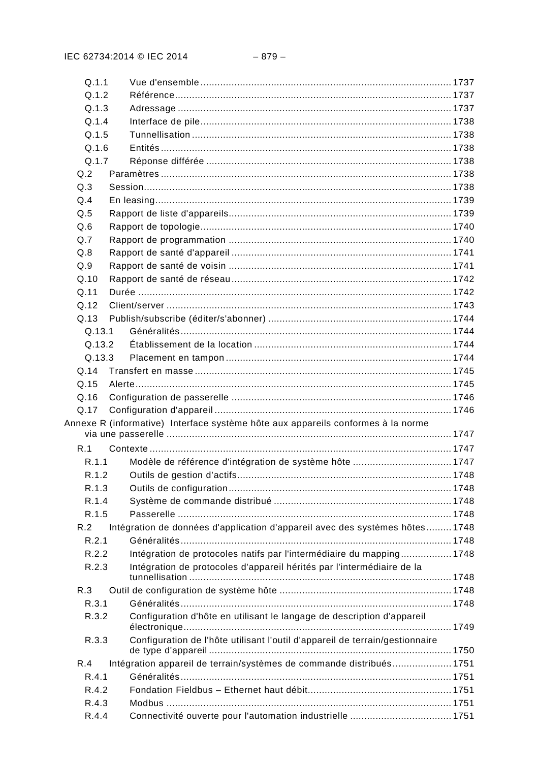Q.1.1 Vue d'ensemble ........................................................................................ 1737
Q.1.2 Référence................................................................................................ 1737
Q.1.3 Adressage ............................................................................................... 1737
Q.1.4 Interface de pile....................................................................................... 1738
Q.1.5 Tunnellisation .......................................................................................... 1738
Q.1.6 Entités ..................................................................................................... 1738
Q.1.7 Réponse différée ..................................................................................... 1738
Q.2 Paramètres ...................................................................................................... 1738
Q.3 Session............................................................................................................ 1738
Q.4 En leasing........................................................................................................ 1739
Q.5 Rapport de liste d'appareils.............................................................................. 1739
Q.6 Rapport de topologie........................................................................................ 1740
Q.7 Rapport de programmation .............................................................................. 1740
Q.8 Rapport de santé d'appareil ............................................................................. 1741
Q.9 Rapport de santé de voisin .............................................................................. 1741
Q.10 Rapport de santé de réseau............................................................................. 1742
Q.11 Durée ............................................................................................................... 1742
Q.12 Client/server .................................................................................................... 1743
Q.13 Publish/subscribe (éditer/s'abonner) ................................................................ 1744
Q.13.1 Généralités............................................................................................... 1744
Q.13.2 Établissement de la location ..................................................................... 1744
Q.13.3 Placement en tampon ............................................................................... 1744
Q.14 Transfert en masse .......................................................................................... 1745
Q.15 Alerte............................................................................................................... 1745
Q.16 Configuration de passerelle ............................................................................. 1746
Q.17 Configuration d'appareil ................................................................................... 1746

Annexe R (informative) Interface système hôte aux appareils conformes à la norme via une passerelle .................................................................................................... 1747

R.1 Contexte .......................................................................................................... 1747
R.1.1 Modèle de référence d'intégration de système hôte ................................... 1747
R.1.2 Outils de gestion d'actifs........................................................................... 1748
R.1.3 Outils de configuration.............................................................................. 1748
R.1.4 Système de commande distribué .............................................................. 1748
R.1.5 Passerelle ................................................................................................ 1748
R.2 Intégration de données d'application d'appareil avec des systèmes hôtes......... 1748
R.2.1 Généralités............................................................................................... 1748
R.2.2 Intégration de protocoles natifs par l'intermédiaire du mapping.................. 1748
R.2.3 Intégration de protocoles d'appareil hérités par l'intermédiaire de la tunnellisation ............................................................................................ 1748
R.3 Outil de configuration de système hôte ............................................................ 1748
R.3.1 Généralités............................................................................................... 1748
R.3.2 Configuration d'hôte en utilisant le langage de description d'appareil électronique.............................................................................................. 1749
R.3.3 Configuration de l'hôte utilisant l'outil d'appareil de terrain/gestionnaire de type d'appareil ..................................................................................... 1750
R.4 Intégration appareil de terrain/systèmes de commande distribués..................... 1751
R.4.1 Généralités............................................................................................... 1751
R.4.2 Fondation Fieldbus – Ethernet haut débit................................................... 1751
R.4.3 Modbus .................................................................................................... 1751
R.4.4 Connectivité ouverte pour l'automation industrielle .................................... 1751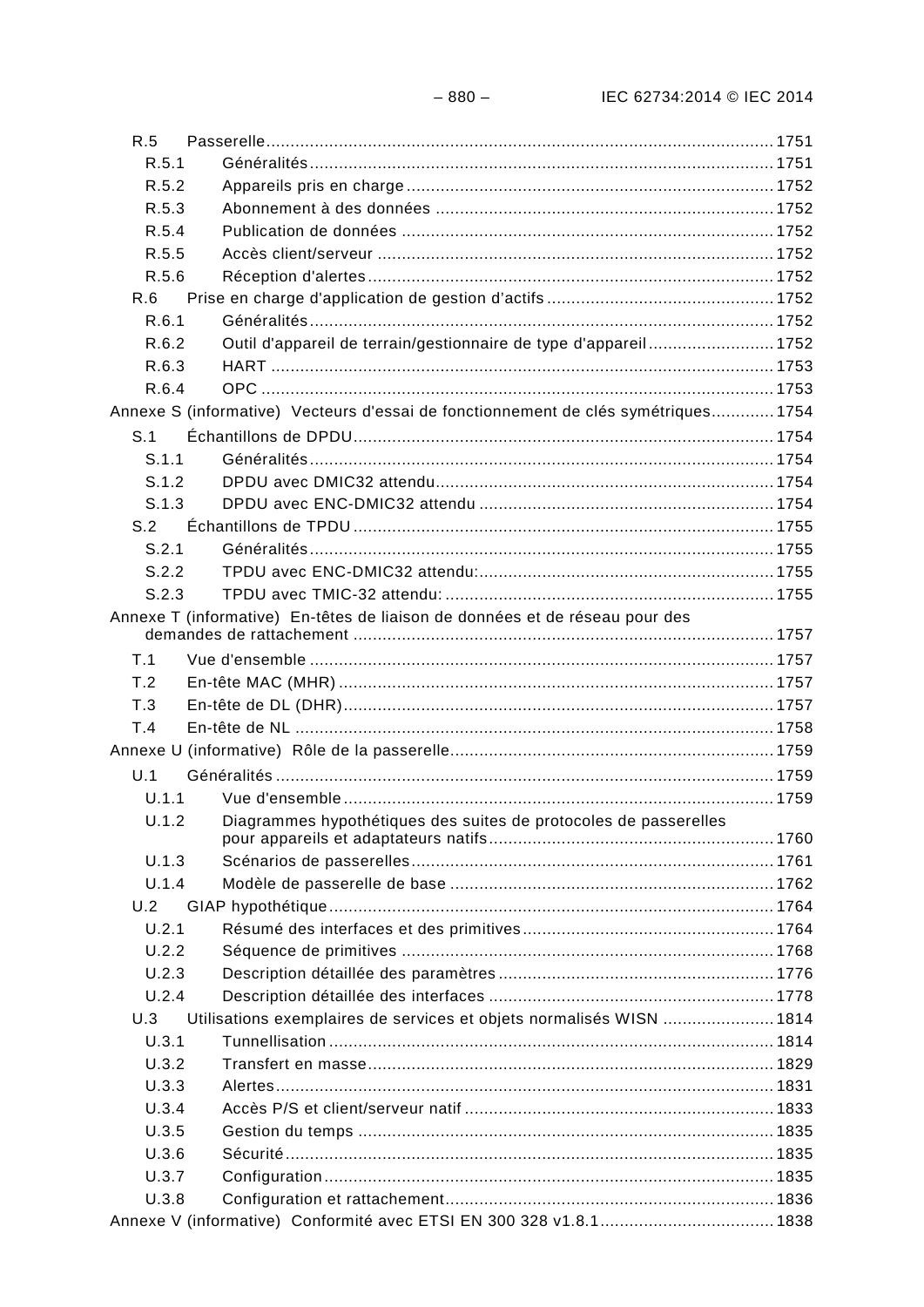R.5 Passerelle ........ 1751
R.5.1 Généralités ........ 1751
R.5.2 Appareils pris en charge ........ 1752
R.5.3 Abonnement à des données ........ 1752
R.5.4 Publication de données ........ 1752
R.5.5 Accès client/serveur ........ 1752
R.5.6 Réception d'alertes ........ 1752
R.6 Prise en charge d'application de gestion d'actifs ........ 1752
R.6.1 Généralités ........ 1752
R.6.2 Outil d'appareil de terrain/gestionnaire de type d'appareil ........ 1752
R.6.3 HART ........ 1753
R.6.4 OPC ........ 1753
Annexe S (informative) Vecteurs d'essai de fonctionnement de clés symétriques ........ 1754
S.1 Échantillons de DPDU ........ 1754
S.1.1 Généralités ........ 1754
S.1.2 DPDU avec DMIC32 attendu ........ 1754
S.1.3 DPDU avec ENC-DMIC32 attendu ........ 1754
S.2 Échantillons de TPDU ........ 1755
S.2.1 Généralités ........ 1755
S.2.2 TPDU avec ENC-DMIC32 attendu: ........ 1755
S.2.3 TPDU avec TMIC-32 attendu: ........ 1755
Annexe T (informative) En-têtes de liaison de données et de réseau pour des demandes de rattachement ........ 1757
T.1 Vue d'ensemble ........ 1757
T.2 En-tête MAC (MHR) ........ 1757
T.3 En-tête de DL (DHR) ........ 1757
T.4 En-tête de NL ........ 1758
Annexe U (informative) Rôle de la passerelle ........ 1759
U.1 Généralités ........ 1759
U.1.1 Vue d'ensemble ........ 1759
U.1.2 Diagrammes hypothétiques des suites de protocoles de passerelles pour appareils et adaptateurs natifs ........ 1760
U.1.3 Scénarios de passerelles ........ 1761
U.1.4 Modèle de passerelle de base ........ 1762
U.2 GIAP hypothétique ........ 1764
U.2.1 Résumé des interfaces et des primitives ........ 1764
U.2.2 Séquence de primitives ........ 1768
U.2.3 Description détaillée des paramètres ........ 1776
U.2.4 Description détaillée des interfaces ........ 1778
U.3 Utilisations exemplaires de services et objets normalisés WISN ........ 1814
U.3.1 Tunnellisation ........ 1814
U.3.2 Transfert en masse ........ 1829
U.3.3 Alertes ........ 1831
U.3.4 Accès P/S et client/serveur natif ........ 1833
U.3.5 Gestion du temps ........ 1835
U.3.6 Sécurité ........ 1835
U.3.7 Configuration ........ 1835
U.3.8 Configuration et rattachement ........ 1836
Annexe V (informative) Conformité avec ETSI EN 300 328 v1.8.1 ........ 1838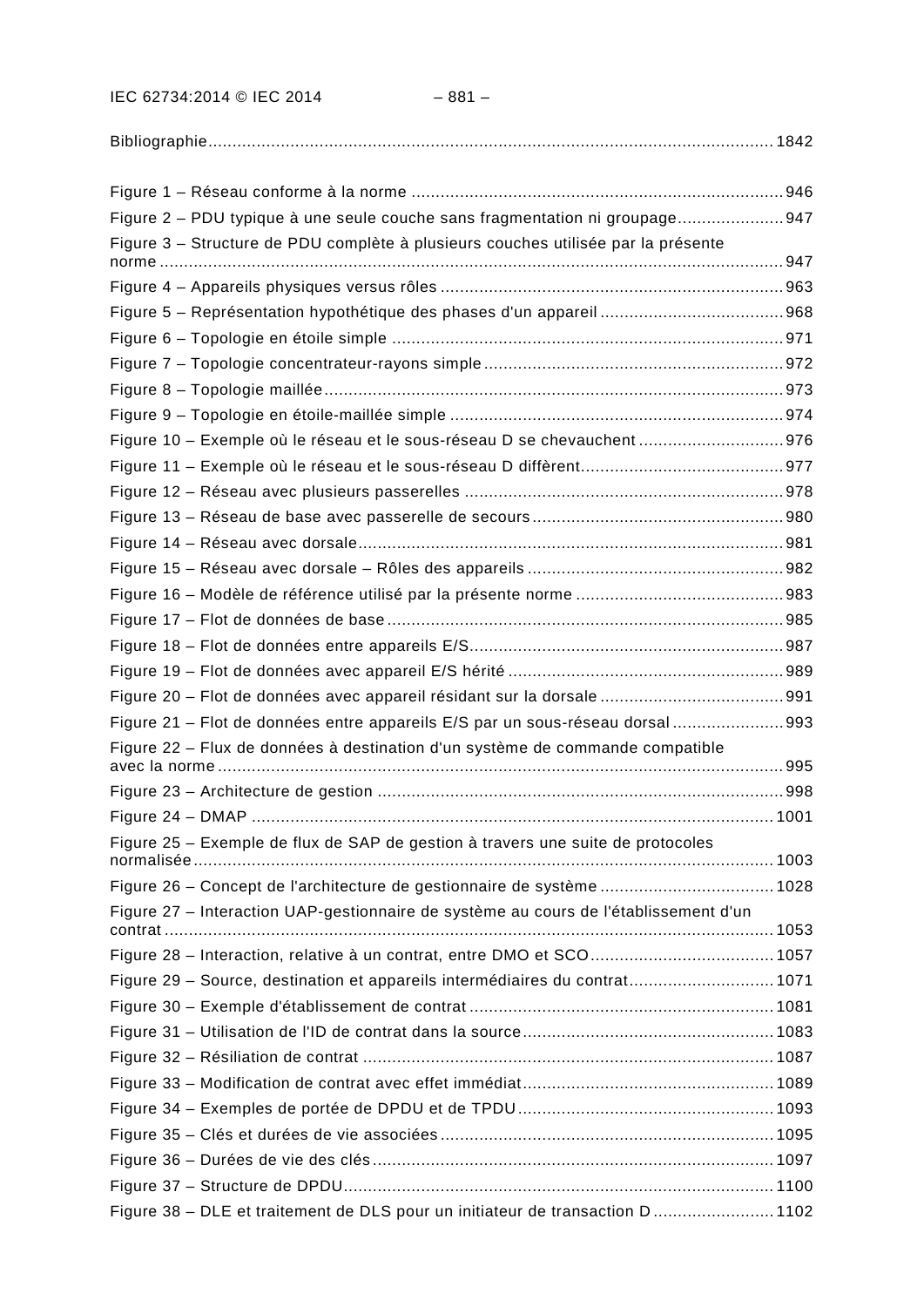Bibliographie.................................................................................................................... 1842

Figure 1 – Réseau conforme à la norme ............................................................................ 946
Figure 2 – PDU typique à une seule couche sans fragmentation ni groupage..................... 947
Figure 3 – Structure de PDU complète à plusieurs couches utilisée par la présente norme ................................................................................................................................ 947
Figure 4 – Appareils physiques versus rôles ...................................................................... 963
Figure 5 – Représentation hypothétique des phases d'un appareil ..................................... 968
Figure 6 – Topologie en étoile simple ................................................................................ 971
Figure 7 – Topologie concentrateur-rayons simple ............................................................. 972
Figure 8 – Topologie maillée.............................................................................................. 973
Figure 9 – Topologie en étoile-maillée simple .................................................................... 974
Figure 10 – Exemple où le réseau et le sous-réseau D se chevauchent ............................. 976
Figure 11 – Exemple où le réseau et le sous-réseau D diffèrent.......................................... 977
Figure 12 – Réseau avec plusieurs passerelles ................................................................. 978
Figure 13 – Réseau de base avec passerelle de secours ................................................... 980
Figure 14 – Réseau avec dorsale....................................................................................... 981
Figure 15 – Réseau avec dorsale – Rôles des appareils .................................................... 982
Figure 16 – Modèle de référence utilisé par la présente norme .......................................... 983
Figure 17 – Flot de données de base ................................................................................. 985
Figure 18 – Flot de données entre appareils E/S................................................................ 987
Figure 19 – Flot de données avec appareil E/S hérité ........................................................ 989
Figure 20 – Flot de données avec appareil résidant sur la dorsale ..................................... 991
Figure 21 – Flot de données entre appareils E/S par un sous-réseau dorsal ...................... 993
Figure 22 – Flux de données à destination d'un système de commande compatible avec la norme .................................................................................................................... 995
Figure 23 – Architecture de gestion ................................................................................... 998
Figure 24 – DMAP ........................................................................................................... 1001
Figure 25 – Exemple de flux de SAP de gestion à travers une suite de protocoles normalisée ....................................................................................................................... 1003
Figure 26 – Concept de l'architecture de gestionnaire de système .................................... 1028
Figure 27 – Interaction UAP-gestionnaire de système au cours de l'établissement d'un contrat ............................................................................................................................. 1053
Figure 28 – Interaction, relative à un contrat, entre DMO et SCO...................................... 1057
Figure 29 – Source, destination et appareils intermédiaires du contrat.............................. 1071
Figure 30 – Exemple d'établissement de contrat ............................................................... 1081
Figure 31 – Utilisation de l'ID de contrat dans la source.................................................... 1083
Figure 32 – Résiliation de contrat ..................................................................................... 1087
Figure 33 – Modification de contrat avec effet immédiat.................................................... 1089
Figure 34 – Exemples de portée de DPDU et de TPDU ..................................................... 1093
Figure 35 – Clés et durées de vie associées ..................................................................... 1095
Figure 36 – Durées de vie des clés .................................................................................. 1097
Figure 37 – Structure de DPDU......................................................................................... 1100
Figure 38 – DLE et traitement de DLS pour un initiateur de transaction D ......................... 1102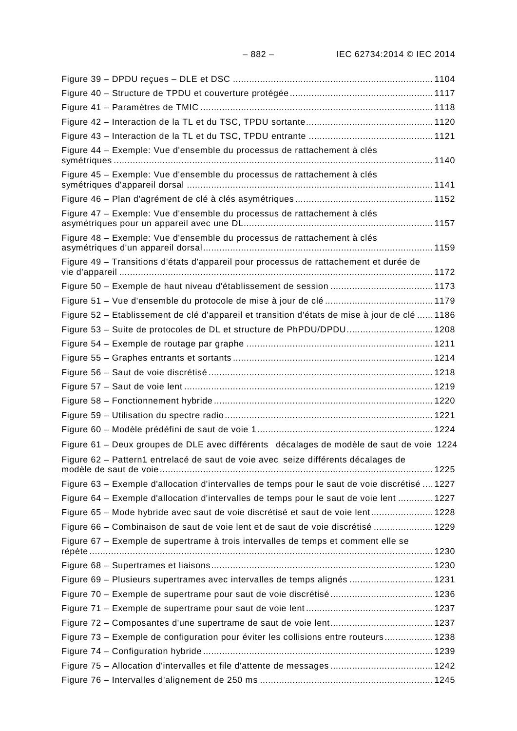Figure 39 – DPDU reçues – DLE et DSC .......................................................................... 1104
Figure 40 – Structure de TPDU et couverture protégée ..................................................... 1117
Figure 41 – Paramètres de TMIC ...................................................................................... 1118
Figure 42 – Interaction de la TL et du TSC, TPDU sortante ............................................... 1120
Figure 43 – Interaction de la TL et du TSC, TPDU entrante ............................................... 1121
Figure 44 – Exemple: Vue d'ensemble du processus de rattachement à clés symétriques ...................................................................................................................... 1140
Figure 45 – Exemple: Vue d'ensemble du processus de rattachement à clés symétriques d'appareil dorsal .......................................................................................... 1141
Figure 46 – Plan d'agrément de clé à clés asymétriques ................................................... 1152
Figure 47 – Exemple: Vue d'ensemble du processus de rattachement à clés asymétriques pour un appareil avec une DL ...................................................................... 1157
Figure 48 – Exemple: Vue d'ensemble du processus de rattachement à clés asymétriques d'un appareil dorsal ..................................................................................... 1159
Figure 49 – Transitions d'états d'appareil pour processus de rattachement et durée de vie d'appareil .................................................................................................................... 1172
Figure 50 – Exemple de haut niveau d'établissement de session ...................................... 1173
Figure 51 – Vue d'ensemble du protocole de mise à jour de clé ........................................ 1179
Figure 52 – Etablissement de clé d'appareil et transition d'états de mise à jour de clé ...... 1186
Figure 53 – Suite de protocoles de DL et structure de PhPDU/DPDU ................................ 1208
Figure 54 – Exemple de routage par graphe ..................................................................... 1211
Figure 55 – Graphes entrants et sortants .......................................................................... 1214
Figure 56 – Saut de voie discrétisé ................................................................................... 1218
Figure 57 – Saut de voie lent ............................................................................................ 1219
Figure 58 – Fonctionnement hybride ................................................................................. 1220
Figure 59 – Utilisation du spectre radio ............................................................................. 1221
Figure 60 – Modèle prédéfini de saut de voie 1 ................................................................. 1224
Figure 61 – Deux groupes de DLE avec différents décalages de modèle de saut de voie 1224
Figure 62 – Pattern1 entrelacé de saut de voie avec seize différents décalages de modèle de saut de voie ..................................................................................................... 1225
Figure 63 – Exemple d'allocation d'intervalles de temps pour le saut de voie discrétisé .... 1227
Figure 64 – Exemple d'allocation d'intervalles de temps pour le saut de voie lent ............. 1227
Figure 65 – Mode hybride avec saut de voie discrétisé et saut de voie lent ....................... 1228
Figure 66 – Combinaison de saut de voie lent et de saut de voie discrétisé ...................... 1229
Figure 67 – Exemple de supertrame à trois intervalles de temps et comment elle se répète ............................................................................................................................... 1230
Figure 68 – Supertrames et liaisons .................................................................................. 1230
Figure 69 – Plusieurs supertrames avec intervalles de temps alignés ............................... 1231
Figure 70 – Exemple de supertrame pour saut de voie discrétisé ...................................... 1236
Figure 71 – Exemple de supertrame pour saut de voie lent ............................................... 1237
Figure 72 – Composantes d'une supertrame de saut de voie lent ...................................... 1237
Figure 73 – Exemple de configuration pour éviter les collisions entre routeurs .................. 1238
Figure 74 – Configuration hybride ..................................................................................... 1239
Figure 75 – Allocation d'intervalles et file d'attente de messages ...................................... 1242
Figure 76 – Intervalles d'alignement de 250 ms ................................................................ 1245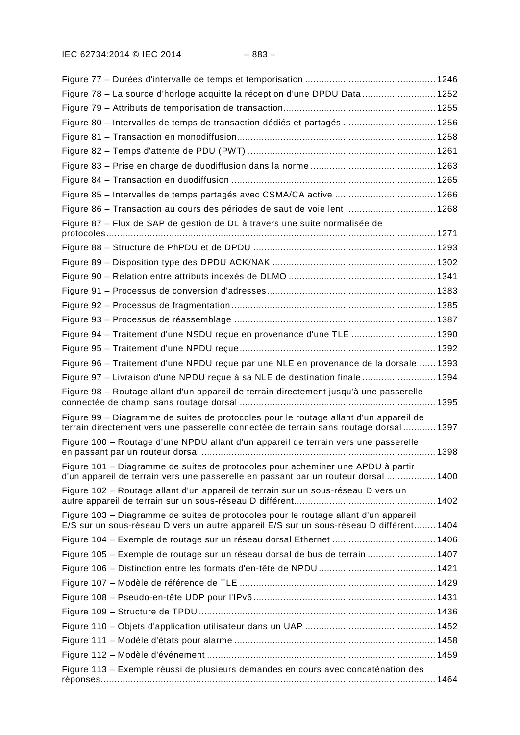Figure 77 – Durées d'intervalle de temps et temporisation ................................................ 1246
Figure 78 – La source d'horloge acquitte la réception d'une DPDU Data ........................... 1252
Figure 79 – Attributs de temporisation de transaction........................................................ 1255
Figure 80 – Intervalles de temps de transaction dédiés et partagés .................................. 1256
Figure 81 – Transaction en monodiffusion......................................................................... 1258
Figure 82 – Temps d'attente de PDU (PWT) ..................................................................... 1261
Figure 83 – Prise en charge de duodiffusion dans la norme .............................................. 1263
Figure 84 – Transaction en duodiffusion ........................................................................... 1265
Figure 85 – Intervalles de temps partagés avec CSMA/CA active ..................................... 1266
Figure 86 – Transaction au cours des périodes de saut de voie lent ................................. 1268
Figure 87 – Flux de SAP de gestion de DL à travers une suite normalisée de protocoles........................................................................................................................ 1271
Figure 88 – Structure de PhPDU et de DPDU ................................................................... 1293
Figure 89 – Disposition type des DPDU ACK/NAK ............................................................ 1302
Figure 90 – Relation entre attributs indexés de DLMO ...................................................... 1341
Figure 91 – Processus de conversion d'adresses.............................................................. 1383
Figure 92 – Processus de fragmentation ........................................................................... 1385
Figure 93 – Processus de réassemblage .......................................................................... 1387
Figure 94 – Traitement d'une NSDU reçue en provenance d'une TLE ............................... 1390
Figure 95 – Traitement d'une NPDU reçue........................................................................ 1392
Figure 96 – Traitement d'une NPDU reçue par une NLE en provenance de la dorsale ...... 1393
Figure 97 – Livraison d'une NPDU reçue à sa NLE de destination finale ........................... 1394
Figure 98 – Routage allant d'un appareil de terrain directement jusqu'à une passerelle connectée de champ sans routage dorsal ........................................................................ 1395
Figure 99 – Diagramme de suites de protocoles pour le routage allant d'un appareil de terrain directement vers une passerelle connectée de terrain sans routage dorsal ............ 1397
Figure 100 – Routage d'une NPDU allant d'un appareil de terrain vers une passerelle en passant par un routeur dorsal ..................................................................................... 1398
Figure 101 – Diagramme de suites de protocoles pour acheminer une APDU à partir d'un appareil de terrain vers une passerelle en passant par un routeur dorsal ................. 1400
Figure 102 – Routage allant d'un appareil de terrain sur un sous-réseau D vers un autre appareil de terrain sur un sous-réseau D différent.................................................... 1402
Figure 103 – Diagramme de suites de protocoles pour le routage allant d'un appareil E/S sur un sous-réseau D vers un autre appareil E/S sur un sous-réseau D différent........ 1404
Figure 104 – Exemple de routage sur un réseau dorsal Ethernet ...................................... 1406
Figure 105 – Exemple de routage sur un réseau dorsal de bus de terrain ......................... 1407
Figure 106 – Distinction entre les formats d'en-tête de NPDU ........................................... 1421
Figure 107 – Modèle de référence de TLE ........................................................................ 1429
Figure 108 – Pseudo-en-tête UDP pour l'IPv6................................................................... 1431
Figure 109 – Structure de TPDU ....................................................................................... 1436
Figure 110 – Objets d'application utilisateur dans un UAP ................................................ 1452
Figure 111 – Modèle d'états pour alarme .......................................................................... 1458
Figure 112 – Modèle d'événement .................................................................................... 1459
Figure 113 – Exemple réussi de plusieurs demandes en cours avec concaténation des réponses.......................................................................................................................... 1464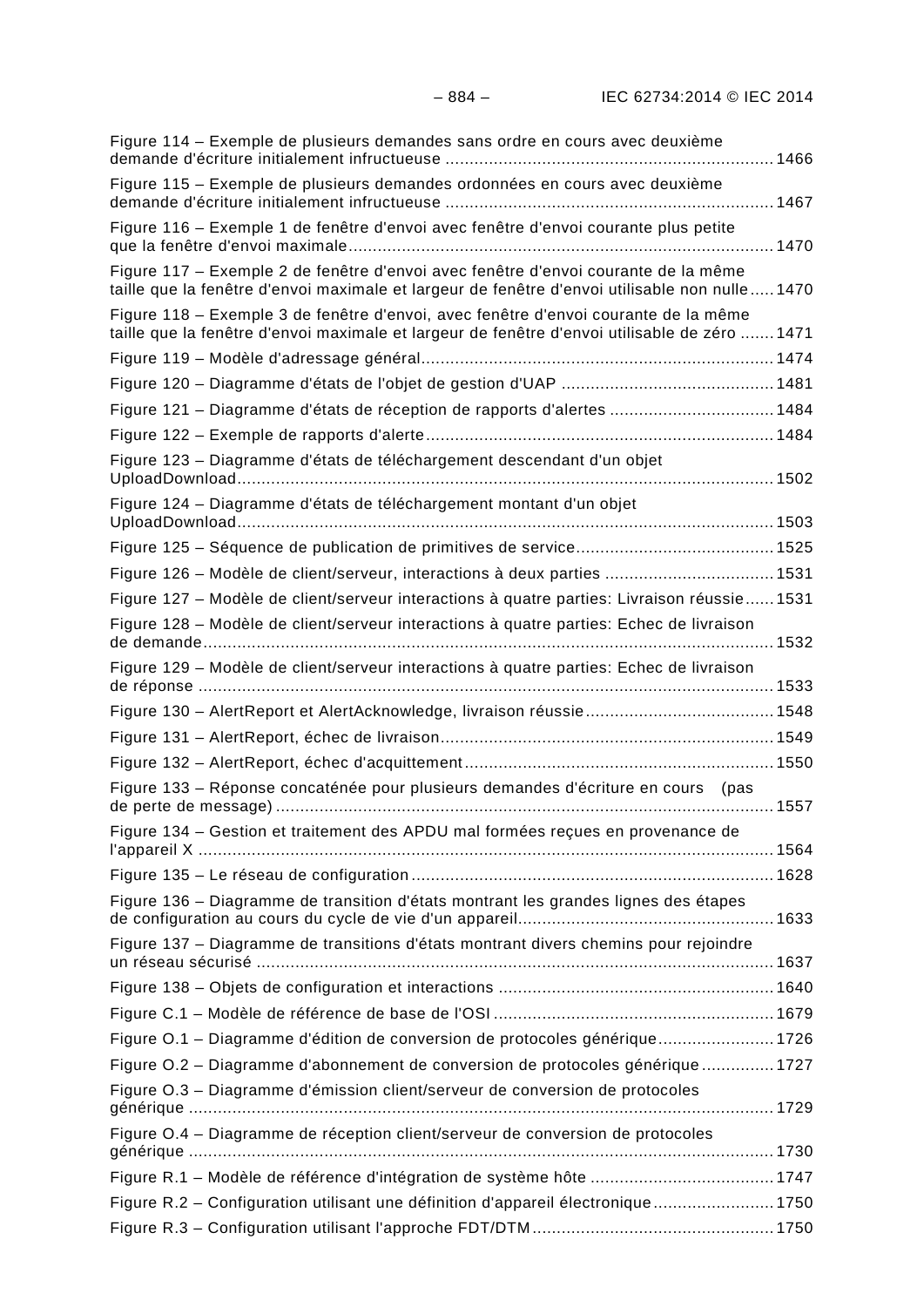Figure 114 – Exemple de plusieurs demandes sans ordre en cours avec deuxième demande d'écriture initialement infructueuse ....... 1466

Figure 115 – Exemple de plusieurs demandes ordonnées en cours avec deuxième demande d'écriture initialement infructueuse ....... 1467

Figure 116 – Exemple 1 de fenêtre d'envoi avec fenêtre d'envoi courante plus petite que la fenêtre d'envoi maximale ....... 1470

Figure 117 – Exemple 2 de fenêtre d'envoi avec fenêtre d'envoi courante de la même taille que la fenêtre d'envoi maximale et largeur de fenêtre d'envoi utilisable non nulle ..... 1470

Figure 118 – Exemple 3 de fenêtre d'envoi, avec fenêtre d'envoi courante de la même taille que la fenêtre d'envoi maximale et largeur de fenêtre d'envoi utilisable de zéro ....... 1471

Figure 119 – Modèle d'adressage général ....... 1474

Figure 120 – Diagramme d'états de l'objet de gestion d'UAP ....... 1481

Figure 121 – Diagramme d'états de réception de rapports d'alertes ....... 1484

Figure 122 – Exemple de rapports d'alerte ....... 1484

Figure 123 – Diagramme d'états de téléchargement descendant d'un objet UploadDownload ....... 1502

Figure 124 – Diagramme d'états de téléchargement montant d'un objet UploadDownload ....... 1503

Figure 125 – Séquence de publication de primitives de service ....... 1525

Figure 126 – Modèle de client/serveur, interactions à deux parties ....... 1531

Figure 127 – Modèle de client/serveur interactions à quatre parties: Livraison réussie ...... 1531

Figure 128 – Modèle de client/serveur interactions à quatre parties: Echec de livraison de demande ....... 1532

Figure 129 – Modèle de client/serveur interactions à quatre parties: Echec de livraison de réponse ....... 1533

Figure 130 – AlertReport et AlertAcknowledge, livraison réussie ....... 1548

Figure 131 – AlertReport, échec de livraison ....... 1549

Figure 132 – AlertReport, échec d'acquittement ....... 1550

Figure 133 – Réponse concaténée pour plusieurs demandes d'écriture en cours (pas de perte de message) ....... 1557

Figure 134 – Gestion et traitement des APDU mal formées reçues en provenance de l'appareil X ....... 1564

Figure 135 – Le réseau de configuration ....... 1628

Figure 136 – Diagramme de transition d'états montrant les grandes lignes des étapes de configuration au cours du cycle de vie d'un appareil ....... 1633

Figure 137 – Diagramme de transitions d'états montrant divers chemins pour rejoindre un réseau sécurisé ....... 1637

Figure 138 – Objets de configuration et interactions ....... 1640

Figure C.1 – Modèle de référence de base de l'OSI ....... 1679

Figure O.1 – Diagramme d'édition de conversion de protocoles générique ....... 1726

Figure O.2 – Diagramme d'abonnement de conversion de protocoles générique ....... 1727

Figure O.3 – Diagramme d'émission client/serveur de conversion de protocoles générique ....... 1729

Figure O.4 – Diagramme de réception client/serveur de conversion de protocoles générique ....... 1730

Figure R.1 – Modèle de référence d'intégration de système hôte ....... 1747

Figure R.2 – Configuration utilisant une définition d'appareil électronique ....... 1750

Figure R.3 – Configuration utilisant l'approche FDT/DTM ....... 1750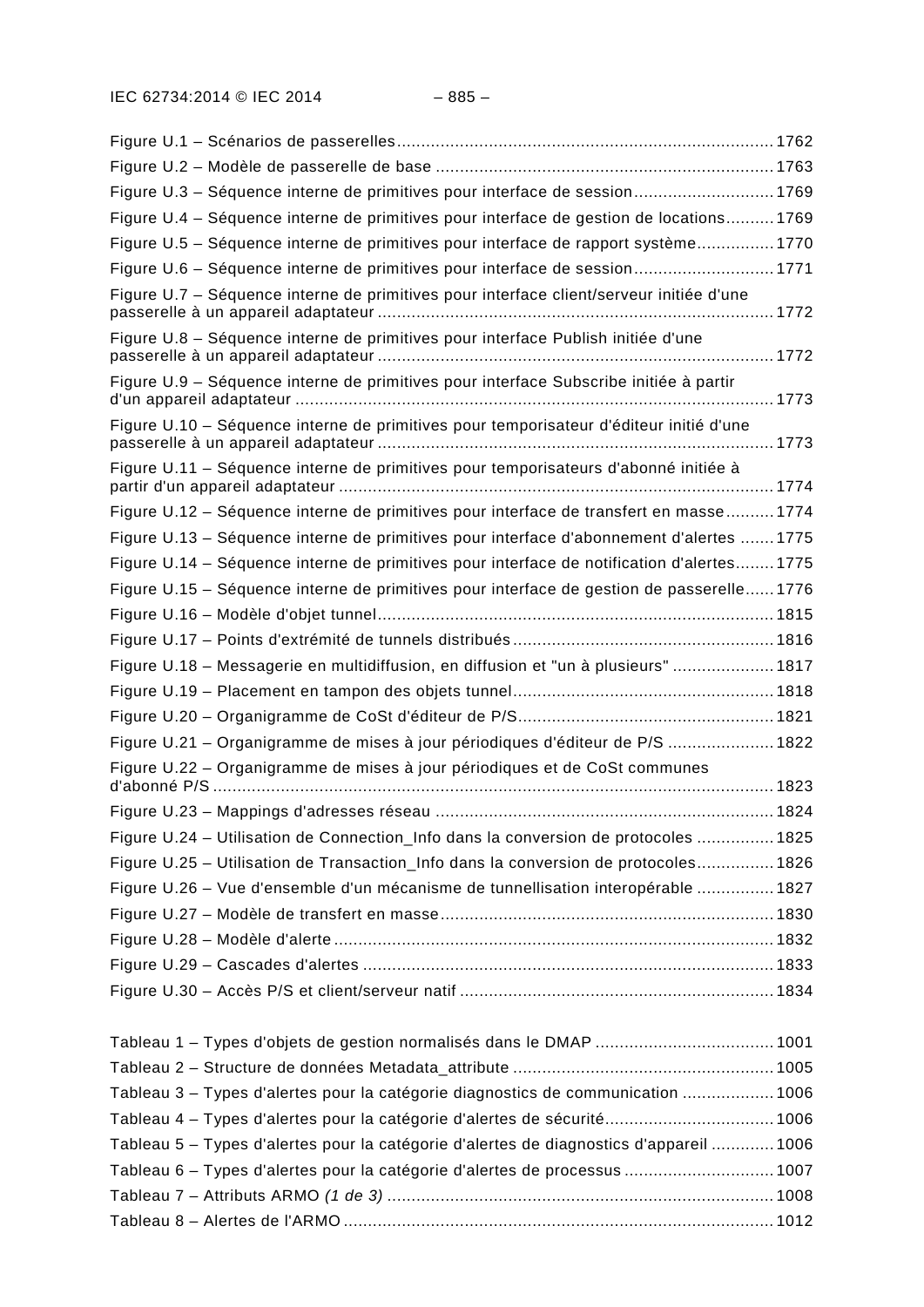Figure U.1 – Scénarios de passerelles ............................................................................ 1762

Figure U.2 – Modèle de passerelle de base .................................................................... 1763

Figure U.3 – Séquence interne de primitives pour interface de session ............................ 1769

Figure U.4 – Séquence interne de primitives pour interface de gestion de locations .......... 1769

Figure U.5 – Séquence interne de primitives pour interface de rapport système ................ 1770

Figure U.6 – Séquence interne de primitives pour interface de session ............................ 1771

Figure U.7 – Séquence interne de primitives pour interface client/serveur initiée d'une passerelle à un appareil adaptateur ................................................................................ 1772

Figure U.8 – Séquence interne de primitives pour interface Publish initiée d'une passerelle à un appareil adaptateur ................................................................................ 1772

Figure U.9 – Séquence interne de primitives pour interface Subscribe initiée à partir d'un appareil adaptateur .................................................................................................. 1773

Figure U.10 – Séquence interne de primitives pour temporisateur d'éditeur initié d'une passerelle à un appareil adaptateur ................................................................................ 1773

Figure U.11 – Séquence interne de primitives pour temporisateurs d'abonné initiée à partir d'un appareil adaptateur ......................................................................................... 1774

Figure U.12 – Séquence interne de primitives pour interface de transfert en masse .......... 1774

Figure U.13 – Séquence interne de primitives pour interface d'abonnement d'alertes ....... 1775

Figure U.14 – Séquence interne de primitives pour interface de notification d'alertes........ 1775

Figure U.15 – Séquence interne de primitives pour interface de gestion de passerelle...... 1776

Figure U.16 – Modèle d'objet tunnel................................................................................. 1815

Figure U.17 – Points d'extrémité de tunnels distribués ..................................................... 1816

Figure U.18 – Messagerie en multidiffusion, en diffusion et "un à plusieurs" ..................... 1817

Figure U.19 – Placement en tampon des objets tunnel ..................................................... 1818

Figure U.20 – Organigramme de CoSt d'éditeur de P/S.................................................... 1821

Figure U.21 – Organigramme de mises à jour périodiques d'éditeur de P/S ...................... 1822

Figure U.22 – Organigramme de mises à jour périodiques et de CoSt communes d'abonné P/S ................................................................................................................... 1823

Figure U.23 – Mappings d'adresses réseau ..................................................................... 1824

Figure U.24 – Utilisation de Connection_Info dans la conversion de protocoles ................ 1825

Figure U.25 – Utilisation de Transaction_Info dans la conversion de protocoles................ 1826

Figure U.26 – Vue d'ensemble d'un mécanisme de tunnellisation interopérable ................ 1827

Figure U.27 – Modèle de transfert en masse .................................................................... 1830

Figure U.28 – Modèle d'alerte .......................................................................................... 1832

Figure U.29 – Cascades d'alertes .................................................................................... 1833

Figure U.30 – Accès P/S et client/serveur natif ................................................................ 1834

Tableau 1 – Types d'objets de gestion normalisés dans le DMAP .................................... 1001

Tableau 2 – Structure de données Metadata_attribute ..................................................... 1005

Tableau 3 – Types d'alertes pour la catégorie diagnostics de communication ................... 1006

Tableau 4 – Types d'alertes pour la catégorie d'alertes de sécurité................................... 1006

Tableau 5 – Types d'alertes pour la catégorie d'alertes de diagnostics d'appareil ............. 1006

Tableau 6 – Types d'alertes pour la catégorie d'alertes de processus ............................... 1007

Tableau 7 – Attributs ARMO *(1 de 3)* ............................................................................... 1008

Tableau 8 – Alertes de l'ARMO ........................................................................................ 1012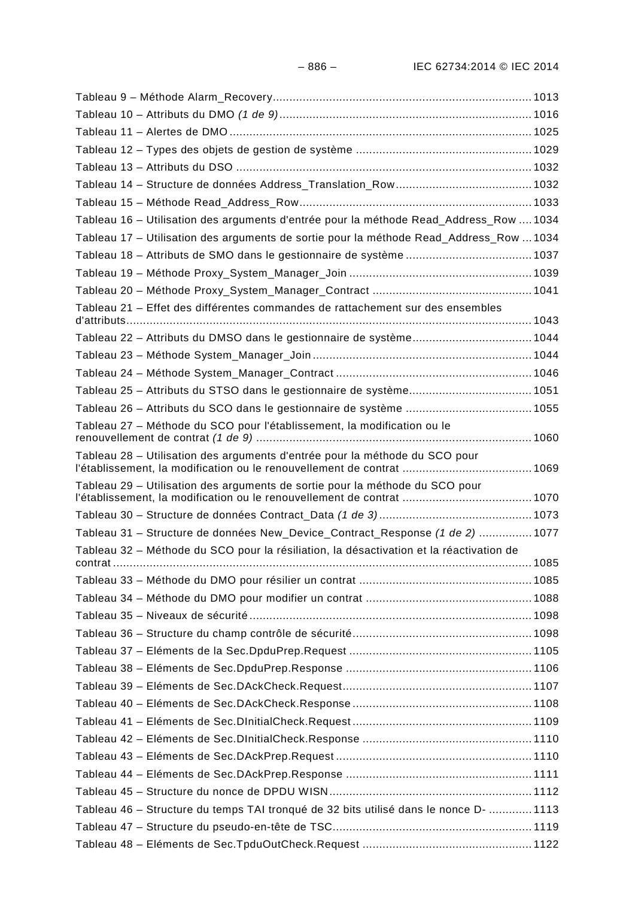Tableau 9 – Méthode Alarm_Recovery ............................................................................ 1013
Tableau 10 – Attributs du DMO *(1 de 9)* ........................................................................... 1016
Tableau 11 – Alertes de DMO .......................................................................................... 1025
Tableau 12 – Types des objets de gestion de système ..................................................... 1029
Tableau 13 – Attributs du DSO ........................................................................................ 1032
Tableau 14 – Structure de données Address_Translation_Row ......................................... 1032
Tableau 15 – Méthode Read_Address_Row ..................................................................... 1033
Tableau 16 – Utilisation des arguments d'entrée pour la méthode Read_Address_Row .... 1034
Tableau 17 – Utilisation des arguments de sortie pour la méthode Read_Address_Row ... 1034
Tableau 18 – Attributs de SMO dans le gestionnaire de système ...................................... 1037
Tableau 19 – Méthode Proxy_System_Manager_Join ....................................................... 1039
Tableau 20 – Méthode Proxy_System_Manager_Contract ................................................ 1041
Tableau 21 – Effet des différentes commandes de rattachement sur des ensembles d'attributs ........................................................................................................................ 1043
Tableau 22 – Attributs du DMSO dans le gestionnaire de système .................................... 1044
Tableau 23 – Méthode System_Manager_Join ................................................................. 1044
Tableau 24 – Méthode System_Manager_Contract .......................................................... 1046
Tableau 25 – Attributs du STSO dans le gestionnaire de système ..................................... 1051
Tableau 26 – Attributs du SCO dans le gestionnaire de système ...................................... 1055
Tableau 27 – Méthode du SCO pour l'établissement, la modification ou le renouvellement de contrat *(1 de 9)* .................................................................................. 1060
Tableau 28 – Utilisation des arguments d'entrée pour la méthode du SCO pour l'établissement, la modification ou le renouvellement de contrat ....................................... 1069
Tableau 29 – Utilisation des arguments de sortie pour la méthode du SCO pour l'établissement, la modification ou le renouvellement de contrat ....................................... 1070
Tableau 30 – Structure de données Contract_Data *(1 de 3)* .............................................. 1073
Tableau 31 – Structure de données New_Device_Contract_Response *(1 de 2)* ................ 1077
Tableau 32 – Méthode du SCO pour la résiliation, la désactivation et la réactivation de contrat ............................................................................................................................. 1085
Tableau 33 – Méthode du DMO pour résilier un contrat .................................................... 1085
Tableau 34 – Méthode du DMO pour modifier un contrat .................................................. 1088
Tableau 35 – Niveaux de sécurité ..................................................................................... 1098
Tableau 36 – Structure du champ contrôle de sécurité ...................................................... 1098
Tableau 37 – Eléments de la Sec.DpduPrep.Request ....................................................... 1105
Tableau 38 – Eléments de Sec.DpduPrep.Response ........................................................ 1106
Tableau 39 – Eléments de Sec.DAckCheck.Request ......................................................... 1107
Tableau 40 – Eléments de Sec.DAckCheck.Response ...................................................... 1108
Tableau 41 – Eléments de Sec.DInitialCheck.Request ...................................................... 1109
Tableau 42 – Eléments de Sec.DInitialCheck.Response ................................................... 1110
Tableau 43 – Eléments de Sec.DAckPrep.Request ........................................................... 1110
Tableau 44 – Eléments de Sec.DAckPrep.Response ........................................................ 1111
Tableau 45 – Structure du nonce de DPDU WISN ............................................................. 1112
Tableau 46 – Structure du temps TAI tronqué de 32 bits utilisé dans le nonce D- ............. 1113
Tableau 47 – Structure du pseudo-en-tête de TSC ............................................................ 1119
Tableau 48 – Eléments de Sec.TpduOutCheck.Request ................................................... 1122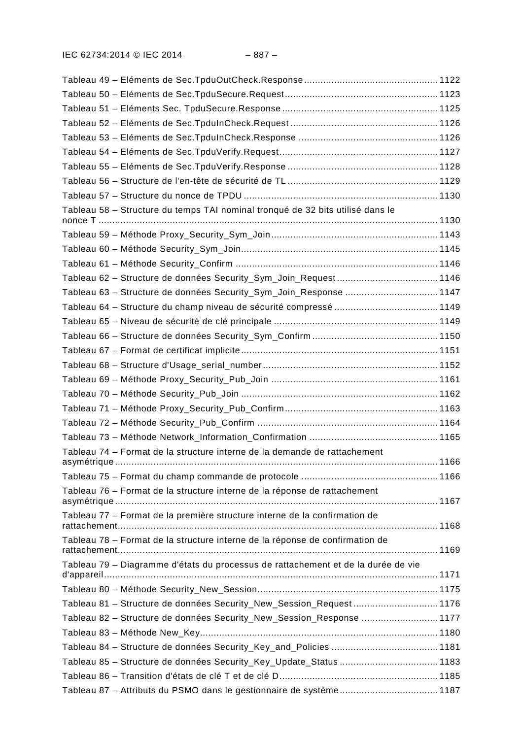Tableau 49 – Eléments de Sec.TpduOutCheck.Response ... 1122
Tableau 50 – Eléments de Sec.TpduSecure.Request ... 1123
Tableau 51 – Eléments Sec. TpduSecure.Response ... 1125
Tableau 52 – Eléments de Sec.TpduInCheck.Request ... 1126
Tableau 53 – Eléments de Sec.TpduInCheck.Response ... 1126
Tableau 54 – Eléments de Sec.TpduVerify.Request ... 1127
Tableau 55 – Eléments de Sec.TpduVerify.Response ... 1128
Tableau 56 – Structure de l'en-tête de sécurité de TL ... 1129
Tableau 57 – Structure du nonce de TPDU ... 1130
Tableau 58 – Structure du temps TAI nominal tronqué de 32 bits utilisé dans le nonce T ... 1130
Tableau 59 – Méthode Proxy_Security_Sym_Join ... 1143
Tableau 60 – Méthode Security_Sym_Join ... 1145
Tableau 61 – Méthode Security_Confirm ... 1146
Tableau 62 – Structure de données Security_Sym_Join_Request ... 1146
Tableau 63 – Structure de données Security_Sym_Join_Response ... 1147
Tableau 64 – Structure du champ niveau de sécurité compressé ... 1149
Tableau 65 – Niveau de sécurité de clé principale ... 1149
Tableau 66 – Structure de données Security_Sym_Confirm ... 1150
Tableau 67 – Format de certificat implicite ... 1151
Tableau 68 – Structure d'Usage_serial_number ... 1152
Tableau 69 – Méthode Proxy_Security_Pub_Join ... 1161
Tableau 70 – Méthode Security_Pub_Join ... 1162
Tableau 71 – Méthode Proxy_Security_Pub_Confirm ... 1163
Tableau 72 – Méthode Security_Pub_Confirm ... 1164
Tableau 73 – Méthode Network_Information_Confirmation ... 1165
Tableau 74 – Format de la structure interne de la demande de rattachement asymétrique ... 1166
Tableau 75 – Format du champ commande de protocole ... 1166
Tableau 76 – Format de la structure interne de la réponse de rattachement asymétrique ... 1167
Tableau 77 – Format de la première structure interne de la confirmation de rattachement ... 1168
Tableau 78 – Format de la structure interne de la réponse de confirmation de rattachement ... 1169
Tableau 79 – Diagramme d'états du processus de rattachement et de la durée de vie d'appareil ... 1171
Tableau 80 – Méthode Security_New_Session ... 1175
Tableau 81 – Structure de données Security_New_Session_Request ... 1176
Tableau 82 – Structure de données Security_New_Session_Response ... 1177
Tableau 83 – Méthode New_Key ... 1180
Tableau 84 – Structure de données Security_Key_and_Policies ... 1181
Tableau 85 – Structure de données Security_Key_Update_Status ... 1183
Tableau 86 – Transition d'états de clé T et de clé D ... 1185
Tableau 87 – Attributs du PSMO dans le gestionnaire de système ... 1187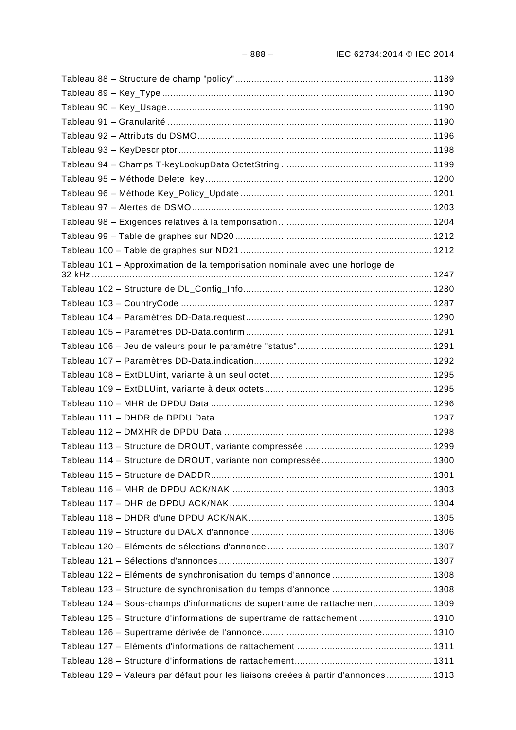Tableau 88 – Structure de champ "policy" ........................................................................ 1189

Tableau 89 – Key_Type ................................................................................................... 1190

Tableau 90 – Key_Usage ................................................................................................. 1190

Tableau 91 – Granularité ................................................................................................. 1190

Tableau 92 – Attributs du DSMO ...................................................................................... 1196

Tableau 93 – KeyDescriptor ............................................................................................. 1198

Tableau 94 – Champs T-keyLookupData OctetString ....................................................... 1199

Tableau 95 – Méthode Delete_key ................................................................................... 1200

Tableau 96 – Méthode Key_Policy_Update ...................................................................... 1201

Tableau 97 – Alertes de DSMO ........................................................................................ 1203

Tableau 98 – Exigences relatives à la temporisation ........................................................ 1204

Tableau 99 – Table de graphes sur ND20 ........................................................................ 1212

Tableau 100 – Table de graphes sur ND21 ...................................................................... 1212

Tableau 101 – Approximation de la temporisation nominale avec une horloge de 32 kHz ............................................................................................................................ 1247

Tableau 102 – Structure de DL_Config_Info ..................................................................... 1280

Tableau 103 – CountryCode ............................................................................................ 1287

Tableau 104 – Paramètres DD-Data.request .................................................................... 1290

Tableau 105 – Paramètres DD-Data.confirm .................................................................... 1291

Tableau 106 – Jeu de valeurs pour le paramètre "status" ................................................. 1291

Tableau 107 – Paramètres DD-Data.indication ................................................................. 1292

Tableau 108 – ExtDLUint, variante à un seul octet ........................................................... 1295

Tableau 109 – ExtDLUint, variante à deux octets ............................................................. 1295

Tableau 110 – MHR de DPDU Data ................................................................................. 1296

Tableau 111 – DHDR de DPDU Data ............................................................................... 1297

Tableau 112 – DMXHR de DPDU Data ............................................................................ 1298

Tableau 113 – Structure de DROUT, variante compressée .............................................. 1299

Tableau 114 – Structure de DROUT, variante non compressée ........................................ 1300

Tableau 115 – Structure de DADDR ................................................................................. 1301

Tableau 116 – MHR de DPDU ACK/NAK ......................................................................... 1303

Tableau 117 – DHR de DPDU ACK/NAK .......................................................................... 1304

Tableau 118 – DHDR d'une DPDU ACK/NAK ................................................................... 1305

Tableau 119 – Structure du DAUX d'annonce .................................................................. 1306

Tableau 120 – Eléments de sélections d'annonce ............................................................ 1307

Tableau 121 – Sélections d'annonces .............................................................................. 1307

Tableau 122 – Eléments de synchronisation du temps d'annonce .................................... 1308

Tableau 123 – Structure de synchronisation du temps d'annonce .................................... 1308

Tableau 124 – Sous-champs d'informations de supertrame de rattachement .................... 1309

Tableau 125 – Structure d'informations de supertrame de rattachement .......................... 1310

Tableau 126 – Supertrame dérivée de l'annonce .............................................................. 1310

Tableau 127 – Eléments d'informations de rattachement ................................................. 1311

Tableau 128 – Structure d'informations de rattachement .................................................. 1311

Tableau 129 – Valeurs par défaut pour les liaisons créées à partir d'annonces ................ 1313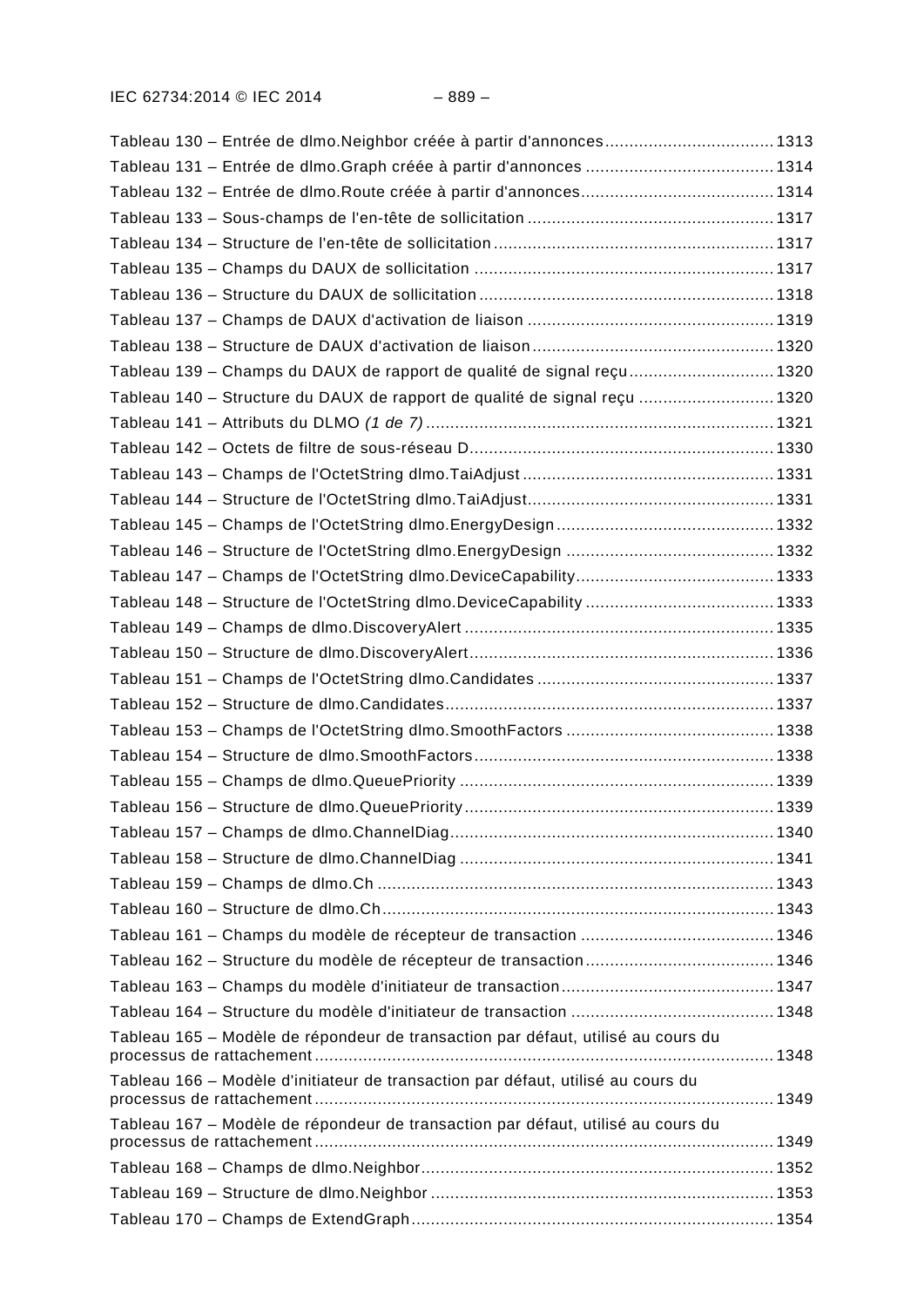Tableau 130 – Entrée de dlmo.Neighbor créée à partir d'annonces .................................. 1313
Tableau 131 – Entrée de dlmo.Graph créée à partir d'annonces ...................................... 1314
Tableau 132 – Entrée de dlmo.Route créée à partir d'annonces....................................... 1314
Tableau 133 – Sous-champs de l'en-tête de sollicitation .................................................. 1317
Tableau 134 – Structure de l'en-tête de sollicitation ......................................................... 1317
Tableau 135 – Champs du DAUX de sollicitation ............................................................. 1317
Tableau 136 – Structure du DAUX de sollicitation ............................................................ 1318
Tableau 137 – Champs de DAUX d'activation de liaison .................................................. 1319
Tableau 138 – Structure de DAUX d'activation de liaison ................................................. 1320
Tableau 139 – Champs du DAUX de rapport de qualité de signal reçu ............................. 1320
Tableau 140 – Structure du DAUX de rapport de qualité de signal reçu ........................... 1320
Tableau 141 – Attributs du DLMO *(1 de 7)* ....................................................................... 1321
Tableau 142 – Octets de filtre de sous-réseau D.............................................................. 1330
Tableau 143 – Champs de l'OctetString dlmo.TaiAdjust ................................................... 1331
Tableau 144 – Structure de l'OctetString dlmo.TaiAdjust.................................................. 1331
Tableau 145 – Champs de l'OctetString dlmo.EnergyDesign ............................................ 1332
Tableau 146 – Structure de l'OctetString dlmo.EnergyDesign .......................................... 1332
Tableau 147 – Champs de l'OctetString dlmo.DeviceCapability........................................ 1333
Tableau 148 – Structure de l'OctetString dlmo.DeviceCapability ...................................... 1333
Tableau 149 – Champs de dlmo.DiscoveryAlert ............................................................... 1335
Tableau 150 – Structure de dlmo.DiscoveryAlert.............................................................. 1336
Tableau 151 – Champs de l'OctetString dlmo.Candidates ................................................ 1337
Tableau 152 – Structure de dlmo.Candidates................................................................... 1337
Tableau 153 – Champs de l'OctetString dlmo.SmoothFactors .......................................... 1338
Tableau 154 – Structure de dlmo.SmoothFactors............................................................. 1338
Tableau 155 – Champs de dlmo.QueuePriority ................................................................ 1339
Tableau 156 – Structure de dlmo.QueuePriority ............................................................... 1339
Tableau 157 – Champs de dlmo.ChannelDiag.................................................................. 1340
Tableau 158 – Structure de dlmo.ChannelDiag ................................................................ 1341
Tableau 159 – Champs de dlmo.Ch ................................................................................. 1343
Tableau 160 – Structure de dlmo.Ch................................................................................ 1343
Tableau 161 – Champs du modèle de récepteur de transaction ....................................... 1346
Tableau 162 – Structure du modèle de récepteur de transaction...................................... 1346
Tableau 163 – Champs du modèle d'initiateur de transaction........................................... 1347
Tableau 164 – Structure du modèle d'initiateur de transaction ......................................... 1348
Tableau 165 – Modèle de répondeur de transaction par défaut, utilisé au cours du processus de rattachement ............................................................................................. 1348
Tableau 166 – Modèle d'initiateur de transaction par défaut, utilisé au cours du processus de rattachement ............................................................................................. 1349
Tableau 167 – Modèle de répondeur de transaction par défaut, utilisé au cours du processus de rattachement ............................................................................................. 1349
Tableau 168 – Champs de dlmo.Neighbor........................................................................ 1352
Tableau 169 – Structure de dlmo.Neighbor ...................................................................... 1353
Tableau 170 – Champs de ExtendGraph.......................................................................... 1354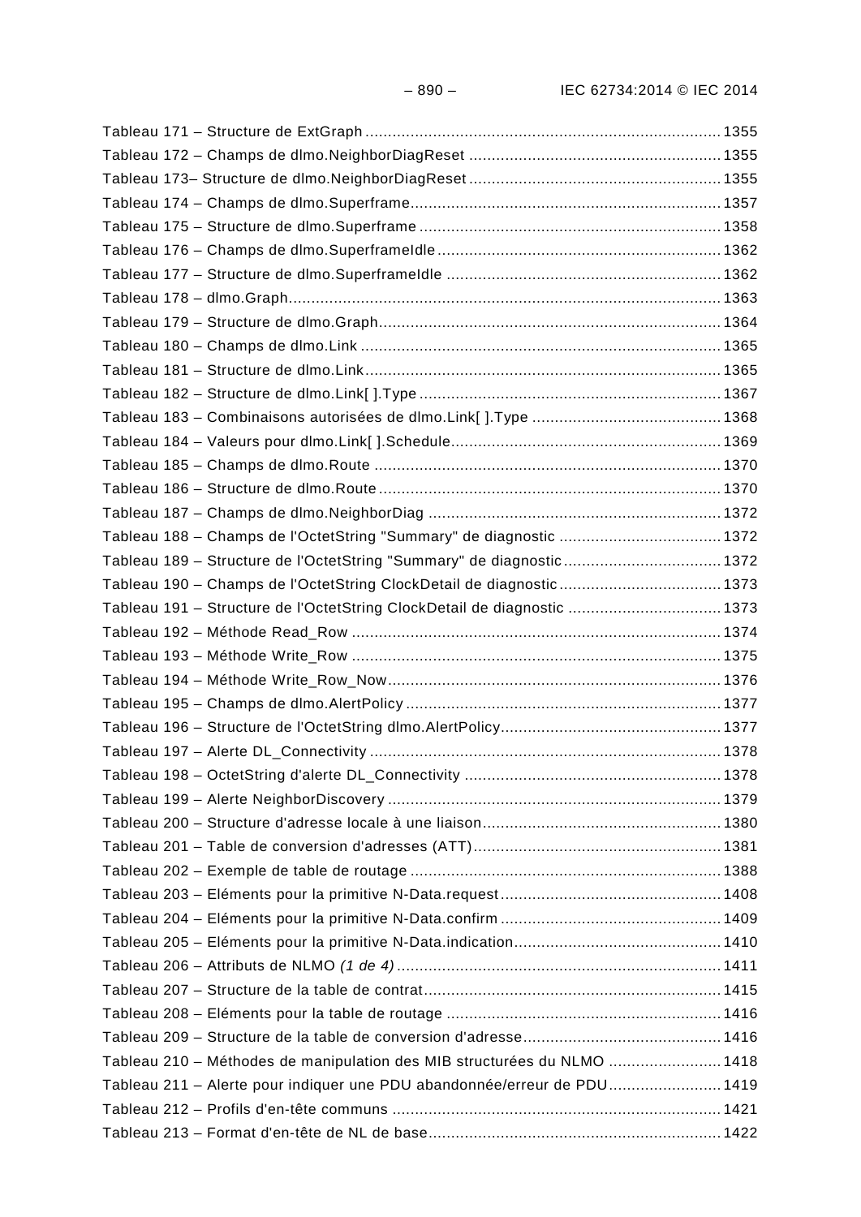Tableau 171 – Structure de ExtGraph ............................................................................... 1355
Tableau 172 – Champs de dlmo.NeighborDiagReset ........................................................ 1355
Tableau 173– Structure de dlmo.NeighborDiagReset ........................................................ 1355
Tableau 174 – Champs de dlmo.Superframe..................................................................... 1357
Tableau 175 – Structure de dlmo.Superframe ................................................................... 1358
Tableau 176 – Champs de dlmo.SuperframeIdle ............................................................... 1362
Tableau 177 – Structure de dlmo.SuperframeIdle ............................................................. 1362
Tableau 178 – dlmo.Graph................................................................................................ 1363
Tableau 179 – Structure de dlmo.Graph............................................................................ 1364
Tableau 180 – Champs de dlmo.Link ................................................................................ 1365
Tableau 181 – Structure de dlmo.Link............................................................................... 1365
Tableau 182 – Structure de dlmo.Link[ ].Type ................................................................... 1367
Tableau 183 – Combinaisons autorisées de dlmo.Link[ ].Type .......................................... 1368
Tableau 184 – Valeurs pour dlmo.Link[ ].Schedule............................................................ 1369
Tableau 185 – Champs de dlmo.Route ............................................................................. 1370
Tableau 186 – Structure de dlmo.Route ............................................................................ 1370
Tableau 187 – Champs de dlmo.NeighborDiag ................................................................. 1372
Tableau 188 – Champs de l'OctetString "Summary" de diagnostic .................................... 1372
Tableau 189 – Structure de l'OctetString "Summary" de diagnostic ................................... 1372
Tableau 190 – Champs de l'OctetString ClockDetail de diagnostic .................................... 1373
Tableau 191 – Structure de l'OctetString ClockDetail de diagnostic .................................. 1373
Tableau 192 – Méthode Read_Row .................................................................................. 1374
Tableau 193 – Méthode Write_Row .................................................................................. 1375
Tableau 194 – Méthode Write_Row_Now.......................................................................... 1376
Tableau 195 – Champs de dlmo.AlertPolicy ...................................................................... 1377
Tableau 196 – Structure de l'OctetString dlmo.AlertPolicy................................................. 1377
Tableau 197 – Alerte DL_Connectivity .............................................................................. 1378
Tableau 198 – OctetString d'alerte DL_Connectivity ......................................................... 1378
Tableau 199 – Alerte NeighborDiscovery .......................................................................... 1379
Tableau 200 – Structure d'adresse locale à une liaison..................................................... 1380
Tableau 201 – Table de conversion d'adresses (ATT)....................................................... 1381
Tableau 202 – Exemple de table de routage ..................................................................... 1388
Tableau 203 – Eléments pour la primitive N-Data.request................................................. 1408
Tableau 204 – Eléments pour la primitive N-Data.confirm ................................................. 1409
Tableau 205 – Eléments pour la primitive N-Data.indication.............................................. 1410
Tableau 206 – Attributs de NLMO *(1 de 4)* ........................................................................ 1411
Tableau 207 – Structure de la table de contrat.................................................................. 1415
Tableau 208 – Eléments pour la table de routage ............................................................. 1416
Tableau 209 – Structure de la table de conversion d'adresse............................................ 1416
Tableau 210 – Méthodes de manipulation des MIB structurées du NLMO ......................... 1418
Tableau 211 – Alerte pour indiquer une PDU abandonnée/erreur de PDU......................... 1419
Tableau 212 – Profils d'en-tête communs ......................................................................... 1421
Tableau 213 – Format d'en-tête de NL de base................................................................. 1422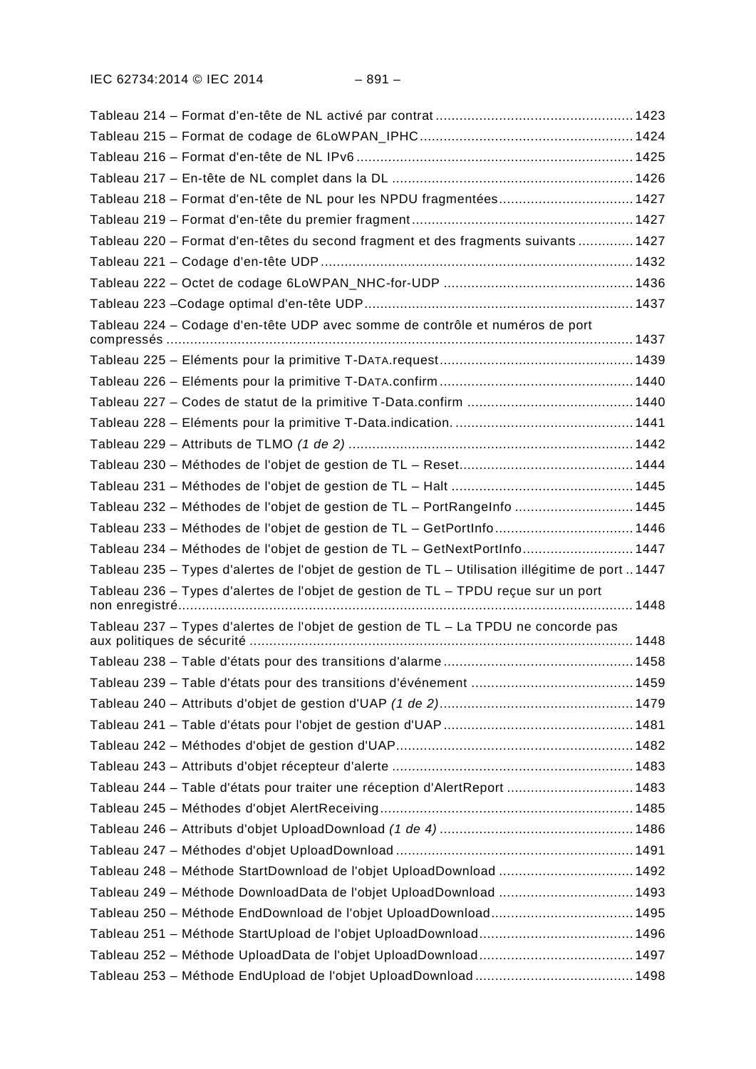Tableau 214 – Format d'en-tête de NL activé par contrat .................................................. 1423
Tableau 215 – Format de codage de 6LoWPAN_IPHC ...................................................... 1424
Tableau 216 – Format d'en-tête de NL IPv6 ...................................................................... 1425
Tableau 217 – En-tête de NL complet dans la DL ............................................................. 1426
Tableau 218 – Format d'en-tête de NL pour les NPDU fragmentées .................................. 1427
Tableau 219 – Format d'en-tête du premier fragment ........................................................ 1427
Tableau 220 – Format d'en-têtes du second fragment et des fragments suivants .............. 1427
Tableau 221 – Codage d'en-tête UDP ............................................................................... 1432
Tableau 222 – Octet de codage 6LoWPAN_NHC-for-UDP ................................................ 1436
Tableau 223 –Codage optimal d'en-tête UDP .................................................................... 1437
Tableau 224 – Codage d'en-tête UDP avec somme de contrôle et numéros de port compressés ..................................................................................................................... 1437
Tableau 225 – Eléments pour la primitive T-DATA.request ................................................ 1439
Tableau 226 – Eléments pour la primitive T-DATA.confirm ................................................. 1440
Tableau 227 – Codes de statut de la primitive T-Data.confirm .......................................... 1440
Tableau 228 – Eléments pour la primitive T-Data.indication. ............................................. 1441
Tableau 229 – Attributs de TLMO *(1 de 2)* ......................................................................... 1442
Tableau 230 – Méthodes de l'objet de gestion de TL – Reset ............................................ 1444
Tableau 231 – Méthodes de l'objet de gestion de TL – Halt .............................................. 1445
Tableau 232 – Méthodes de l'objet de gestion de TL – PortRangeInfo .............................. 1445
Tableau 233 – Méthodes de l'objet de gestion de TL – GetPortInfo ................................... 1446
Tableau 234 – Méthodes de l'objet de gestion de TL – GetNextPortInfo ............................ 1447
Tableau 235 – Types d'alertes de l'objet de gestion de TL – Utilisation illégitime de port .. 1447
Tableau 236 – Types d'alertes de l'objet de gestion de TL – TPDU reçue sur un port non enregistré ....................................................................................................................... 1448
Tableau 237 – Types d'alertes de l'objet de gestion de TL – La TPDU ne concorde pas aux politiques de sécurité ................................................................................................. 1448
Tableau 238 – Table d'états pour des transitions d'alarme ................................................ 1458
Tableau 239 – Table d'états pour des transitions d'événement ......................................... 1459
Tableau 240 – Attributs d'objet de gestion d'UAP *(1 de 2)* ................................................. 1479
Tableau 241 – Table d'états pour l'objet de gestion d'UAP ................................................ 1481
Tableau 242 – Méthodes d'objet de gestion d'UAP ............................................................ 1482
Tableau 243 – Attributs d'objet récepteur d'alerte ............................................................. 1483
Tableau 244 – Table d'états pour traiter une réception d'AlertReport ................................ 1483
Tableau 245 – Méthodes d'objet AlertReceiving ................................................................ 1485
Tableau 246 – Attributs d'objet UploadDownload *(1 de 4)* ................................................. 1486
Tableau 247 – Méthodes d'objet UploadDownload ............................................................ 1491
Tableau 248 – Méthode StartDownload de l'objet UploadDownload .................................. 1492
Tableau 249 – Méthode DownloadData de l'objet UploadDownload .................................. 1493
Tableau 250 – Méthode EndDownload de l'objet UploadDownload .................................... 1495
Tableau 251 – Méthode StartUpload de l'objet UploadDownload ....................................... 1496
Tableau 252 – Méthode UploadData de l'objet UploadDownload ....................................... 1497
Tableau 253 – Méthode EndUpload de l'objet UploadDownload ........................................ 1498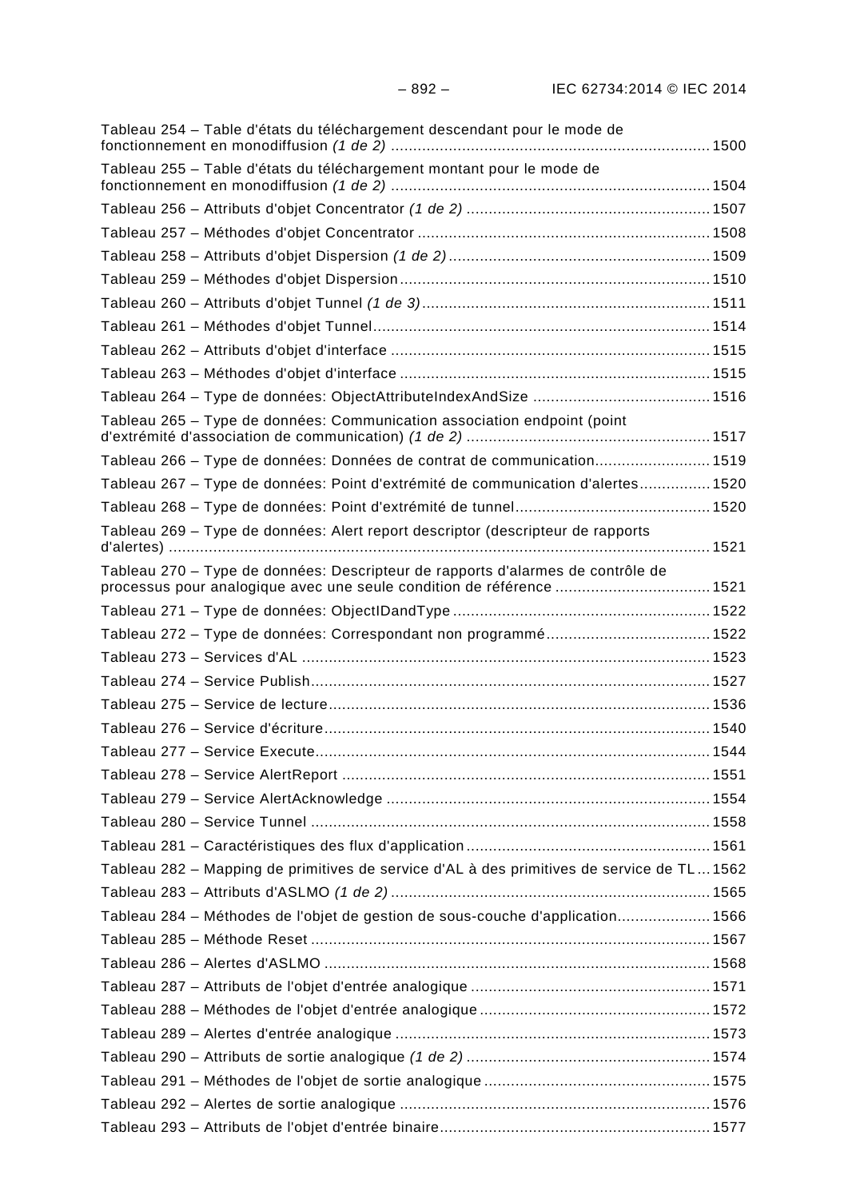Tableau 254 – Table d'états du téléchargement descendant pour le mode de fonctionnement en monodiffusion *(1 de 2)* ........................................................................ 1500

Tableau 255 – Table d'états du téléchargement montant pour le mode de fonctionnement en monodiffusion *(1 de 2)* ........................................................................ 1504

Tableau 256 – Attributs d'objet Concentrator *(1 de 2)* ........................................................ 1507

Tableau 257 – Méthodes d'objet Concentrator ................................................................... 1508

Tableau 258 – Attributs d'objet Dispersion *(1 de 2)* ........................................................... 1509

Tableau 259 – Méthodes d'objet Dispersion ...................................................................... 1510

Tableau 260 – Attributs d'objet Tunnel *(1 de 3)* ................................................................. 1511

Tableau 261 – Méthodes d'objet Tunnel ............................................................................ 1514

Tableau 262 – Attributs d'objet d'interface ........................................................................ 1515

Tableau 263 – Méthodes d'objet d'interface ...................................................................... 1515

Tableau 264 – Type de données: ObjectAttributeIndexAndSize ......................................... 1516

Tableau 265 – Type de données: Communication association endpoint (point d'extrémité d'association de communication) *(1 de 2)* ....................................................... 1517

Tableau 266 – Type de données: Données de contrat de communication .......................... 1519

Tableau 267 – Type de données: Point d'extrémité de communication d'alertes ................ 1520

Tableau 268 – Type de données: Point d'extrémité de tunnel ............................................ 1520

Tableau 269 – Type de données: Alert report descriptor (descripteur de rapports d'alertes) .......................................................................................................................... 1521

Tableau 270 – Type de données: Descripteur de rapports d'alarmes de contrôle de processus pour analogique avec une seule condition de référence ................................... 1521

Tableau 271 – Type de données: ObjectIDandType .......................................................... 1522

Tableau 272 – Type de données: Correspondant non programmé ..................................... 1522

Tableau 273 – Services d'AL ............................................................................................ 1523

Tableau 274 – Service Publish .......................................................................................... 1527

Tableau 275 – Service de lecture ...................................................................................... 1536

Tableau 276 – Service d'écriture ....................................................................................... 1540

Tableau 277 – Service Execute ......................................................................................... 1544

Tableau 278 – Service AlertReport ................................................................................... 1551

Tableau 279 – Service AlertAcknowledge ......................................................................... 1554

Tableau 280 – Service Tunnel ........................................................................................... 1558

Tableau 281 – Caractéristiques des flux d'application ....................................................... 1561

Tableau 282 – Mapping de primitives de service d'AL à des primitives de service de TL ... 1562

Tableau 283 – Attributs d'ASLMO *(1 de 2)* ......................................................................... 1565

Tableau 284 – Méthodes de l'objet de gestion de sous-couche d'application ..................... 1566

Tableau 285 – Méthode Reset .......................................................................................... 1567

Tableau 286 – Alertes d'ASLMO ....................................................................................... 1568

Tableau 287 – Attributs de l'objet d'entrée analogique ...................................................... 1571

Tableau 288 – Méthodes de l'objet d'entrée analogique .................................................... 1572

Tableau 289 – Alertes d'entrée analogique ....................................................................... 1573

Tableau 290 – Attributs de sortie analogique *(1 de 2)* ....................................................... 1574

Tableau 291 – Méthodes de l'objet de sortie analogique ................................................... 1575

Tableau 292 – Alertes de sortie analogique ...................................................................... 1576

Tableau 293 – Attributs de l'objet d'entrée binaire ............................................................. 1577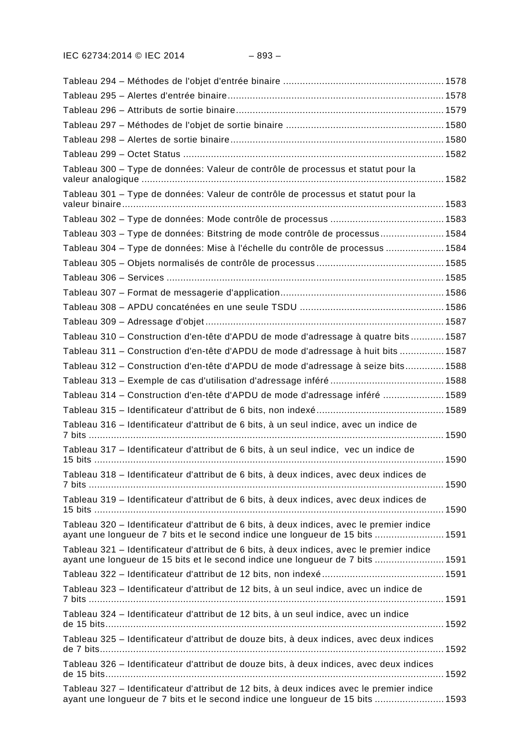Tableau 294 – Méthodes de l'objet d'entrée binaire .......................................................... 1578

Tableau 295 – Alertes d'entrée binaire ............................................................................. 1578

Tableau 296 – Attributs de sortie binaire .......................................................................... 1579

Tableau 297 – Méthodes de l'objet de sortie binaire ......................................................... 1580

Tableau 298 – Alertes de sortie binaire ............................................................................ 1580

Tableau 299 – Octet Status .............................................................................................. 1582

Tableau 300 – Type de données: Valeur de contrôle de processus et statut pour la valeur analogique ............................................................................................................... 1582

Tableau 301 – Type de données: Valeur de contrôle de processus et statut pour la valeur binaire ..................................................................................................................... 1583

Tableau 302 – Type de données: Mode contrôle de processus ......................................... 1583

Tableau 303 – Type de données: Bitstring de mode contrôle de processus ....................... 1584

Tableau 304 – Type de données: Mise à l'échelle du contrôle de processus ..................... 1584

Tableau 305 – Objets normalisés de contrôle de processus .............................................. 1585

Tableau 306 – Services .................................................................................................... 1585

Tableau 307 – Format de messagerie d'application ........................................................... 1586

Tableau 308 – APDU concaténées en une seule TSDU .................................................... 1586

Tableau 309 – Adressage d'objet ...................................................................................... 1587

Tableau 310 – Construction d'en-tête d'APDU de mode d'adressage à quatre bits ............ 1587

Tableau 311 – Construction d'en-tête d'APDU de mode d'adressage à huit bits ................ 1587

Tableau 312 – Construction d'en-tête d'APDU de mode d'adressage à seize bits .............. 1588

Tableau 313 – Exemple de cas d'utilisation d'adressage inféré ......................................... 1588

Tableau 314 – Construction d'en-tête d'APDU de mode d'adressage inféré ...................... 1589

Tableau 315 – Identificateur d'attribut de 6 bits, non indexé .............................................. 1589

Tableau 316 – Identificateur d'attribut de 6 bits, à un seul indice, avec un indice de 7 bits ................................................................................................................................ 1590

Tableau 317 – Identificateur d'attribut de 6 bits, à un seul indice, vec un indice de 15 bits .............................................................................................................................. 1590

Tableau 318 – Identificateur d'attribut de 6 bits, à deux indices, avec deux indices de 7 bits ................................................................................................................................ 1590

Tableau 319 – Identificateur d'attribut de 6 bits, à deux indices, avec deux indices de 15 bits .............................................................................................................................. 1590

Tableau 320 – Identificateur d'attribut de 6 bits, à deux indices, avec le premier indice ayant une longueur de 7 bits et le second indice une longueur de 15 bits ......................... 1591

Tableau 321 – Identificateur d'attribut de 6 bits, à deux indices, avec le premier indice ayant une longueur de 15 bits et le second indice une longueur de 7 bits ......................... 1591

Tableau 322 – Identificateur d'attribut de 12 bits, non indexé ............................................ 1591

Tableau 323 – Identificateur d'attribut de 12 bits, à un seul indice, avec un indice de 7 bits ................................................................................................................................ 1591

Tableau 324 – Identificateur d'attribut de 12 bits, à un seul indice, avec un indice de 15 bits .......................................................................................................................... 1592

Tableau 325 – Identificateur d'attribut de douze bits, à deux indices, avec deux indices de 7 bits ............................................................................................................................ 1592

Tableau 326 – Identificateur d'attribut de douze bits, à deux indices, avec deux indices de 15 bits .......................................................................................................................... 1592

Tableau 327 – Identificateur d'attribut de 12 bits, à deux indices avec le premier indice ayant une longueur de 7 bits et le second indice une longueur de 15 bits ......................... 1593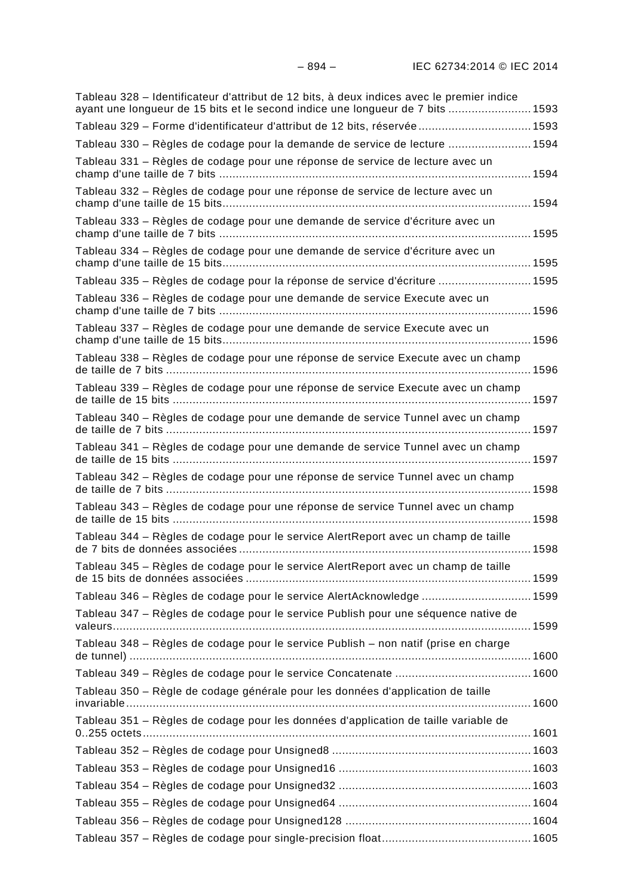Tableau 328 – Identificateur d'attribut de 12 bits, à deux indices avec le premier indice ayant une longueur de 15 bits et le second indice une longueur de 7 bits ......................... 1593

Tableau 329 – Forme d'identificateur d'attribut de 12 bits, réservée .................................. 1593

Tableau 330 – Règles de codage pour la demande de service de lecture ......................... 1594

Tableau 331 – Règles de codage pour une réponse de service de lecture avec un champ d'une taille de 7 bits ............................................................................................ 1594

Tableau 332 – Règles de codage pour une réponse de service de lecture avec un champ d'une taille de 15 bits ........................................................................................... 1594

Tableau 333 – Règles de codage pour une demande de service d'écriture avec un champ d'une taille de 7 bits ............................................................................................ 1595

Tableau 334 – Règles de codage pour une demande de service d'écriture avec un champ d'une taille de 15 bits ........................................................................................... 1595

Tableau 335 – Règles de codage pour la réponse de service d'écriture ........................... 1595

Tableau 336 – Règles de codage pour une demande de service Execute avec un champ d'une taille de 7 bits ............................................................................................ 1596

Tableau 337 – Règles de codage pour une demande de service Execute avec un champ d'une taille de 15 bits ........................................................................................... 1596

Tableau 338 – Règles de codage pour une réponse de service Execute avec un champ de taille de 7 bits ................................................................................................... 1596

Tableau 339 – Règles de codage pour une réponse de service Execute avec un champ de taille de 15 bits ................................................................................................. 1597

Tableau 340 – Règles de codage pour une demande de service Tunnel avec un champ de taille de 7 bits ................................................................................................... 1597

Tableau 341 – Règles de codage pour une demande de service Tunnel avec un champ de taille de 15 bits ................................................................................................. 1597

Tableau 342 – Règles de codage pour une réponse de service Tunnel avec un champ de taille de 7 bits ................................................................................................... 1598

Tableau 343 – Règles de codage pour une réponse de service Tunnel avec un champ de taille de 15 bits ................................................................................................. 1598

Tableau 344 – Règles de codage pour le service AlertReport avec un champ de taille de 7 bits de données associées ....................................................................................... 1598

Tableau 345 – Règles de codage pour le service AlertReport avec un champ de taille de 15 bits de données associées ..................................................................................... 1599

Tableau 346 – Règles de codage pour le service AlertAcknowledge ................................. 1599

Tableau 347 – Règles de codage pour le service Publish pour une séquence native de valeurs ...................................................................................................................... 1599

Tableau 348 – Règles de codage pour le service Publish – non natif (prise en charge de tunnel) ................................................................................................................... 1600

Tableau 349 – Règles de codage pour le service Concatenate ......................................... 1600

Tableau 350 – Règle de codage générale pour les données d'application de taille invariable ................................................................................................................... 1600

Tableau 351 – Règles de codage pour les données d'application de taille variable de 0..255 octets ............................................................................................................. 1601

Tableau 352 – Règles de codage pour Unsigned8 ........................................................... 1603

Tableau 353 – Règles de codage pour Unsigned16 ......................................................... 1603

Tableau 354 – Règles de codage pour Unsigned32 ......................................................... 1603

Tableau 355 – Règles de codage pour Unsigned64 ......................................................... 1604

Tableau 356 – Règles de codage pour Unsigned128 ....................................................... 1604

Tableau 357 – Règles de codage pour single-precision float ............................................ 1605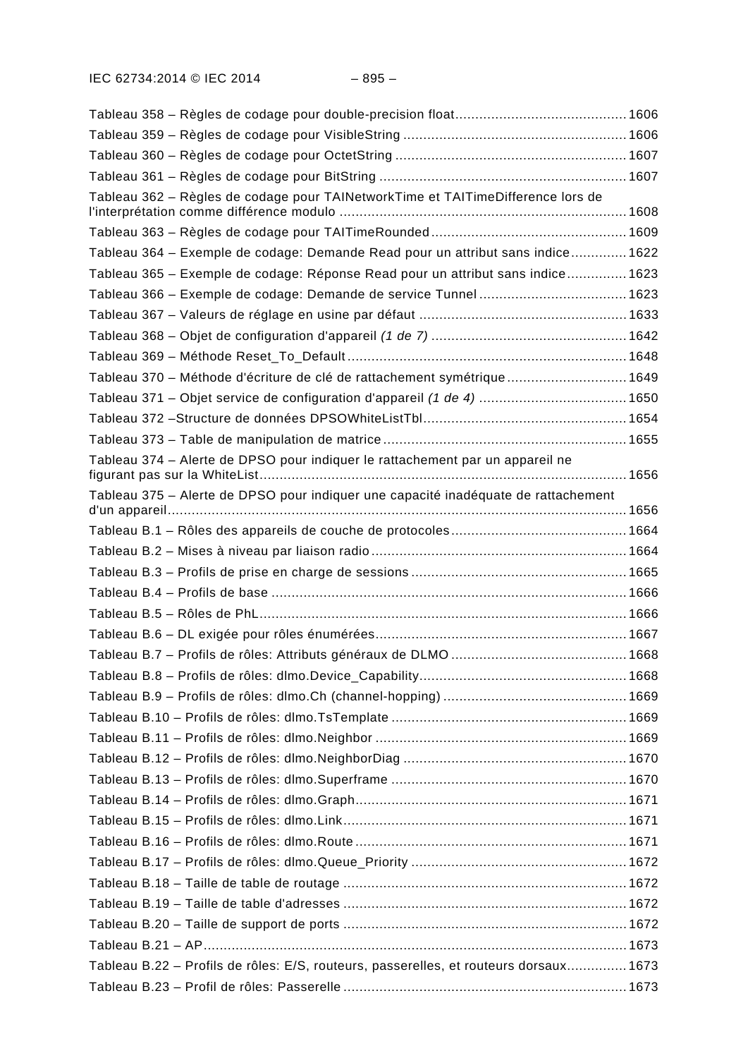Tableau 358 – Règles de codage pour double-precision float ........................................... 1606

Tableau 359 – Règles de codage pour VisibleString ........................................................ 1606

Tableau 360 – Règles de codage pour OctetString .......................................................... 1607

Tableau 361 – Règles de codage pour BitString .............................................................. 1607

Tableau 362 – Règles de codage pour TAINetworkTime et TAITimeDifference lors de l'interprétation comme différence modulo ........................................................................ 1608

Tableau 363 – Règles de codage pour TAITimeRounded ................................................. 1609

Tableau 364 – Exemple de codage: Demande Read pour un attribut sans indice .............. 1622

Tableau 365 – Exemple de codage: Réponse Read pour un attribut sans indice ............... 1623

Tableau 366 – Exemple de codage: Demande de service Tunnel ..................................... 1623

Tableau 367 – Valeurs de réglage en usine par défaut .................................................... 1633

Tableau 368 – Objet de configuration d'appareil *(1 de 7)* ................................................. 1642

Tableau 369 – Méthode Reset_To_Default ...................................................................... 1648

Tableau 370 – Méthode d'écriture de clé de rattachement symétrique .............................. 1649

Tableau 371 – Objet service de configuration d'appareil *(1 de 4)* ..................................... 1650

Tableau 372 –Structure de données DPSOWhiteListTbl ................................................... 1654

Tableau 373 – Table de manipulation de matrice ............................................................. 1655

Tableau 374 – Alerte de DPSO pour indiquer le rattachement par un appareil ne figurant pas sur la WhiteList ........................................................................................... 1656

Tableau 375 – Alerte de DPSO pour indiquer une capacité inadéquate de rattachement d'un appareil ................................................................................................................. 1656

Tableau B.1 – Rôles des appareils de couche de protocoles ............................................ 1664

Tableau B.2 – Mises à niveau par liaison radio ................................................................ 1664

Tableau B.3 – Profils de prise en charge de sessions ...................................................... 1665

Tableau B.4 – Profils de base ......................................................................................... 1666

Tableau B.5 – Rôles de PhL ............................................................................................ 1666

Tableau B.6 – DL exigée pour rôles énumérées ............................................................... 1667

Tableau B.7 – Profils de rôles: Attributs généraux de DLMO ............................................ 1668

Tableau B.8 – Profils de rôles: dlmo.Device_Capability .................................................... 1668

Tableau B.9 – Profils de rôles: dlmo.Ch (channel-hopping) .............................................. 1669

Tableau B.10 – Profils de rôles: dlmo.TsTemplate ........................................................... 1669

Tableau B.11 – Profils de rôles: dlmo.Neighbor ............................................................... 1669

Tableau B.12 – Profils de rôles: dlmo.NeighborDiag ........................................................ 1670

Tableau B.13 – Profils de rôles: dlmo.Superframe ........................................................... 1670

Tableau B.14 – Profils de rôles: dlmo.Graph .................................................................... 1671

Tableau B.15 – Profils de rôles: dlmo.Link ....................................................................... 1671

Tableau B.16 – Profils de rôles: dlmo.Route .................................................................... 1671

Tableau B.17 – Profils de rôles: dlmo.Queue_Priority ...................................................... 1672

Tableau B.18 – Taille de table de routage ....................................................................... 1672

Tableau B.19 – Taille de table d'adresses ....................................................................... 1672

Tableau B.20 – Taille de support de ports ....................................................................... 1672

Tableau B.21 – AP ......................................................................................................... 1673

Tableau B.22 – Profils de rôles: E/S, routeurs, passerelles, et routeurs dorsaux ............... 1673

Tableau B.23 – Profil de rôles: Passerelle ....................................................................... 1673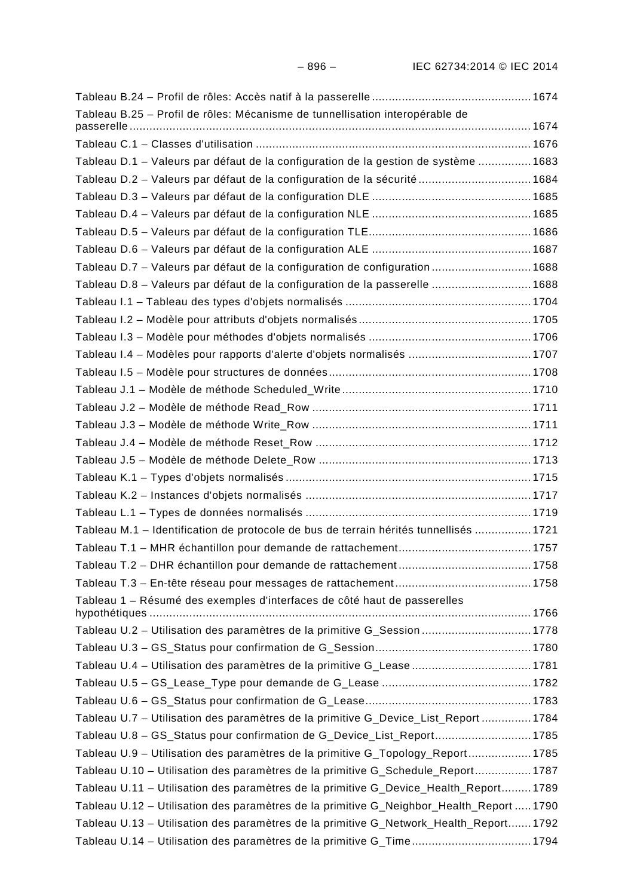Tableau B.24 – Profil de rôles: Accès natif à la passerelle ................................................ 1674

Tableau B.25 – Profil de rôles: Mécanisme de tunnellisation interopérable de passerelle ................................................................................................................ 1674

Tableau C.1 – Classes d'utilisation ................................................................................... 1676

Tableau D.1 – Valeurs par défaut de la configuration de la gestion de système ................ 1683

Tableau D.2 – Valeurs par défaut de la configuration de la sécurité .................................. 1684

Tableau D.3 – Valeurs par défaut de la configuration DLE ................................................ 1685

Tableau D.4 – Valeurs par défaut de la configuration NLE ................................................ 1685

Tableau D.5 – Valeurs par défaut de la configuration TLE................................................. 1686

Tableau D.6 – Valeurs par défaut de la configuration ALE ................................................ 1687

Tableau D.7 – Valeurs par défaut de la configuration de configuration .............................. 1688

Tableau D.8 – Valeurs par défaut de la configuration de la passerelle .............................. 1688

Tableau I.1 – Tableau des types d'objets normalisés ........................................................ 1704

Tableau I.2 – Modèle pour attributs d'objets normalisés .................................................... 1705

Tableau I.3 – Modèle pour méthodes d'objets normalisés ................................................. 1706

Tableau I.4 – Modèles pour rapports d'alerte d'objets normalisés ..................................... 1707

Tableau I.5 – Modèle pour structures de données............................................................. 1708

Tableau J.1 – Modèle de méthode Scheduled_Write ......................................................... 1710

Tableau J.2 – Modèle de méthode Read_Row .................................................................. 1711

Tableau J.3 – Modèle de méthode Write_Row .................................................................. 1711

Tableau J.4 – Modèle de méthode Reset_Row ................................................................. 1712

Tableau J.5 – Modèle de méthode Delete_Row ................................................................ 1713

Tableau K.1 – Types d'objets normalisés .......................................................................... 1715

Tableau K.2 – Instances d'objets normalisés .................................................................... 1717

Tableau L.1 – Types de données normalisés .................................................................... 1719

Tableau M.1 – Identification de protocole de bus de terrain hérités tunnellisés ................. 1721

Tableau T.1 – MHR échantillon pour demande de rattachement........................................ 1757

Tableau T.2 – DHR échantillon pour demande de rattachement ........................................ 1758

Tableau T.3 – En-tête réseau pour messages de rattachement ......................................... 1758

Tableau 1 – Résumé des exemples d'interfaces de côté haut de passerelles hypothétiques ................................................................................................................... 1766

Tableau U.2 – Utilisation des paramètres de la primitive G_Session ................................. 1778

Tableau U.3 – GS_Status pour confirmation de G_Session............................................... 1780

Tableau U.4 – Utilisation des paramètres de la primitive G_Lease .................................... 1781

Tableau U.5 – GS_Lease_Type pour demande de G_Lease ............................................. 1782

Tableau U.6 – GS_Status pour confirmation de G_Lease.................................................. 1783

Tableau U.7 – Utilisation des paramètres de la primitive G_Device_List_Report ............... 1784

Tableau U.8 – GS_Status pour confirmation de G_Device_List_Report............................. 1785

Tableau U.9 – Utilisation des paramètres de la primitive G_Topology_Report ................... 1785

Tableau U.10 – Utilisation des paramètres de la primitive G_Schedule_Report................. 1787

Tableau U.11 – Utilisation des paramètres de la primitive G_Device_Health_Report......... 1789

Tableau U.12 – Utilisation des paramètres de la primitive G_Neighbor_Health_Report ..... 1790

Tableau U.13 – Utilisation des paramètres de la primitive G_Network_Health_Report....... 1792

Tableau U.14 – Utilisation des paramètres de la primitive G_Time.................................... 1794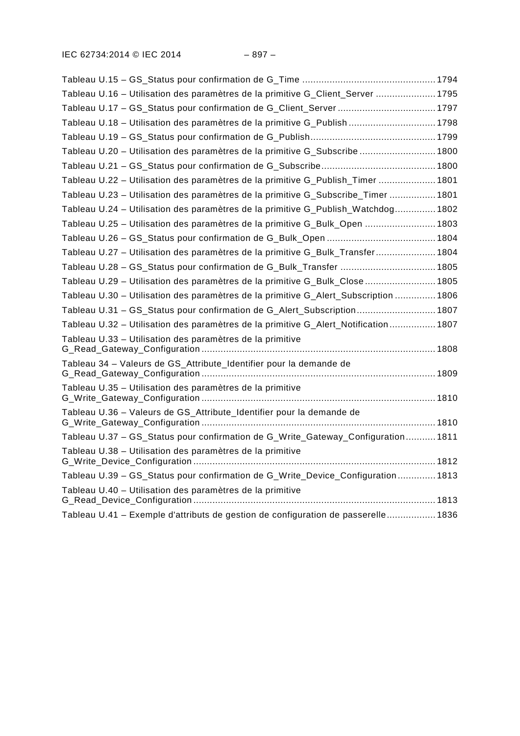Tableau U.15 – GS_Status pour confirmation de G_Time ................................................ 1794

Tableau U.16 – Utilisation des paramètres de la primitive G_Client_Server ...................... 1795

Tableau U.17 – GS_Status pour confirmation de G_Client_Server .................................... 1797

Tableau U.18 – Utilisation des paramètres de la primitive G_Publish ................................ 1798

Tableau U.19 – GS_Status pour confirmation de G_Publish.............................................. 1799

Tableau U.20 – Utilisation des paramètres de la primitive G_Subscribe ............................ 1800

Tableau U.21 – GS_Status pour confirmation de G_Subscribe.......................................... 1800

Tableau U.22 – Utilisation des paramètres de la primitive G_Publish_Timer ..................... 1801

Tableau U.23 – Utilisation des paramètres de la primitive G_Subscribe_Timer ................. 1801

Tableau U.24 – Utilisation des paramètres de la primitive G_Publish_Watchdog............... 1802

Tableau U.25 – Utilisation des paramètres de la primitive G_Bulk_Open .......................... 1803

Tableau U.26 – GS_Status pour confirmation de G_Bulk_Open ........................................ 1804

Tableau U.27 – Utilisation des paramètres de la primitive G_Bulk_Transfer...................... 1804

Tableau U.28 – GS_Status pour confirmation de G_Bulk_Transfer ................................... 1805

Tableau U.29 – Utilisation des paramètres de la primitive G_Bulk_Close .......................... 1805

Tableau U.30 – Utilisation des paramètres de la primitive G_Alert_Subscription ............... 1806

Tableau U.31 – GS_Status pour confirmation de G_Alert_Subscription............................. 1807

Tableau U.32 – Utilisation des paramètres de la primitive G_Alert_Notification ................. 1807

Tableau U.33 – Utilisation des paramètres de la primitive G_Read_Gateway_Configuration ..................................................................................... 1808

Tableau 34 – Valeurs de GS_Attribute_Identifier pour la demande de G_Read_Gateway_Configuration ..................................................................................... 1809

Tableau U.35 – Utilisation des paramètres de la primitive G_Write_Gateway_Configuration ..................................................................................... 1810

Tableau U.36 – Valeurs de GS_Attribute_Identifier pour la demande de G_Write_Gateway_Configuration ..................................................................................... 1810

Tableau U.37 – GS_Status pour confirmation de G_Write_Gateway_Configuration........... 1811

Tableau U.38 – Utilisation des paramètres de la primitive G_Write_Device_Configuration ........................................................................................ 1812

Tableau U.39 – GS_Status pour confirmation de G_Write_Device_Configuration.............. 1813

Tableau U.40 – Utilisation des paramètres de la primitive G_Read_Device_Configuration ........................................................................................ 1813

Tableau U.41 – Exemple d'attributs de gestion de configuration de passerelle.................. 1836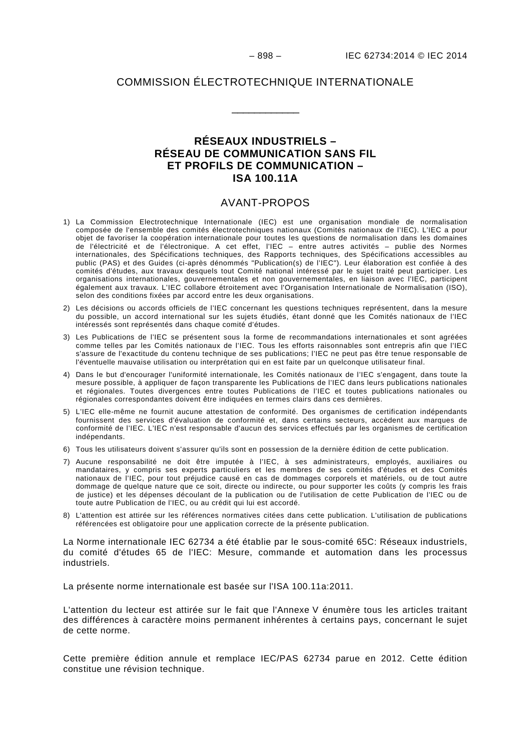COMMISSION ÉLECTROTECHNIQUE INTERNATIONALE

____________

# RÉSEAUX INDUSTRIELS – RÉSEAU DE COMMUNICATION SANS FIL ET PROFILS DE COMMUNICATION – ISA 100.11A

## AVANT-PROPOS

1) La Commission Electrotechnique Internationale (IEC) est une organisation mondiale de normalisation composée de l'ensemble des comités électrotechniques nationaux (Comités nationaux de l'IEC). L'IEC a pour objet de favoriser la coopération internationale pour toutes les questions de normalisation dans les domaines de l'électricité et de l'électronique. A cet effet, l'IEC – entre autres activités – publie des Normes internationales, des Spécifications techniques, des Rapports techniques, des Spécifications accessibles au public (PAS) et des Guides (ci-après dénommés "Publication(s) de l'IEC"). Leur élaboration est confiée à des comités d'études, aux travaux desquels tout Comité national intéressé par le sujet traité peut participer. Les organisations internationales, gouvernementales et non gouvernementales, en liaison avec l'IEC, participent également aux travaux. L'IEC collabore étroitement avec l'Organisation Internationale de Normalisation (ISO), selon des conditions fixées par accord entre les deux organisations.
2) Les décisions ou accords officiels de l'IEC concernant les questions techniques représentent, dans la mesure du possible, un accord international sur les sujets étudiés, étant donné que les Comités nationaux de l'IEC intéressés sont représentés dans chaque comité d'études.
3) Les Publications de l'IEC se présentent sous la forme de recommandations internationales et sont agréées comme telles par les Comités nationaux de l'IEC. Tous les efforts raisonnables sont entrepris afin que l'IEC s'assure de l'exactitude du contenu technique de ses publications; l'IEC ne peut pas être tenue responsable de l'éventuelle mauvaise utilisation ou interprétation qui en est faite par un quelconque utilisateur final.
4) Dans le but d'encourager l'uniformité internationale, les Comités nationaux de l'IEC s'engagent, dans toute la mesure possible, à appliquer de façon transparente les Publications de l'IEC dans leurs publications nationales et régionales. Toutes divergences entre toutes Publications de l'IEC et toutes publications nationales ou régionales correspondantes doivent être indiquées en termes clairs dans ces dernières.
5) L'IEC elle-même ne fournit aucune attestation de conformité. Des organismes de certification indépendants fournissent des services d'évaluation de conformité et, dans certains secteurs, accèdent aux marques de conformité de l'IEC. L'IEC n'est responsable d'aucun des services effectués par les organismes de certification indépendants.
6) Tous les utilisateurs doivent s'assurer qu'ils sont en possession de la dernière édition de cette publication.
7) Aucune responsabilité ne doit être imputée à l'IEC, à ses administrateurs, employés, auxiliaires ou mandataires, y compris ses experts particuliers et les membres de ses comités d'études et des Comités nationaux de l'IEC, pour tout préjudice causé en cas de dommages corporels et matériels, ou de tout autre dommage de quelque nature que ce soit, directe ou indirecte, ou pour supporter les coûts (y compris les frais de justice) et les dépenses découlant de la publication ou de l'utilisation de cette Publication de l'IEC ou de toute autre Publication de l'IEC, ou au crédit qui lui est accordé.
8) L'attention est attirée sur les références normatives citées dans cette publication. L'utilisation de publications référencées est obligatoire pour une application correcte de la présente publication.

La Norme internationale IEC 62734 a été établie par le sous-comité 65C: Réseaux industriels, du comité d'études 65 de l'IEC: Mesure, commande et automation dans les processus industriels.

La présente norme internationale est basée sur l'ISA 100.11a:2011.

L'attention du lecteur est attirée sur le fait que l'Annexe V énumère tous les articles traitant des différences à caractère moins permanent inhérentes à certains pays, concernant le sujet de cette norme.

Cette première édition annule et remplace IEC/PAS 62734 parue en 2012. Cette édition constitue une révision technique.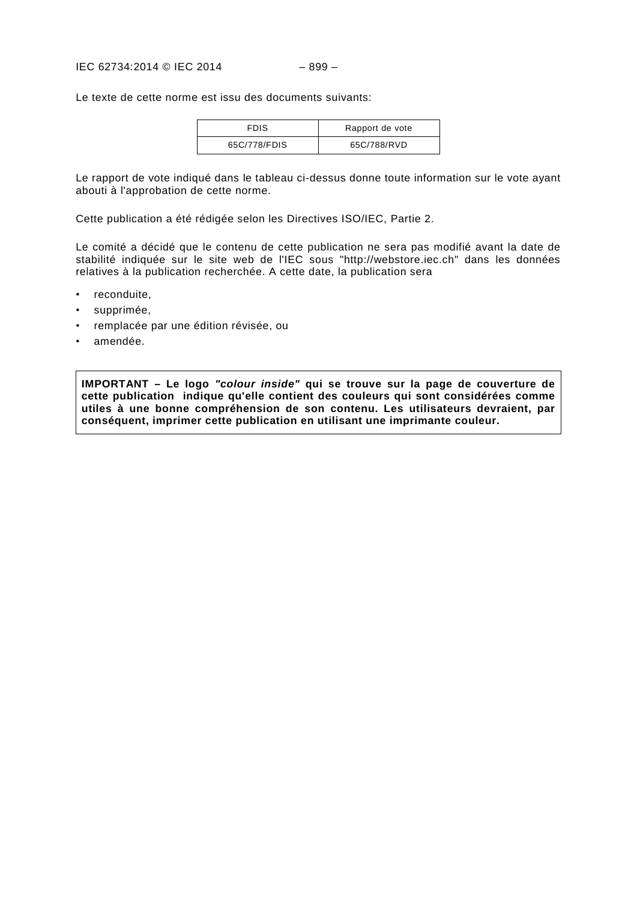Le texte de cette norme est issu des documents suivants:

| FDIS | Rapport de vote |
| --- | --- |
| 65C/778/FDIS | 65C/788/RVD |

Le rapport de vote indiqué dans le tableau ci-dessus donne toute information sur le vote ayant abouti à l'approbation de cette norme.

Cette publication a été rédigée selon les Directives ISO/IEC, Partie 2.

Le comité a décidé que le contenu de cette publication ne sera pas modifié avant la date de stabilité indiquée sur le site web de l'IEC sous "http://webstore.iec.ch" dans les données relatives à la publication recherchée. A cette date, la publication sera

- reconduite,
- supprimée,
- remplacée par une édition révisée, ou
- amendée.

**IMPORTANT – Le logo *"colour inside"* qui se trouve sur la page de couverture de cette publication indique qu'elle contient des couleurs qui sont considérées comme utiles à une bonne compréhension de son contenu. Les utilisateurs devraient, par conséquent, imprimer cette publication en utilisant une imprimante couleur.**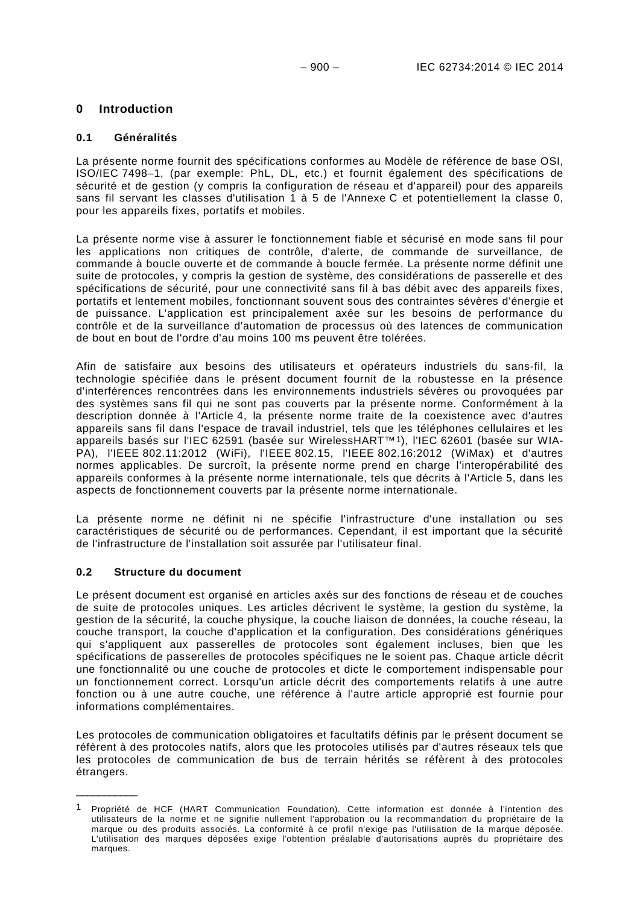# 0 Introduction

## 0.1 Généralités

La présente norme fournit des spécifications conformes au Modèle de référence de base OSI, ISO/IEC 7498–1, (par exemple: PhL, DL, etc.) et fournit également des spécifications de sécurité et de gestion (y compris la configuration de réseau et d'appareil) pour des appareils sans fil servant les classes d'utilisation 1 à 5 de l'Annexe C et potentiellement la classe 0, pour les appareils fixes, portatifs et mobiles.

La présente norme vise à assurer le fonctionnement fiable et sécurisé en mode sans fil pour les applications non critiques de contrôle, d'alerte, de commande de surveillance, de commande à boucle ouverte et de commande à boucle fermée. La présente norme définit une suite de protocoles, y compris la gestion de système, des considérations de passerelle et des spécifications de sécurité, pour une connectivité sans fil à bas débit avec des appareils fixes, portatifs et lentement mobiles, fonctionnant souvent sous des contraintes sévères d'énergie et de puissance. L'application est principalement axée sur les besoins de performance du contrôle et de la surveillance d'automation de processus où des latences de communication de bout en bout de l'ordre d'au moins 100 ms peuvent être tolérées.

Afin de satisfaire aux besoins des utilisateurs et opérateurs industriels du sans-fil, la technologie spécifiée dans le présent document fournit de la robustesse en la présence d'interférences rencontrées dans les environnements industriels sévères ou provoquées par des systèmes sans fil qui ne sont pas couverts par la présente norme. Conformément à la description donnée à l'Article 4, la présente norme traite de la coexistence avec d'autres appareils sans fil dans l'espace de travail industriel, tels que les téléphones cellulaires et les appareils basés sur l'IEC 62591 (basée sur WirelessHART™[1]), l'IEC 62601 (basée sur WIA-PA), l'IEEE 802.11:2012 (WiFi), l'IEEE 802.15, l'IEEE 802.16:2012 (WiMax) et d'autres normes applicables. De surcroît, la présente norme prend en charge l'interopérabilité des appareils conformes à la présente norme internationale, tels que décrits à l'Article 5, dans les aspects de fonctionnement couverts par la présente norme internationale.

La présente norme ne définit ni ne spécifie l'infrastructure d'une installation ou ses caractéristiques de sécurité ou de performances. Cependant, il est important que la sécurité de l'infrastructure de l'installation soit assurée par l'utilisateur final.

## 0.2 Structure du document

Le présent document est organisé en articles axés sur des fonctions de réseau et de couches de suite de protocoles uniques. Les articles décrivent le système, la gestion du système, la gestion de la sécurité, la couche physique, la couche liaison de données, la couche réseau, la couche transport, la couche d'application et la configuration. Des considérations génériques qui s'appliquent aux passerelles de protocoles sont également incluses, bien que les spécifications de passerelles de protocoles spécifiques ne le soient pas. Chaque article décrit une fonctionnalité ou une couche de protocoles et dicte le comportement indispensable pour un fonctionnement correct. Lorsqu'un article décrit des comportements relatifs à une autre fonction ou à une autre couche, une référence à l'autre article approprié est fournie pour informations complémentaires.

Les protocoles de communication obligatoires et facultatifs définis par le présent document se réfèrent à des protocoles natifs, alors que les protocoles utilisés par d'autres réseaux tels que les protocoles de communication de bus de terrain hérités se réfèrent à des protocoles étrangers.

---

[1] Propriété de HCF (HART Communication Foundation). Cette information est donnée à l'intention des utilisateurs de la norme et ne signifie nullement l'approbation ou la recommandation du propriétaire de la marque ou des produits associés. La conformité à ce profil n'exige pas l'utilisation de la marque déposée. L'utilisation des marques déposées exige l'obtention préalable d'autorisations auprès du propriétaire des marques.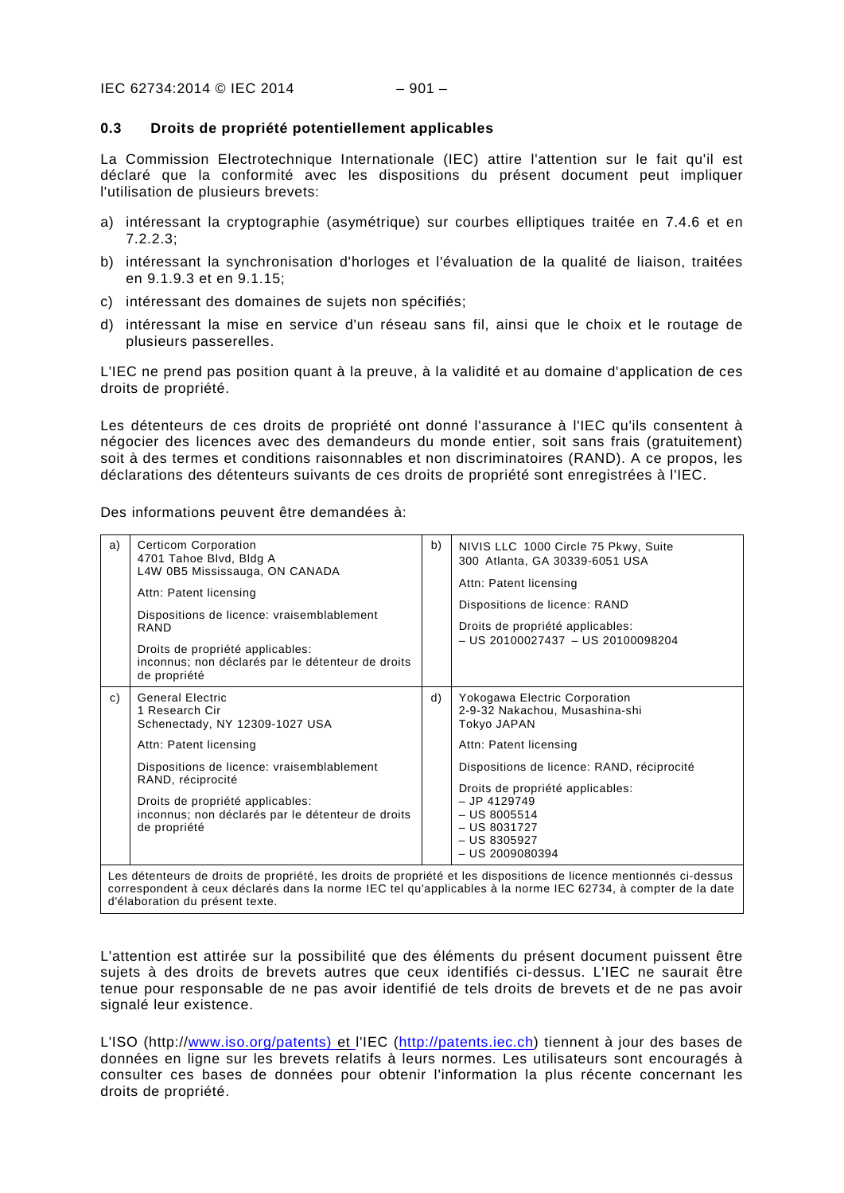### 0.3 Droits de propriété potentiellement applicables

La Commission Electrotechnique Internationale (IEC) attire l'attention sur le fait qu'il est déclaré que la conformité avec les dispositions du présent document peut impliquer l'utilisation de plusieurs brevets:

a) intéressant la cryptographie (asymétrique) sur courbes elliptiques traitée en 7.4.6 et en 7.2.2.3;

b) intéressant la synchronisation d'horloges et l'évaluation de la qualité de liaison, traitées en 9.1.9.3 et en 9.1.15;

c) intéressant des domaines de sujets non spécifiés;

d) intéressant la mise en service d'un réseau sans fil, ainsi que le choix et le routage de plusieurs passerelles.

L'IEC ne prend pas position quant à la preuve, à la validité et au domaine d'application de ces droits de propriété.

Les détenteurs de ces droits de propriété ont donné l'assurance à l'IEC qu'ils consentent à négocier des licences avec des demandeurs du monde entier, soit sans frais (gratuitement) soit à des termes et conditions raisonnables et non discriminatoires (RAND). A ce propos, les déclarations des détenteurs suivants de ces droits de propriété sont enregistrées à l'IEC.

Des informations peuvent être demandées à:

| | | | |
|---|---|---|---|
| a) | Certicom Corporation<br>4701 Tahoe Blvd, Bldg A<br>L4W 0B5 Mississauga, ON CANADA<br><br>Attn: Patent licensing<br><br>Dispositions de licence: vraisemblablement RAND<br><br>Droits de propriété applicables:<br>inconnus; non déclarés par le détenteur de droits de propriété | b) | NIVIS LLC 1000 Circle 75 Pkwy, Suite 300 Atlanta, GA 30339-6051 USA<br><br>Attn: Patent licensing<br><br>Dispositions de licence: RAND<br><br>Droits de propriété applicables:<br>– US 20100027437 – US 20100098204 |
| c) | General Electric<br>1 Research Cir<br>Schenectady, NY 12309-1027 USA<br><br>Attn: Patent licensing<br><br>Dispositions de licence: vraisemblablement RAND, réciprocité<br><br>Droits de propriété applicables:<br>inconnus; non déclarés par le détenteur de droits de propriété | d) | Yokogawa Electric Corporation<br>2-9-32 Nakachou, Musashina-shi<br>Tokyo JAPAN<br><br>Attn: Patent licensing<br><br>Dispositions de licence: RAND, réciprocité<br><br>Droits de propriété applicables:<br>– JP 4129749<br>– US 8005514<br>– US 8031727<br>– US 8305927<br>– US 2009080394 |

Les détenteurs de droits de propriété, les droits de propriété et les dispositions de licence mentionnés ci-dessus correspondent à ceux déclarés dans la norme IEC tel qu'applicables à la norme IEC 62734, à compter de la date d'élaboration du présent texte.

L'attention est attirée sur la possibilité que des éléments du présent document puissent être sujets à des droits de brevets autres que ceux identifiés ci-dessus. L'IEC ne saurait être tenue pour responsable de ne pas avoir identifié de tels droits de brevets et de ne pas avoir signalé leur existence.

L'ISO (http://www.iso.org/patents) et l'IEC (http://patents.iec.ch) tiennent à jour des bases de données en ligne sur les brevets relatifs à leurs normes. Les utilisateurs sont encouragés à consulter ces bases de données pour obtenir l'information la plus récente concernant les droits de propriété.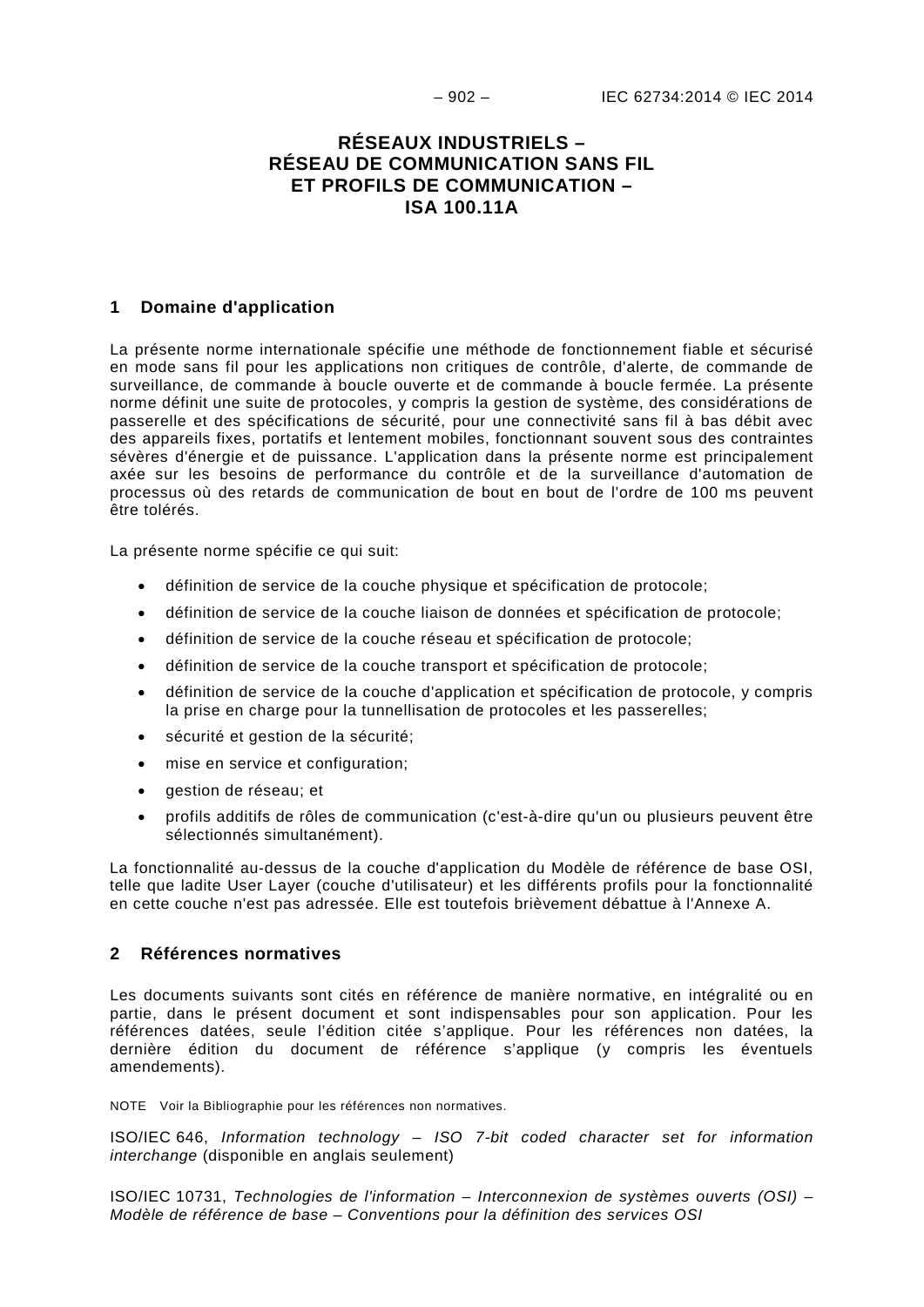# RÉSEAUX INDUSTRIELS – RÉSEAU DE COMMUNICATION SANS FIL ET PROFILS DE COMMUNICATION – ISA 100.11A

## 1 Domaine d'application

La présente norme internationale spécifie une méthode de fonctionnement fiable et sécurisé en mode sans fil pour les applications non critiques de contrôle, d'alerte, de commande de surveillance, de commande à boucle ouverte et de commande à boucle fermée. La présente norme définit une suite de protocoles, y compris la gestion de système, des considérations de passerelle et des spécifications de sécurité, pour une connectivité sans fil à bas débit avec des appareils fixes, portatifs et lentement mobiles, fonctionnant souvent sous des contraintes sévères d'énergie et de puissance. L'application dans la présente norme est principalement axée sur les besoins de performance du contrôle et de la surveillance d'automation de processus où des retards de communication de bout en bout de l'ordre de 100 ms peuvent être tolérés.

La présente norme spécifie ce qui suit:

- définition de service de la couche physique et spécification de protocole;
- définition de service de la couche liaison de données et spécification de protocole;
- définition de service de la couche réseau et spécification de protocole;
- définition de service de la couche transport et spécification de protocole;
- définition de service de la couche d'application et spécification de protocole, y compris la prise en charge pour la tunnellisation de protocoles et les passerelles;
- sécurité et gestion de la sécurité;
- mise en service et configuration;
- gestion de réseau; et
- profils additifs de rôles de communication (c'est-à-dire qu'un ou plusieurs peuvent être sélectionnés simultanément).

La fonctionnalité au-dessus de la couche d'application du Modèle de référence de base OSI, telle que ladite User Layer (couche d'utilisateur) et les différents profils pour la fonctionnalité en cette couche n'est pas adressée. Elle est toutefois brièvement débattue à l'Annexe A.

## 2 Références normatives

Les documents suivants sont cités en référence de manière normative, en intégralité ou en partie, dans le présent document et sont indispensables pour son application. Pour les références datées, seule l'édition citée s'applique. Pour les références non datées, la dernière édition du document de référence s'applique (y compris les éventuels amendements).

NOTE Voir la Bibliographie pour les références non normatives.

ISO/IEC 646, *Information technology – ISO 7-bit coded character set for information interchange* (disponible en anglais seulement)

ISO/IEC 10731, *Technologies de l'information – Interconnexion de systèmes ouverts (OSI) – Modèle de référence de base – Conventions pour la définition des services OSI*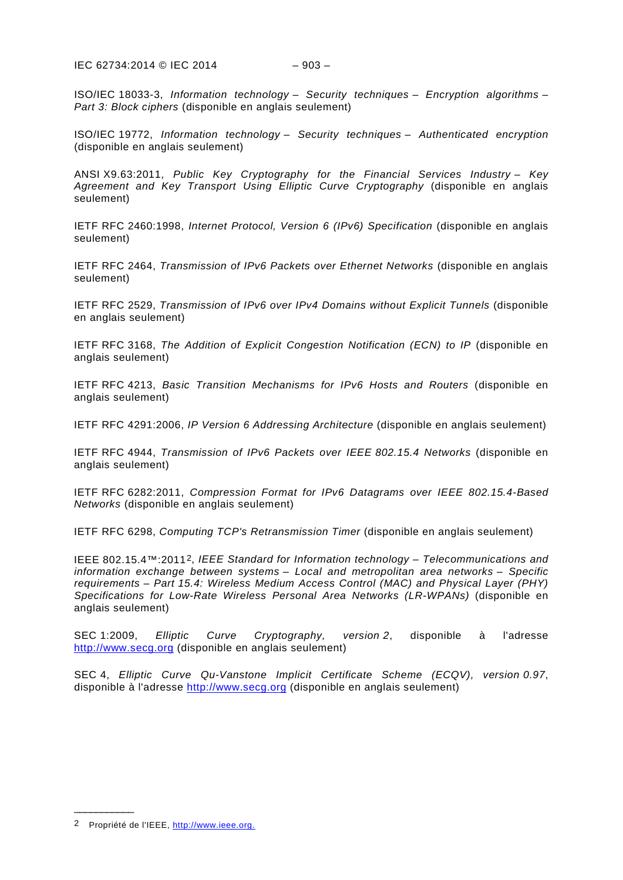ISO/IEC 18033-3, *Information technology – Security techniques – Encryption algorithms – Part 3: Block ciphers* (disponible en anglais seulement)

ISO/IEC 19772, *Information technology – Security techniques – Authenticated encryption* (disponible en anglais seulement)

ANSI X9.63:2011, *Public Key Cryptography for the Financial Services Industry – Key Agreement and Key Transport Using Elliptic Curve Cryptography* (disponible en anglais seulement)

IETF RFC 2460:1998, *Internet Protocol, Version 6 (IPv6) Specification* (disponible en anglais seulement)

IETF RFC 2464, *Transmission of IPv6 Packets over Ethernet Networks* (disponible en anglais seulement)

IETF RFC 2529, *Transmission of IPv6 over IPv4 Domains without Explicit Tunnels* (disponible en anglais seulement)

IETF RFC 3168, *The Addition of Explicit Congestion Notification (ECN) to IP* (disponible en anglais seulement)

IETF RFC 4213, *Basic Transition Mechanisms for IPv6 Hosts and Routers* (disponible en anglais seulement)

IETF RFC 4291:2006, *IP Version 6 Addressing Architecture* (disponible en anglais seulement)

IETF RFC 4944, *Transmission of IPv6 Packets over IEEE 802.15.4 Networks* (disponible en anglais seulement)

IETF RFC 6282:2011, *Compression Format for IPv6 Datagrams over IEEE 802.15.4-Based Networks* (disponible en anglais seulement)

IETF RFC 6298, *Computing TCP's Retransmission Timer* (disponible en anglais seulement)

IEEE 802.15.4™:2011[2], *IEEE Standard for Information technology – Telecommunications and information exchange between systems – Local and metropolitan area networks – Specific requirements – Part 15.4: Wireless Medium Access Control (MAC) and Physical Layer (PHY) Specifications for Low-Rate Wireless Personal Area Networks (LR-WPANs)* (disponible en anglais seulement)

SEC 1:2009, *Elliptic Curve Cryptography, version 2*, disponible à l'adresse http://www.secg.org (disponible en anglais seulement)

SEC 4, *Elliptic Curve Qu-Vanstone Implicit Certificate Scheme (ECQV), version 0.97*, disponible à l'adresse http://www.secg.org (disponible en anglais seulement)

---

[2] Propriété de l'IEEE, http://www.ieee.org.